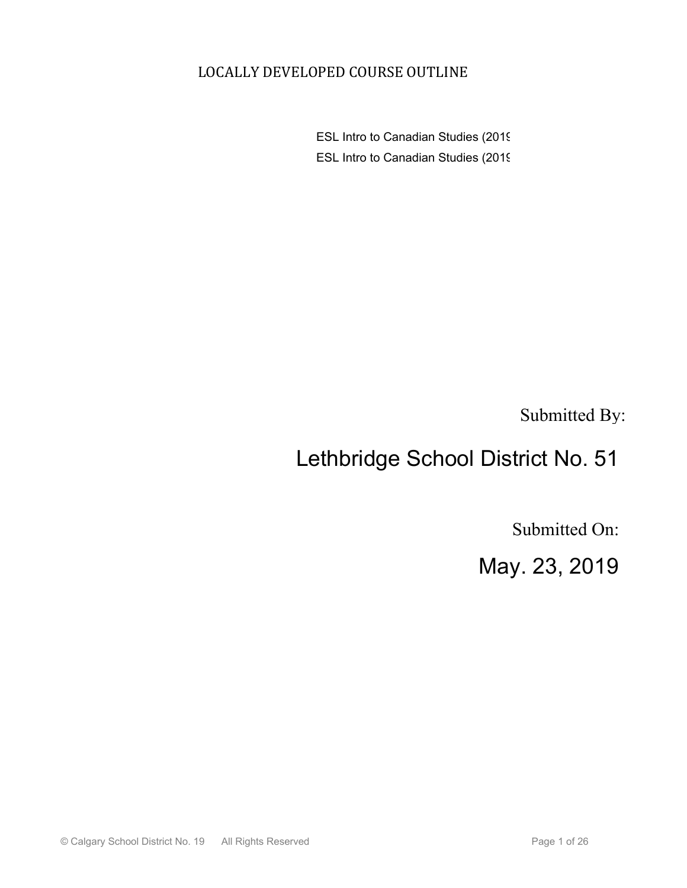# LOCALLY DEVELOPED COURSE OUTLINE

ESL Intro to Canadian Studies (2019

ESL Intro to Canadian Studies (2019

Submitted By:

Lethbridge School District No. 51

Submitted On:

May. 23, 2019

© Calgary School District No. 19 All Rights Reserved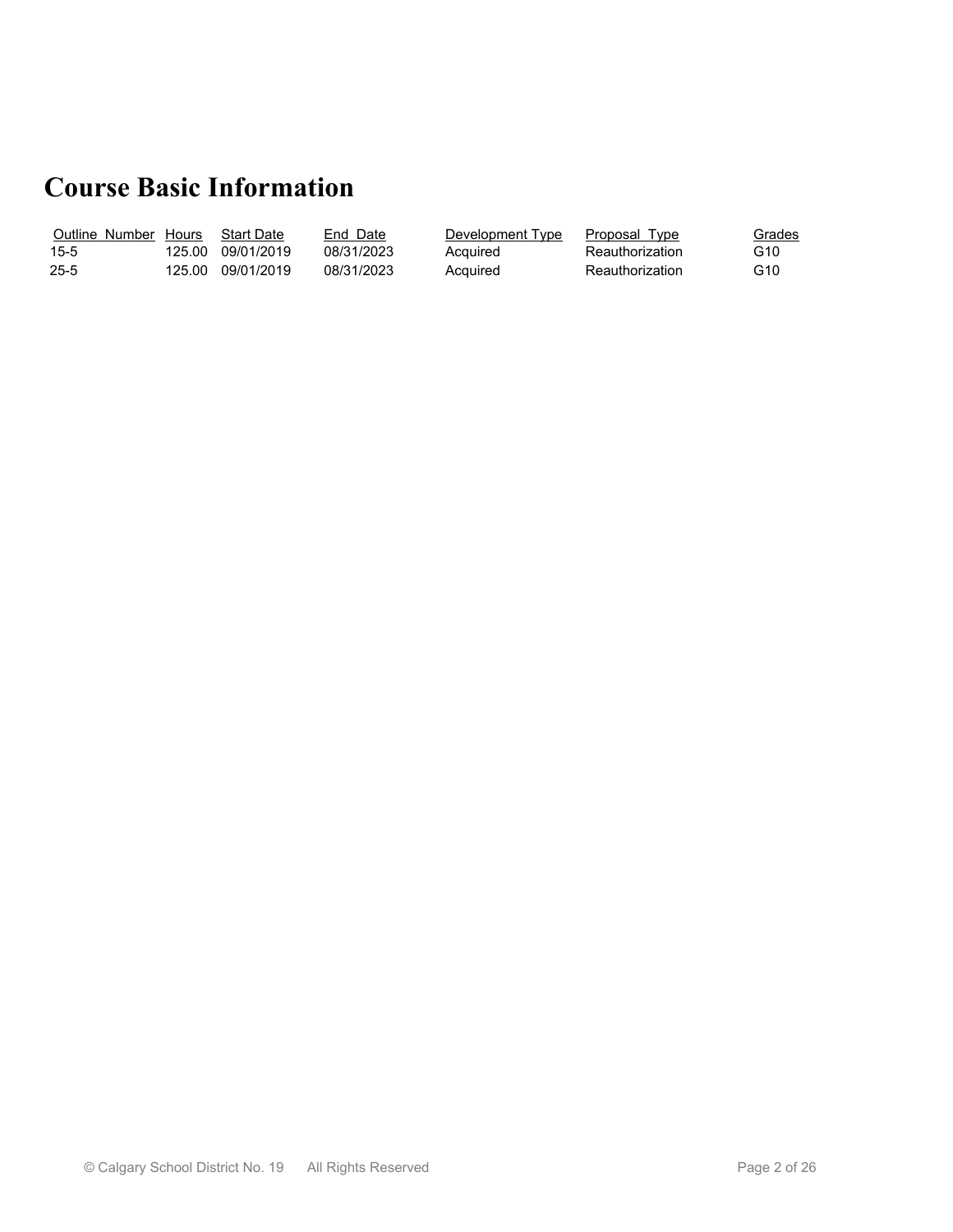# Course Basic Information

| Outline Number | Hours | Start Date | End Date | Development Type | Proposal Type | Grades |
|---|---|---|---|---|---|---|
| 15-5 | 125.00 | 09/01/2019 | 08/31/2023 | Acquired | Reauthorization | G10 |
| 25-5 | 125.00 | 09/01/2019 | 08/31/2023 | Acquired | Reauthorization | G10 |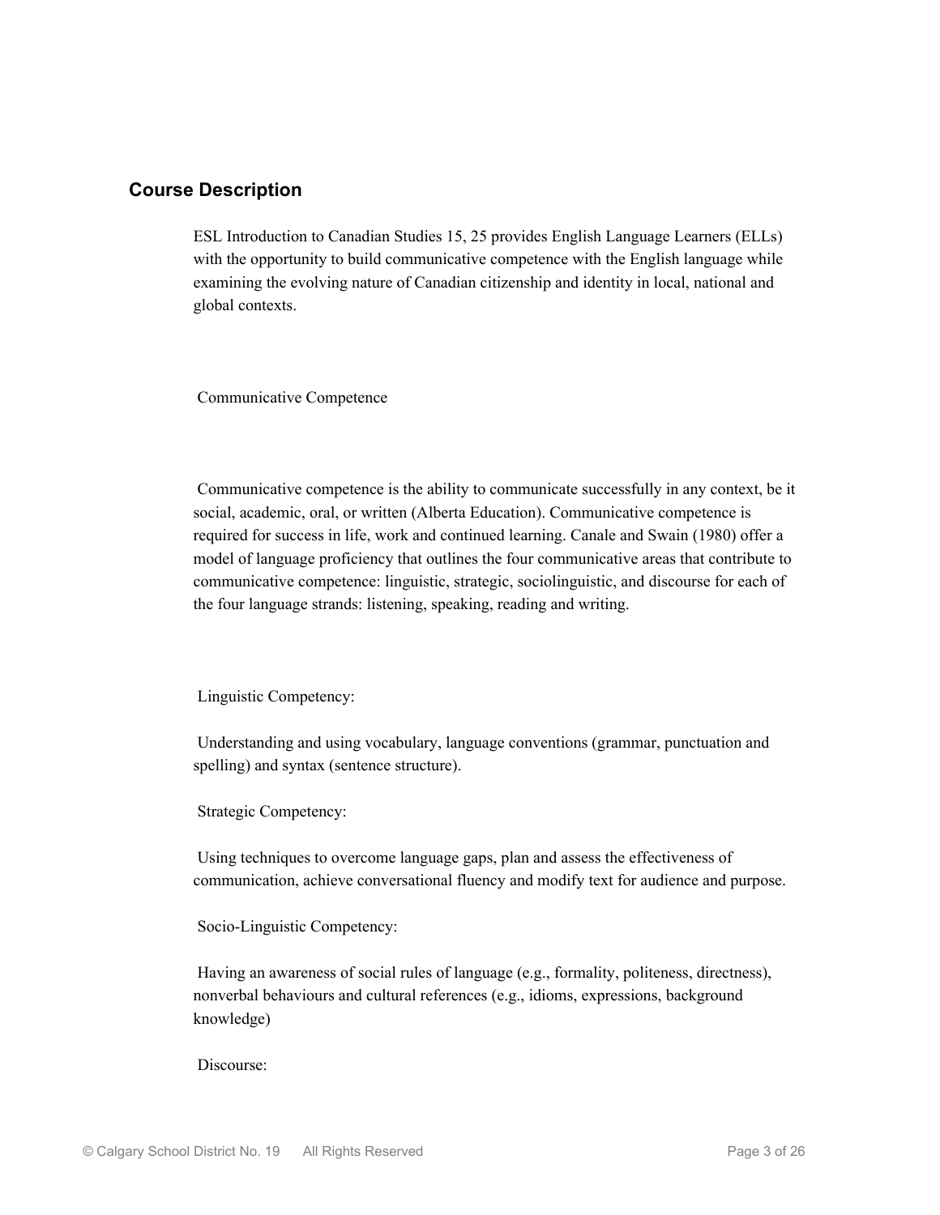## Course Description

ESL Introduction to Canadian Studies 15, 25 provides English Language Learners (ELLs) with the opportunity to build communicative competence with the English language while examining the evolving nature of Canadian citizenship and identity in local, national and global contexts.

Communicative Competence

Communicative competence is the ability to communicate successfully in any context, be it social, academic, oral, or written (Alberta Education). Communicative competence is required for success in life, work and continued learning. Canale and Swain (1980) offer a model of language proficiency that outlines the four communicative areas that contribute to communicative competence: linguistic, strategic, sociolinguistic, and discourse for each of the four language strands: listening, speaking, reading and writing.

Linguistic Competency:

Understanding and using vocabulary, language conventions (grammar, punctuation and spelling) and syntax (sentence structure).

Strategic Competency:

Using techniques to overcome language gaps, plan and assess the effectiveness of communication, achieve conversational fluency and modify text for audience and purpose.

Socio-Linguistic Competency:

Having an awareness of social rules of language (e.g., formality, politeness, directness), nonverbal behaviours and cultural references (e.g., idioms, expressions, background knowledge)

Discourse: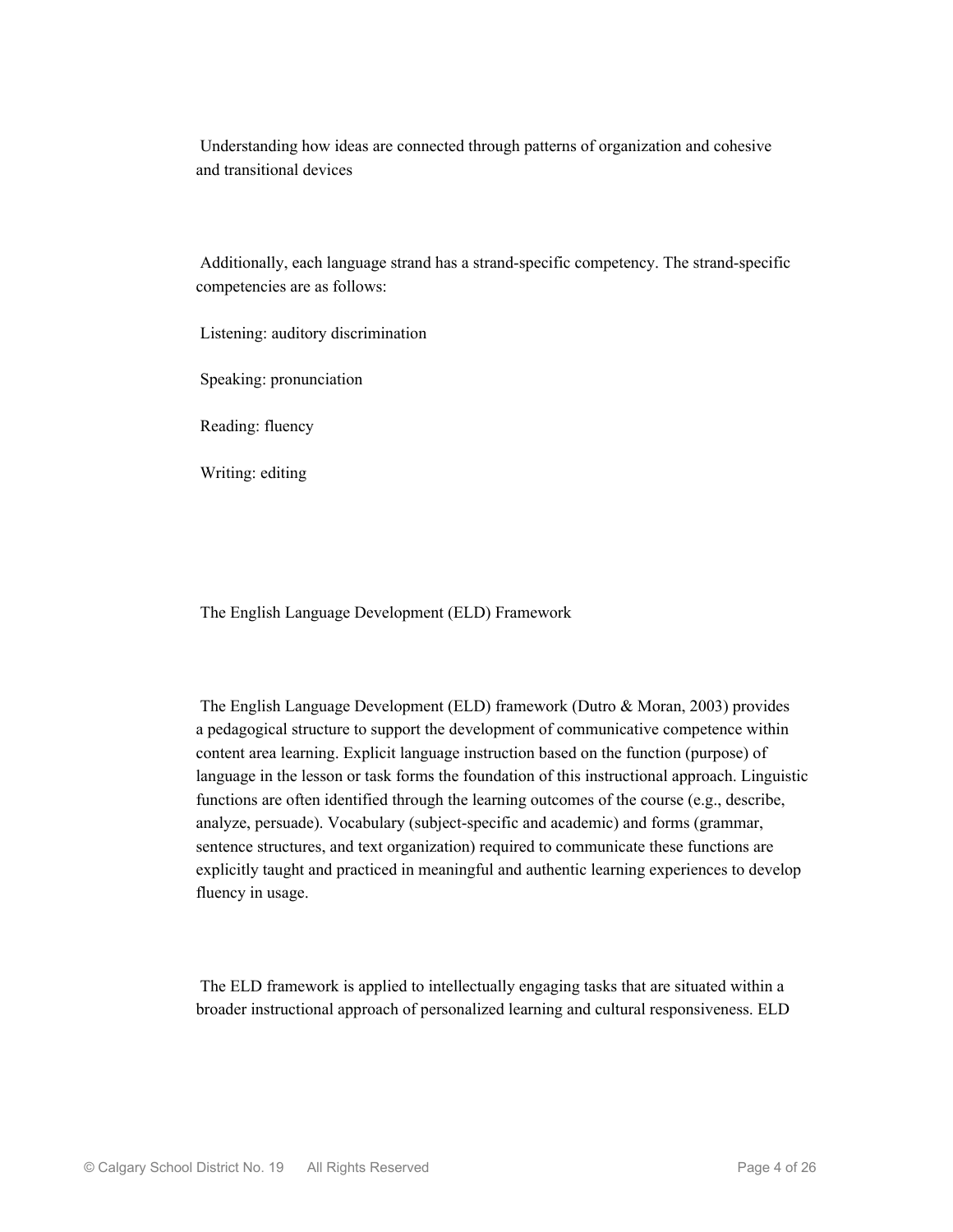Understanding how ideas are connected through patterns of organization and cohesive and transitional devices

Additionally, each language strand has a strand-specific competency. The strand-specific competencies are as follows:

Listening: auditory discrimination

Speaking: pronunciation

Reading: fluency

Writing: editing

## The English Language Development (ELD) Framework

The English Language Development (ELD) framework (Dutro & Moran, 2003) provides a pedagogical structure to support the development of communicative competence within content area learning. Explicit language instruction based on the function (purpose) of language in the lesson or task forms the foundation of this instructional approach. Linguistic functions are often identified through the learning outcomes of the course (e.g., describe, analyze, persuade). Vocabulary (subject-specific and academic) and forms (grammar, sentence structures, and text organization) required to communicate these functions are explicitly taught and practiced in meaningful and authentic learning experiences to develop fluency in usage.

The ELD framework is applied to intellectually engaging tasks that are situated within a broader instructional approach of personalized learning and cultural responsiveness. ELD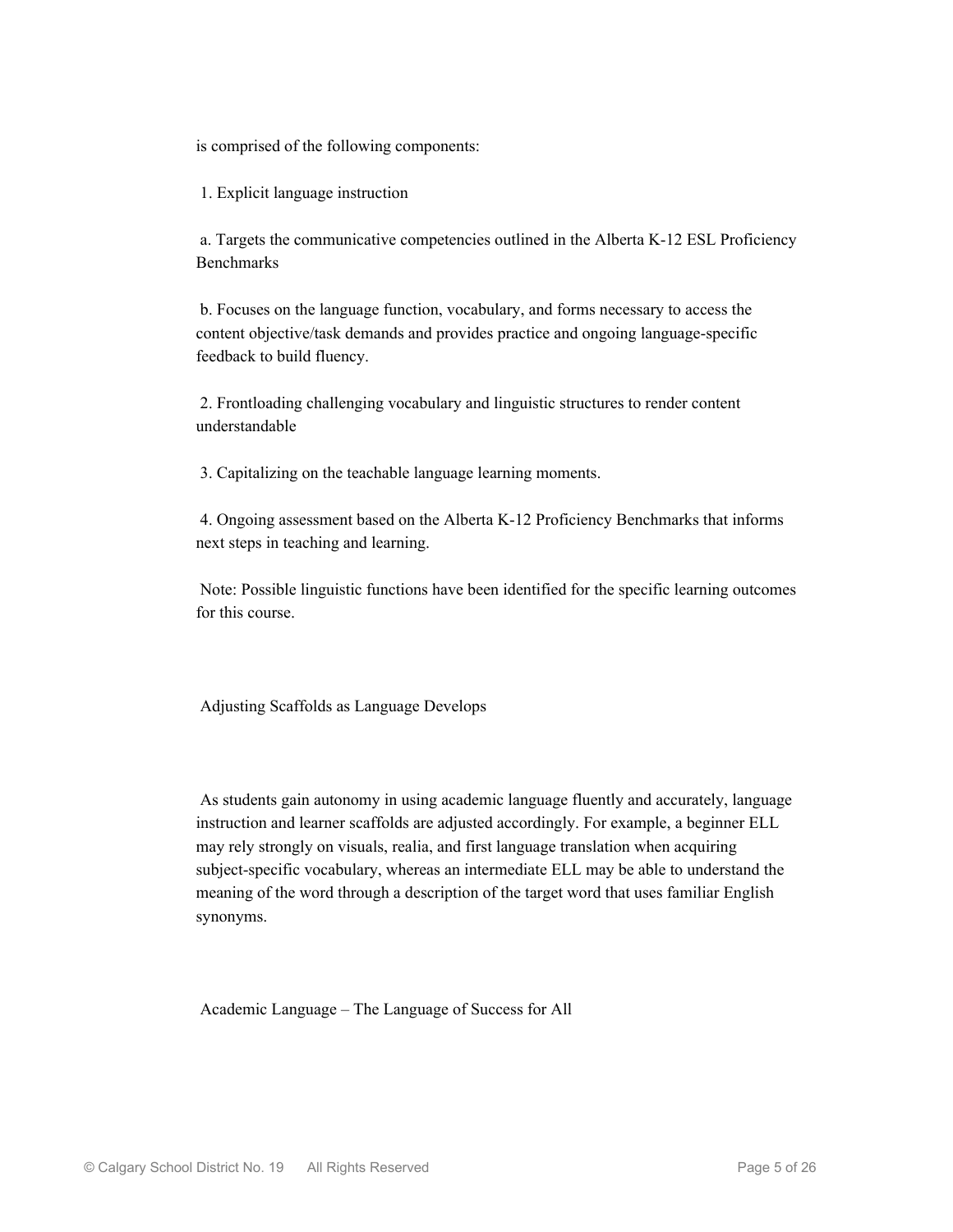is comprised of the following components:

1. Explicit language instruction

   a. Targets the communicative competencies outlined in the Alberta K-12 ESL Proficiency Benchmarks

   b. Focuses on the language function, vocabulary, and forms necessary to access the content objective/task demands and provides practice and ongoing language-specific feedback to build fluency.

2. Frontloading challenging vocabulary and linguistic structures to render content understandable

3. Capitalizing on the teachable language learning moments.

4. Ongoing assessment based on the Alberta K-12 Proficiency Benchmarks that informs next steps in teaching and learning.

Note: Possible linguistic functions have been identified for the specific learning outcomes for this course.

## Adjusting Scaffolds as Language Develops

As students gain autonomy in using academic language fluently and accurately, language instruction and learner scaffolds are adjusted accordingly. For example, a beginner ELL may rely strongly on visuals, realia, and first language translation when acquiring subject-specific vocabulary, whereas an intermediate ELL may be able to understand the meaning of the word through a description of the target word that uses familiar English synonyms.

## Academic Language – The Language of Success for All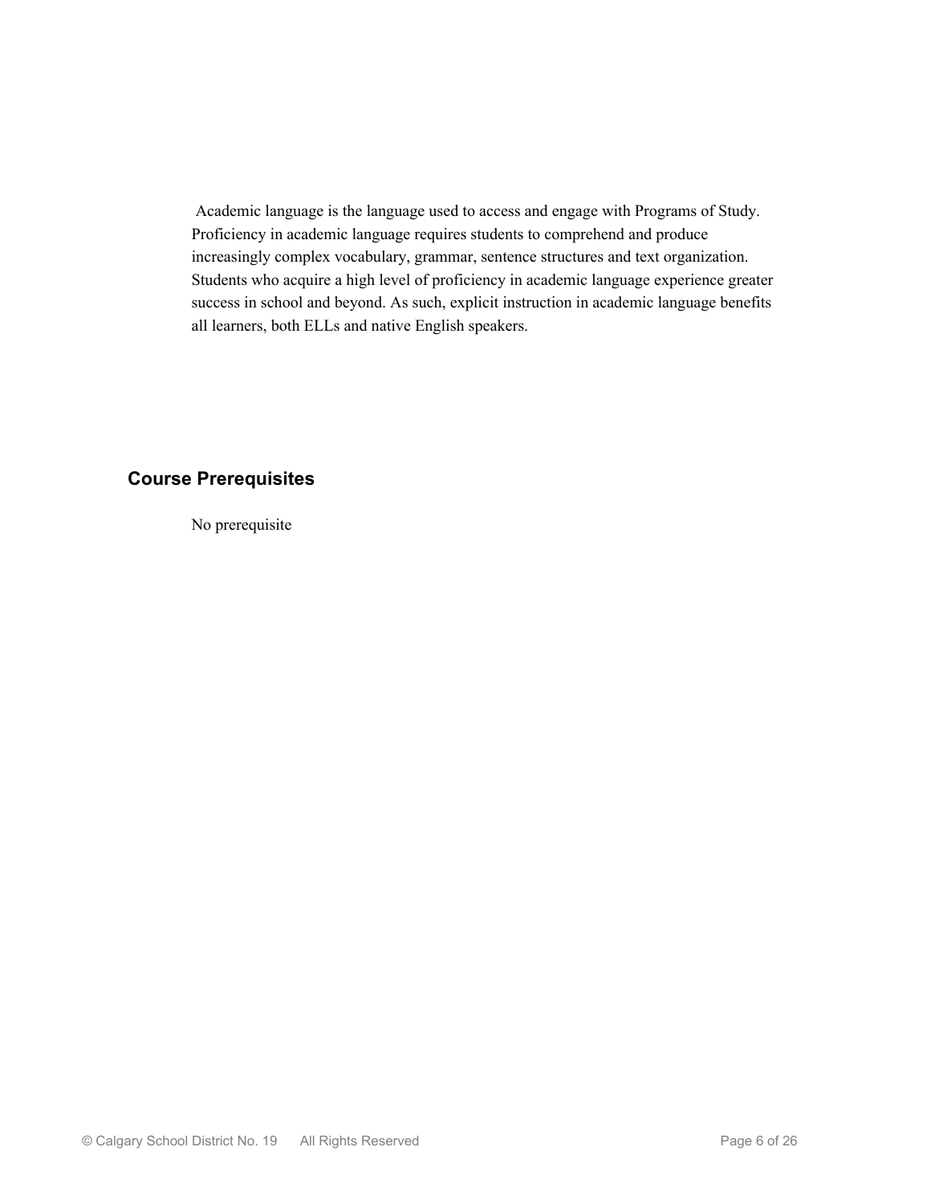Academic language is the language used to access and engage with Programs of Study. Proficiency in academic language requires students to comprehend and produce increasingly complex vocabulary, grammar, sentence structures and text organization. Students who acquire a high level of proficiency in academic language experience greater success in school and beyond. As such, explicit instruction in academic language benefits all learners, both ELLs and native English speakers.

## Course Prerequisites

No prerequisite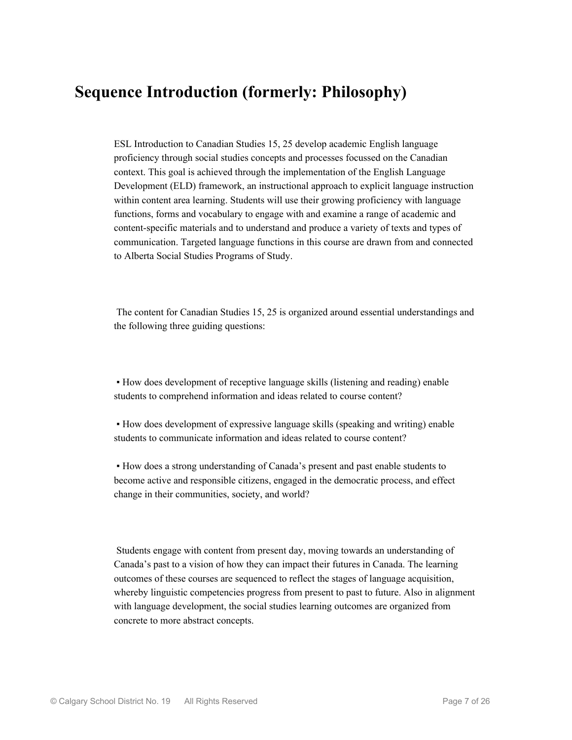# Sequence Introduction (formerly: Philosophy)

ESL Introduction to Canadian Studies 15, 25 develop academic English language proficiency through social studies concepts and processes focussed on the Canadian context. This goal is achieved through the implementation of the English Language Development (ELD) framework, an instructional approach to explicit language instruction within content area learning. Students will use their growing proficiency with language functions, forms and vocabulary to engage with and examine a range of academic and content-specific materials and to understand and produce a variety of texts and types of communication. Targeted language functions in this course are drawn from and connected to Alberta Social Studies Programs of Study.

The content for Canadian Studies 15, 25 is organized around essential understandings and the following three guiding questions:

- How does development of receptive language skills (listening and reading) enable students to comprehend information and ideas related to course content?
- How does development of expressive language skills (speaking and writing) enable students to communicate information and ideas related to course content?
- How does a strong understanding of Canada's present and past enable students to become active and responsible citizens, engaged in the democratic process, and effect change in their communities, society, and world?

Students engage with content from present day, moving towards an understanding of Canada's past to a vision of how they can impact their futures in Canada. The learning outcomes of these courses are sequenced to reflect the stages of language acquisition, whereby linguistic competencies progress from present to past to future. Also in alignment with language development, the social studies learning outcomes are organized from concrete to more abstract concepts.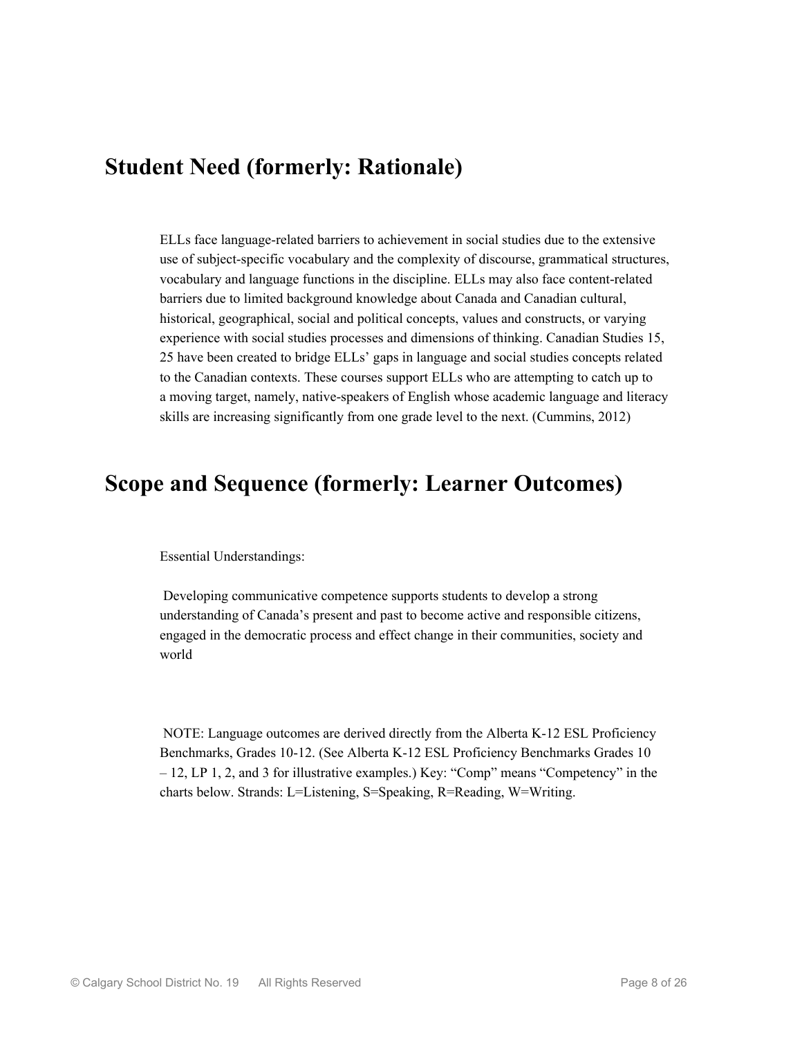## Student Need (formerly: Rationale)

ELLs face language-related barriers to achievement in social studies due to the extensive use of subject-specific vocabulary and the complexity of discourse, grammatical structures, vocabulary and language functions in the discipline. ELLs may also face content-related barriers due to limited background knowledge about Canada and Canadian cultural, historical, geographical, social and political concepts, values and constructs, or varying experience with social studies processes and dimensions of thinking. Canadian Studies 15, 25 have been created to bridge ELLs' gaps in language and social studies concepts related to the Canadian contexts. These courses support ELLs who are attempting to catch up to a moving target, namely, native-speakers of English whose academic language and literacy skills are increasing significantly from one grade level to the next. (Cummins, 2012)

## Scope and Sequence (formerly: Learner Outcomes)

Essential Understandings:

Developing communicative competence supports students to develop a strong understanding of Canada's present and past to become active and responsible citizens, engaged in the democratic process and effect change in their communities, society and world

NOTE: Language outcomes are derived directly from the Alberta K-12 ESL Proficiency Benchmarks, Grades 10-12. (See Alberta K-12 ESL Proficiency Benchmarks Grades 10 – 12, LP 1, 2, and 3 for illustrative examples.) Key: "Comp" means "Competency" in the charts below. Strands: L=Listening, S=Speaking, R=Reading, W=Writing.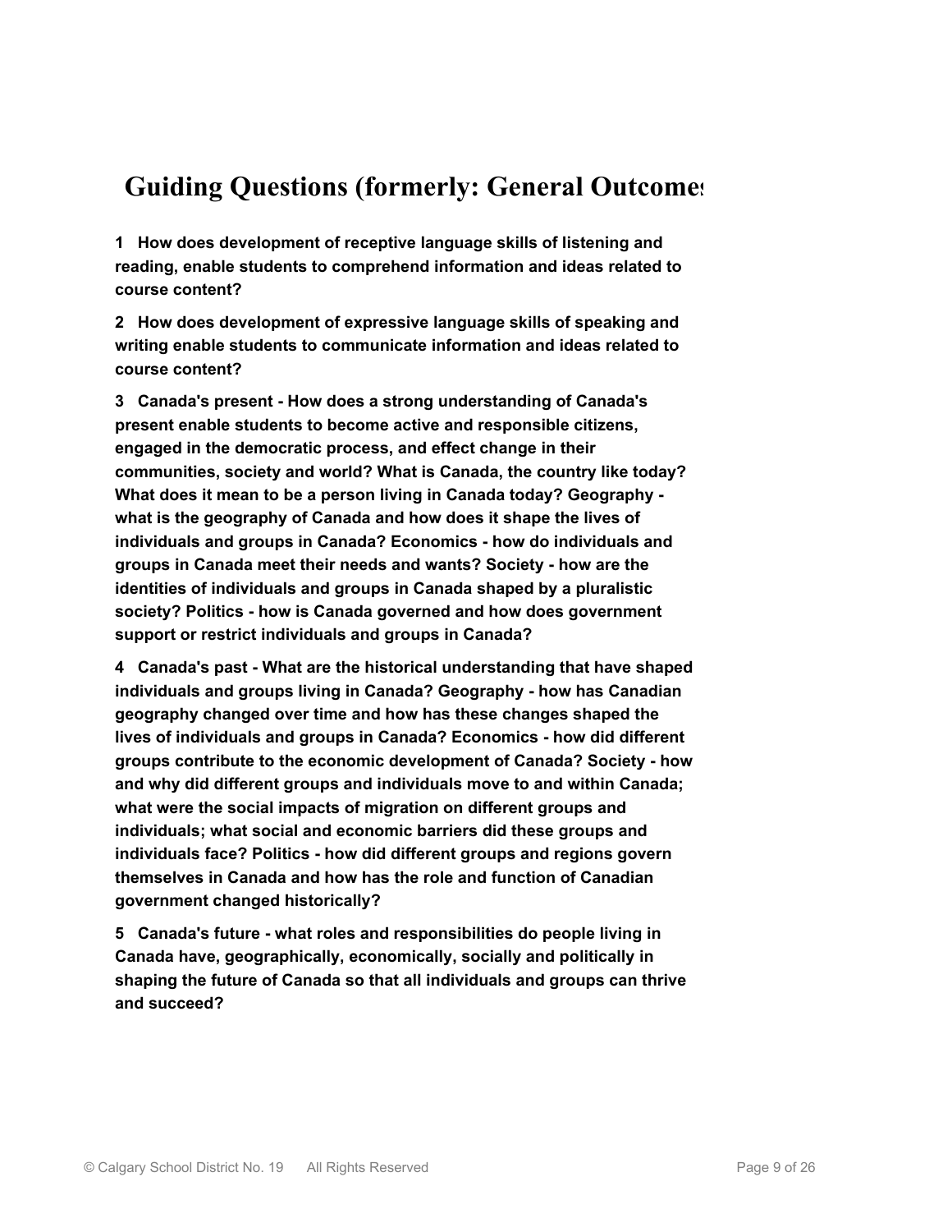# Guiding Questions (formerly: General Outcomes

**1 How does development of receptive language skills of listening and reading, enable students to comprehend information and ideas related to course content?**

**2 How does development of expressive language skills of speaking and writing enable students to communicate information and ideas related to course content?**

**3 Canada's present - How does a strong understanding of Canada's present enable students to become active and responsible citizens, engaged in the democratic process, and effect change in their communities, society and world? What is Canada, the country like today? What does it mean to be a person living in Canada today? Geography - what is the geography of Canada and how does it shape the lives of individuals and groups in Canada? Economics - how do individuals and groups in Canada meet their needs and wants? Society - how are the identities of individuals and groups in Canada shaped by a pluralistic society? Politics - how is Canada governed and how does government support or restrict individuals and groups in Canada?**

**4 Canada's past - What are the historical understanding that have shaped individuals and groups living in Canada? Geography - how has Canadian geography changed over time and how has these changes shaped the lives of individuals and groups in Canada? Economics - how did different groups contribute to the economic development of Canada? Society - how and why did different groups and individuals move to and within Canada; what were the social impacts of migration on different groups and individuals; what social and economic barriers did these groups and individuals face? Politics - how did different groups and regions govern themselves in Canada and how has the role and function of Canadian government changed historically?**

**5 Canada's future - what roles and responsibilities do people living in Canada have, geographically, economically, socially and politically in shaping the future of Canada so that all individuals and groups can thrive and succeed?**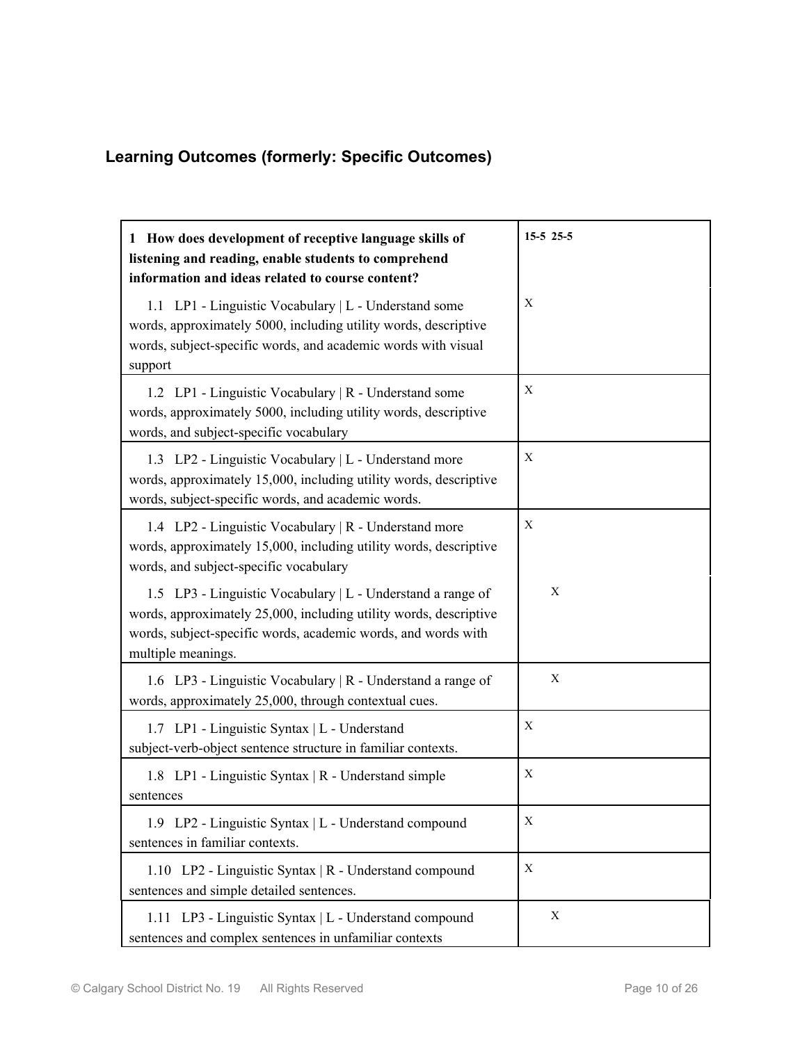## Learning Outcomes (formerly: Specific Outcomes)

| **1 How does development of receptive language skills of listening and reading, enable students to comprehend information and ideas related to course content?** | **15-5** | **25-5** |
|---|---|---|
| 1.1 LP1 - Linguistic Vocabulary \| L - Understand some words, approximately 5000, including utility words, descriptive words, subject-specific words, and academic words with visual support | X | |
| 1.2 LP1 - Linguistic Vocabulary \| R - Understand some words, approximately 5000, including utility words, descriptive words, and subject-specific vocabulary | X | |
| 1.3 LP2 - Linguistic Vocabulary \| L - Understand more words, approximately 15,000, including utility words, descriptive words, subject-specific words, and academic words. | X | |
| 1.4 LP2 - Linguistic Vocabulary \| R - Understand more words, approximately 15,000, including utility words, descriptive words, and subject-specific vocabulary | X | |
| 1.5 LP3 - Linguistic Vocabulary \| L - Understand a range of words, approximately 25,000, including utility words, descriptive words, subject-specific words, academic words, and words with multiple meanings. | | X |
| 1.6 LP3 - Linguistic Vocabulary \| R - Understand a range of words, approximately 25,000, through contextual cues. | | X |
| 1.7 LP1 - Linguistic Syntax \| L - Understand subject-verb-object sentence structure in familiar contexts. | X | |
| 1.8 LP1 - Linguistic Syntax \| R - Understand simple sentences | X | |
| 1.9 LP2 - Linguistic Syntax \| L - Understand compound sentences in familiar contexts. | X | |
| 1.10 LP2 - Linguistic Syntax \| R - Understand compound sentences and simple detailed sentences. | X | |
| 1.11 LP3 - Linguistic Syntax \| L - Understand compound sentences and complex sentences in unfamiliar contexts | | X |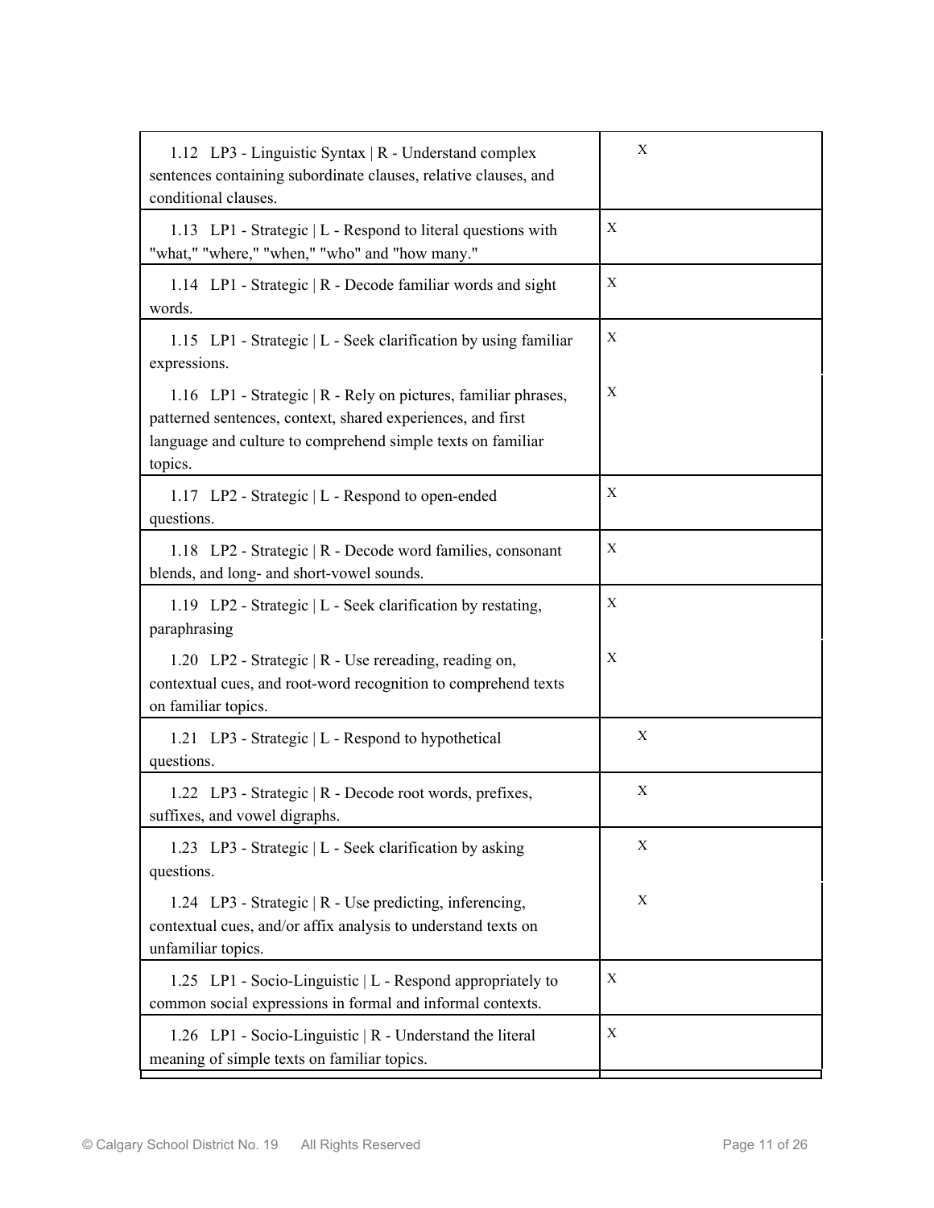| | |
|---|---|
| 1.12 LP3 - Linguistic Syntax \| R - Understand complex sentences containing subordinate clauses, relative clauses, and conditional clauses. | X |
| 1.13 LP1 - Strategic \| L - Respond to literal questions with "what," "where," "when," "who" and "how many." | X |
| 1.14 LP1 - Strategic \| R - Decode familiar words and sight words. | X |
| 1.15 LP1 - Strategic \| L - Seek clarification by using familiar expressions. | X |
| 1.16 LP1 - Strategic \| R - Rely on pictures, familiar phrases, patterned sentences, context, shared experiences, and first language and culture to comprehend simple texts on familiar topics. | X |
| 1.17 LP2 - Strategic \| L - Respond to open-ended questions. | X |
| 1.18 LP2 - Strategic \| R - Decode word families, consonant blends, and long- and short-vowel sounds. | X |
| 1.19 LP2 - Strategic \| L - Seek clarification by restating, paraphrasing | X |
| 1.20 LP2 - Strategic \| R - Use rereading, reading on, contextual cues, and root-word recognition to comprehend texts on familiar topics. | X |
| 1.21 LP3 - Strategic \| L - Respond to hypothetical questions. | X |
| 1.22 LP3 - Strategic \| R - Decode root words, prefixes, suffixes, and vowel digraphs. | X |
| 1.23 LP3 - Strategic \| L - Seek clarification by asking questions. | X |
| 1.24 LP3 - Strategic \| R - Use predicting, inferencing, contextual cues, and/or affix analysis to understand texts on unfamiliar topics. | X |
| 1.25 LP1 - Socio-Linguistic \| L - Respond appropriately to common social expressions in formal and informal contexts. | X |
| 1.26 LP1 - Socio-Linguistic \| R - Understand the literal meaning of simple texts on familiar topics. | X |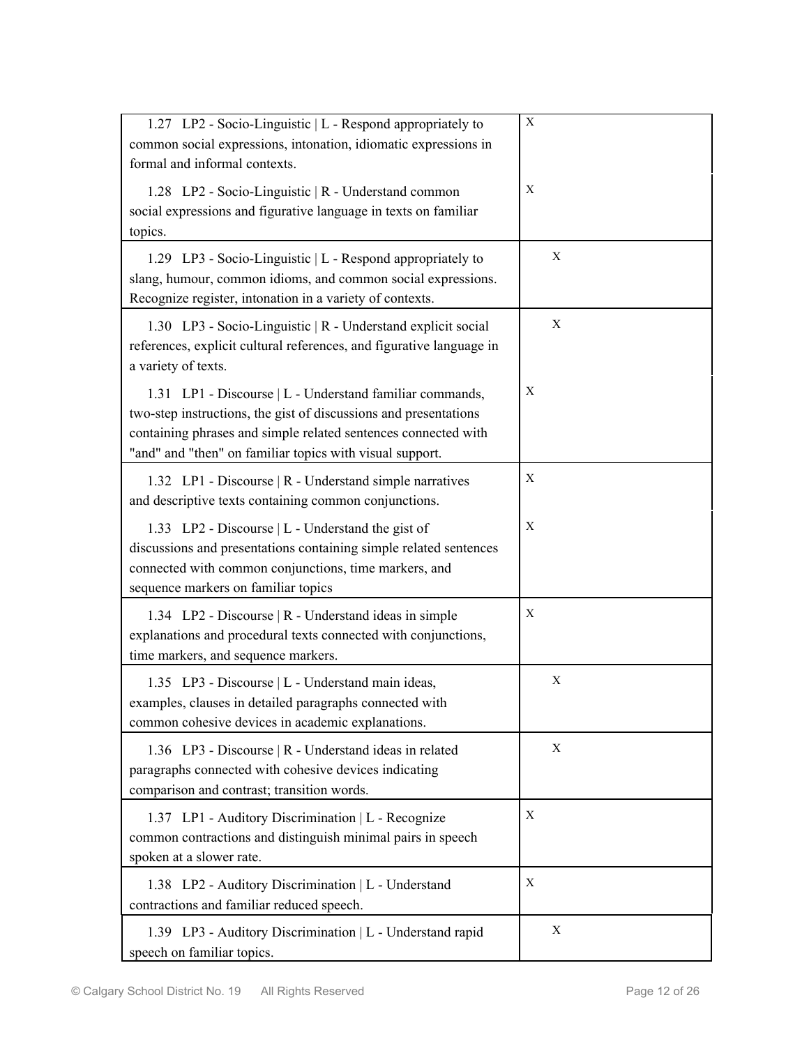| | |
|---|---|
| 1.27 LP2 - Socio-Linguistic \| L - Respond appropriately to common social expressions, intonation, idiomatic expressions in formal and informal contexts. | X |
| 1.28 LP2 - Socio-Linguistic \| R - Understand common social expressions and figurative language in texts on familiar topics. | X |
| 1.29 LP3 - Socio-Linguistic \| L - Respond appropriately to slang, humour, common idioms, and common social expressions. Recognize register, intonation in a variety of contexts. | X |
| 1.30 LP3 - Socio-Linguistic \| R - Understand explicit social references, explicit cultural references, and figurative language in a variety of texts. | X |
| 1.31 LP1 - Discourse \| L - Understand familiar commands, two-step instructions, the gist of discussions and presentations containing phrases and simple related sentences connected with "and" and "then" on familiar topics with visual support. | X |
| 1.32 LP1 - Discourse \| R - Understand simple narratives and descriptive texts containing common conjunctions. | X |
| 1.33 LP2 - Discourse \| L - Understand the gist of discussions and presentations containing simple related sentences connected with common conjunctions, time markers, and sequence markers on familiar topics | X |
| 1.34 LP2 - Discourse \| R - Understand ideas in simple explanations and procedural texts connected with conjunctions, time markers, and sequence markers. | X |
| 1.35 LP3 - Discourse \| L - Understand main ideas, examples, clauses in detailed paragraphs connected with common cohesive devices in academic explanations. | X |
| 1.36 LP3 - Discourse \| R - Understand ideas in related paragraphs connected with cohesive devices indicating comparison and contrast; transition words. | X |
| 1.37 LP1 - Auditory Discrimination \| L - Recognize common contractions and distinguish minimal pairs in speech spoken at a slower rate. | X |
| 1.38 LP2 - Auditory Discrimination \| L - Understand contractions and familiar reduced speech. | X |
| 1.39 LP3 - Auditory Discrimination \| L - Understand rapid speech on familiar topics. | X |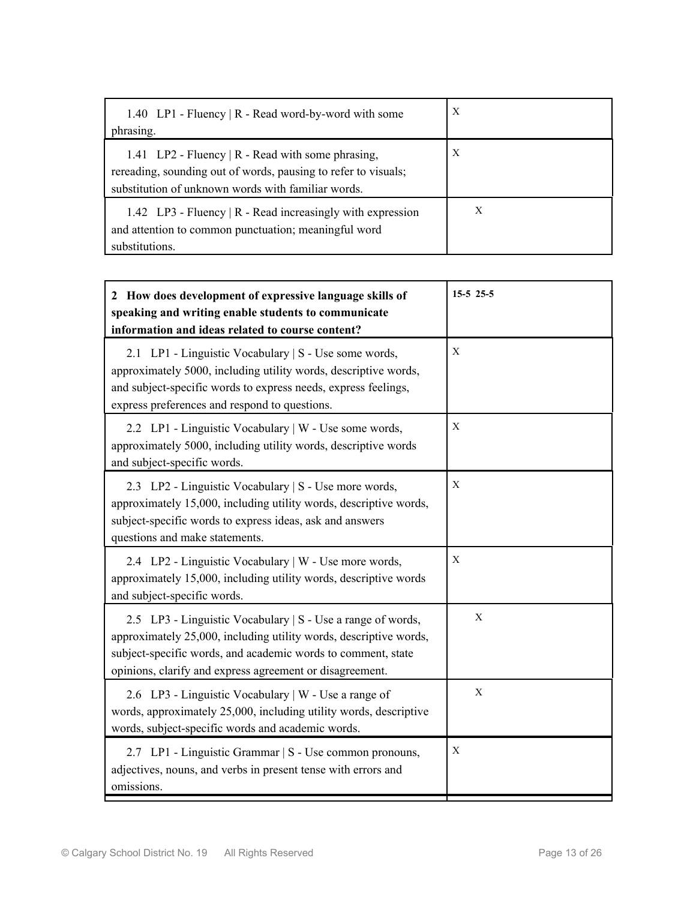| | | |
|---|---|---|
| 1.40 LP1 - Fluency \| R - Read word-by-word with some phrasing. | X | |
| 1.41 LP2 - Fluency \| R - Read with some phrasing, rereading, sounding out of words, pausing to refer to visuals; substitution of unknown words with familiar words. | X | |
| 1.42 LP3 - Fluency \| R - Read increasingly with expression and attention to common punctuation; meaningful word substitutions. | | X |

| **2 How does development of expressive language skills of speaking and writing enable students to communicate information and ideas related to course content?** | **15-5** | **25-5** |
|---|---|---|
| 2.1 LP1 - Linguistic Vocabulary \| S - Use some words, approximately 5000, including utility words, descriptive words, and subject-specific words to express needs, express feelings, express preferences and respond to questions. | X | |
| 2.2 LP1 - Linguistic Vocabulary \| W - Use some words, approximately 5000, including utility words, descriptive words and subject-specific words. | X | |
| 2.3 LP2 - Linguistic Vocabulary \| S - Use more words, approximately 15,000, including utility words, descriptive words, subject-specific words to express ideas, ask and answers questions and make statements. | X | |
| 2.4 LP2 - Linguistic Vocabulary \| W - Use more words, approximately 15,000, including utility words, descriptive words and subject-specific words. | X | |
| 2.5 LP3 - Linguistic Vocabulary \| S - Use a range of words, approximately 25,000, including utility words, descriptive words, subject-specific words, and academic words to comment, state opinions, clarify and express agreement or disagreement. | | X |
| 2.6 LP3 - Linguistic Vocabulary \| W - Use a range of words, approximately 25,000, including utility words, descriptive words, subject-specific words and academic words. | | X |
| 2.7 LP1 - Linguistic Grammar \| S - Use common pronouns, adjectives, nouns, and verbs in present tense with errors and omissions. | X | |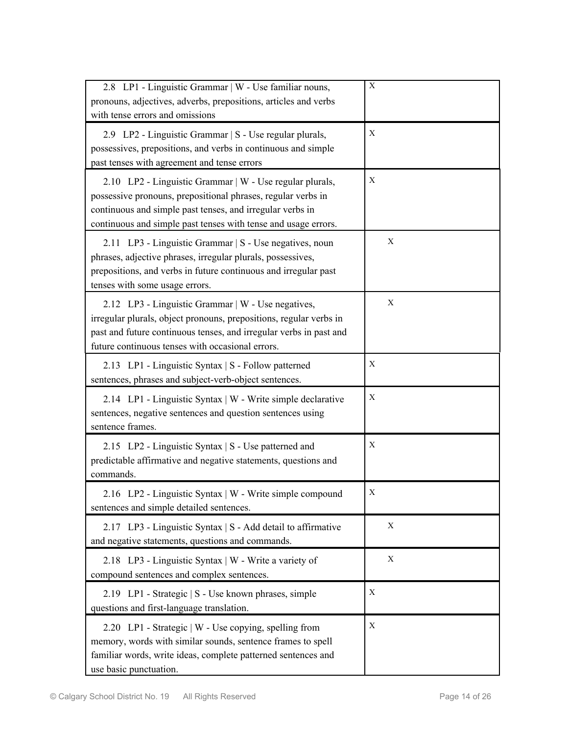| | |
|---|---|
| 2.8 LP1 - Linguistic Grammar \| W - Use familiar nouns, pronouns, adjectives, adverbs, prepositions, articles and verbs with tense errors and omissions | X |
| 2.9 LP2 - Linguistic Grammar \| S - Use regular plurals, possessives, prepositions, and verbs in continuous and simple past tenses with agreement and tense errors | X |
| 2.10 LP2 - Linguistic Grammar \| W - Use regular plurals, possessive pronouns, prepositional phrases, regular verbs in continuous and simple past tenses, and irregular verbs in continuous and simple past tenses with tense and usage errors. | X |
| 2.11 LP3 - Linguistic Grammar \| S - Use negatives, noun phrases, adjective phrases, irregular plurals, possessives, prepositions, and verbs in future continuous and irregular past tenses with some usage errors. | X |
| 2.12 LP3 - Linguistic Grammar \| W - Use negatives, irregular plurals, object pronouns, prepositions, regular verbs in past and future continuous tenses, and irregular verbs in past and future continuous tenses with occasional errors. | X |
| 2.13 LP1 - Linguistic Syntax \| S - Follow patterned sentences, phrases and subject-verb-object sentences. | X |
| 2.14 LP1 - Linguistic Syntax \| W - Write simple declarative sentences, negative sentences and question sentences using sentence frames. | X |
| 2.15 LP2 - Linguistic Syntax \| S - Use patterned and predictable affirmative and negative statements, questions and commands. | X |
| 2.16 LP2 - Linguistic Syntax \| W - Write simple compound sentences and simple detailed sentences. | X |
| 2.17 LP3 - Linguistic Syntax \| S - Add detail to affirmative and negative statements, questions and commands. | X |
| 2.18 LP3 - Linguistic Syntax \| W - Write a variety of compound sentences and complex sentences. | X |
| 2.19 LP1 - Strategic \| S - Use known phrases, simple questions and first-language translation. | X |
| 2.20 LP1 - Strategic \| W - Use copying, spelling from memory, words with similar sounds, sentence frames to spell familiar words, write ideas, complete patterned sentences and use basic punctuation. | X |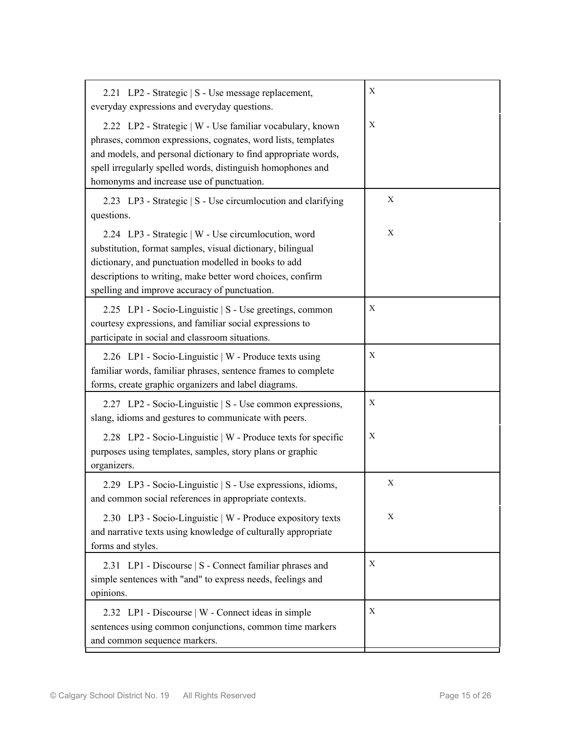| | |
|---|---|
| 2.21 LP2 - Strategic \| S - Use message replacement, everyday expressions and everyday questions. | X |
| 2.22 LP2 - Strategic \| W - Use familiar vocabulary, known phrases, common expressions, cognates, word lists, templates and models, and personal dictionary to find appropriate words, spell irregularly spelled words, distinguish homophones and homonyms and increase use of punctuation. | X |
| 2.23 LP3 - Strategic \| S - Use circumlocution and clarifying questions. | X |
| 2.24 LP3 - Strategic \| W - Use circumlocution, word substitution, format samples, visual dictionary, bilingual dictionary, and punctuation modelled in books to add descriptions to writing, make better word choices, confirm spelling and improve accuracy of punctuation. | X |
| 2.25 LP1 - Socio-Linguistic \| S - Use greetings, common courtesy expressions, and familiar social expressions to participate in social and classroom situations. | X |
| 2.26 LP1 - Socio-Linguistic \| W - Produce texts using familiar words, familiar phrases, sentence frames to complete forms, create graphic organizers and label diagrams. | X |
| 2.27 LP2 - Socio-Linguistic \| S - Use common expressions, slang, idioms and gestures to communicate with peers. | X |
| 2.28 LP2 - Socio-Linguistic \| W - Produce texts for specific purposes using templates, samples, story plans or graphic organizers. | X |
| 2.29 LP3 - Socio-Linguistic \| S - Use expressions, idioms, and common social references in appropriate contexts. | X |
| 2.30 LP3 - Socio-Linguistic \| W - Produce expository texts and narrative texts using knowledge of culturally appropriate forms and styles. | X |
| 2.31 LP1 - Discourse \| S - Connect familiar phrases and simple sentences with "and" to express needs, feelings and opinions. | X |
| 2.32 LP1 - Discourse \| W - Connect ideas in simple sentences using common conjunctions, common time markers and common sequence markers. | X |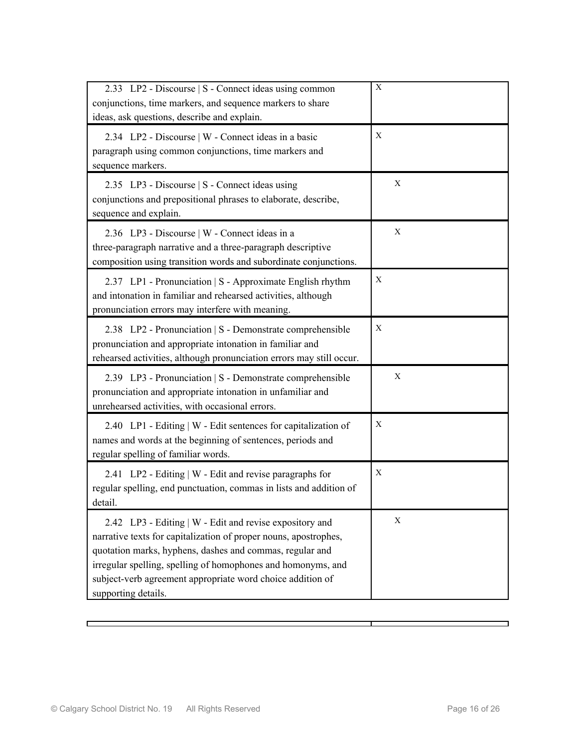| | |
|---|---|
| 2.33 LP2 - Discourse \| S - Connect ideas using common conjunctions, time markers, and sequence markers to share ideas, ask questions, describe and explain. | X |
| 2.34 LP2 - Discourse \| W - Connect ideas in a basic paragraph using common conjunctions, time markers and sequence markers. | X |
| 2.35 LP3 - Discourse \| S - Connect ideas using conjunctions and prepositional phrases to elaborate, describe, sequence and explain. | X |
| 2.36 LP3 - Discourse \| W - Connect ideas in a three-paragraph narrative and a three-paragraph descriptive composition using transition words and subordinate conjunctions. | X |
| 2.37 LP1 - Pronunciation \| S - Approximate English rhythm and intonation in familiar and rehearsed activities, although pronunciation errors may interfere with meaning. | X |
| 2.38 LP2 - Pronunciation \| S - Demonstrate comprehensible pronunciation and appropriate intonation in familiar and rehearsed activities, although pronunciation errors may still occur. | X |
| 2.39 LP3 - Pronunciation \| S - Demonstrate comprehensible pronunciation and appropriate intonation in unfamiliar and unrehearsed activities, with occasional errors. | X |
| 2.40 LP1 - Editing \| W - Edit sentences for capitalization of names and words at the beginning of sentences, periods and regular spelling of familiar words. | X |
| 2.41 LP2 - Editing \| W - Edit and revise paragraphs for regular spelling, end punctuation, commas in lists and addition of detail. | X |
| 2.42 LP3 - Editing \| W - Edit and revise expository and narrative texts for capitalization of proper nouns, apostrophes, quotation marks, hyphens, dashes and commas, regular and irregular spelling, spelling of homophones and homonyms, and subject-verb agreement appropriate word choice addition of supporting details. | X |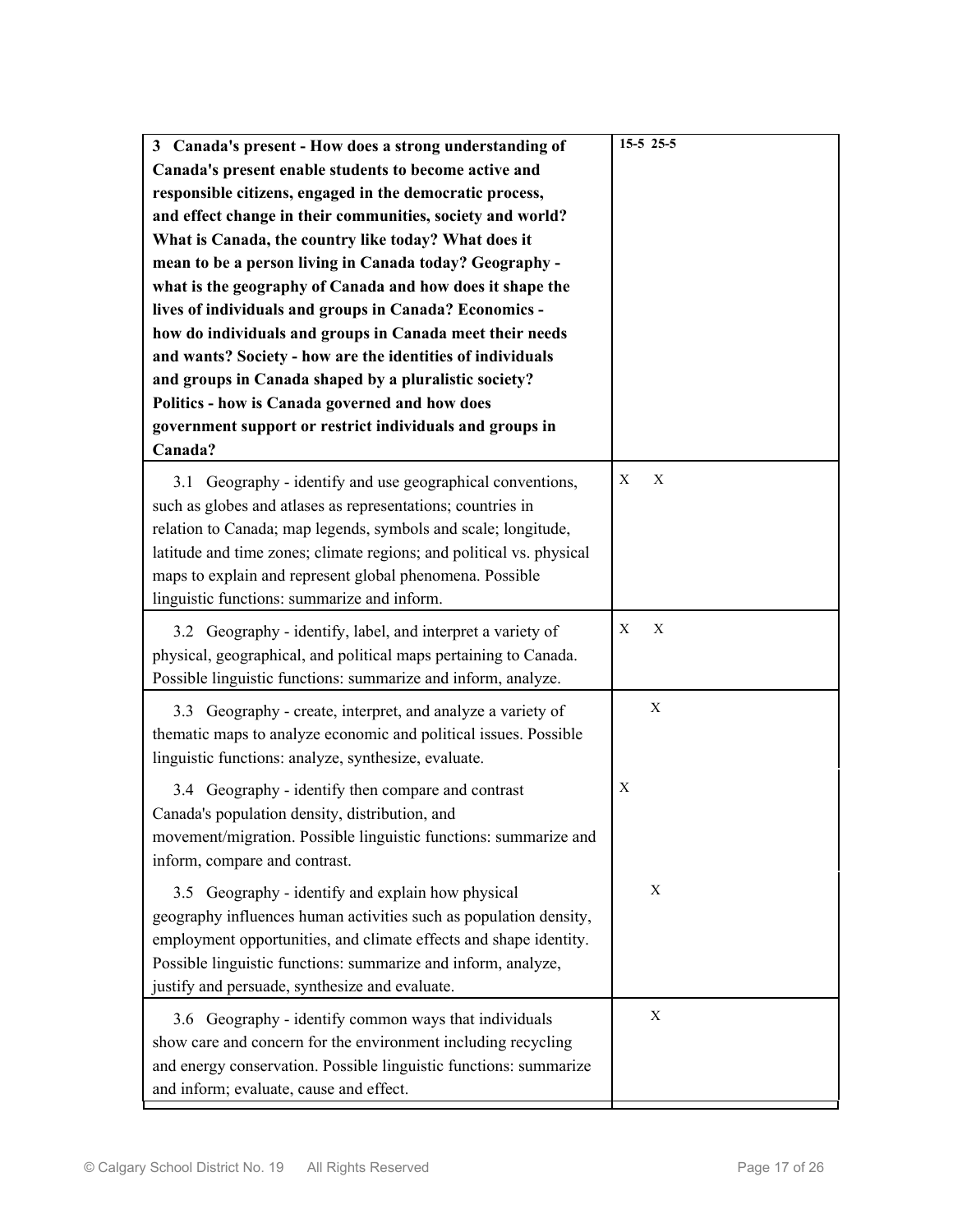| 3 Canada's present - How does a strong understanding of Canada's present enable students to become active and responsible citizens, engaged in the democratic process, and effect change in their communities, society and world? What is Canada, the country like today? What does it mean to be a person living in Canada today? Geography - what is the geography of Canada and how does it shape the lives of individuals and groups in Canada? Economics - how do individuals and groups in Canada meet their needs and wants? Society - how are the identities of individuals and groups in Canada shaped by a pluralistic society? Politics - how is Canada governed and how does government support or restrict individuals and groups in Canada? | 15-5 | 25-5 |
|---|---|---|
| 3.1 Geography - identify and use geographical conventions, such as globes and atlases as representations; countries in relation to Canada; map legends, symbols and scale; longitude, latitude and time zones; climate regions; and political vs. physical maps to explain and represent global phenomena. Possible linguistic functions: summarize and inform. | X | X |
| 3.2 Geography - identify, label, and interpret a variety of physical, geographical, and political maps pertaining to Canada. Possible linguistic functions: summarize and inform, analyze. | X | X |
| 3.3 Geography - create, interpret, and analyze a variety of thematic maps to analyze economic and political issues. Possible linguistic functions: analyze, synthesize, evaluate. | | X |
| 3.4 Geography - identify then compare and contrast Canada's population density, distribution, and movement/migration. Possible linguistic functions: summarize and inform, compare and contrast. | X | |
| 3.5 Geography - identify and explain how physical geography influences human activities such as population density, employment opportunities, and climate effects and shape identity. Possible linguistic functions: summarize and inform, analyze, justify and persuade, synthesize and evaluate. | | X |
| 3.6 Geography - identify common ways that individuals show care and concern for the environment including recycling and energy conservation. Possible linguistic functions: summarize and inform; evaluate, cause and effect. | | X |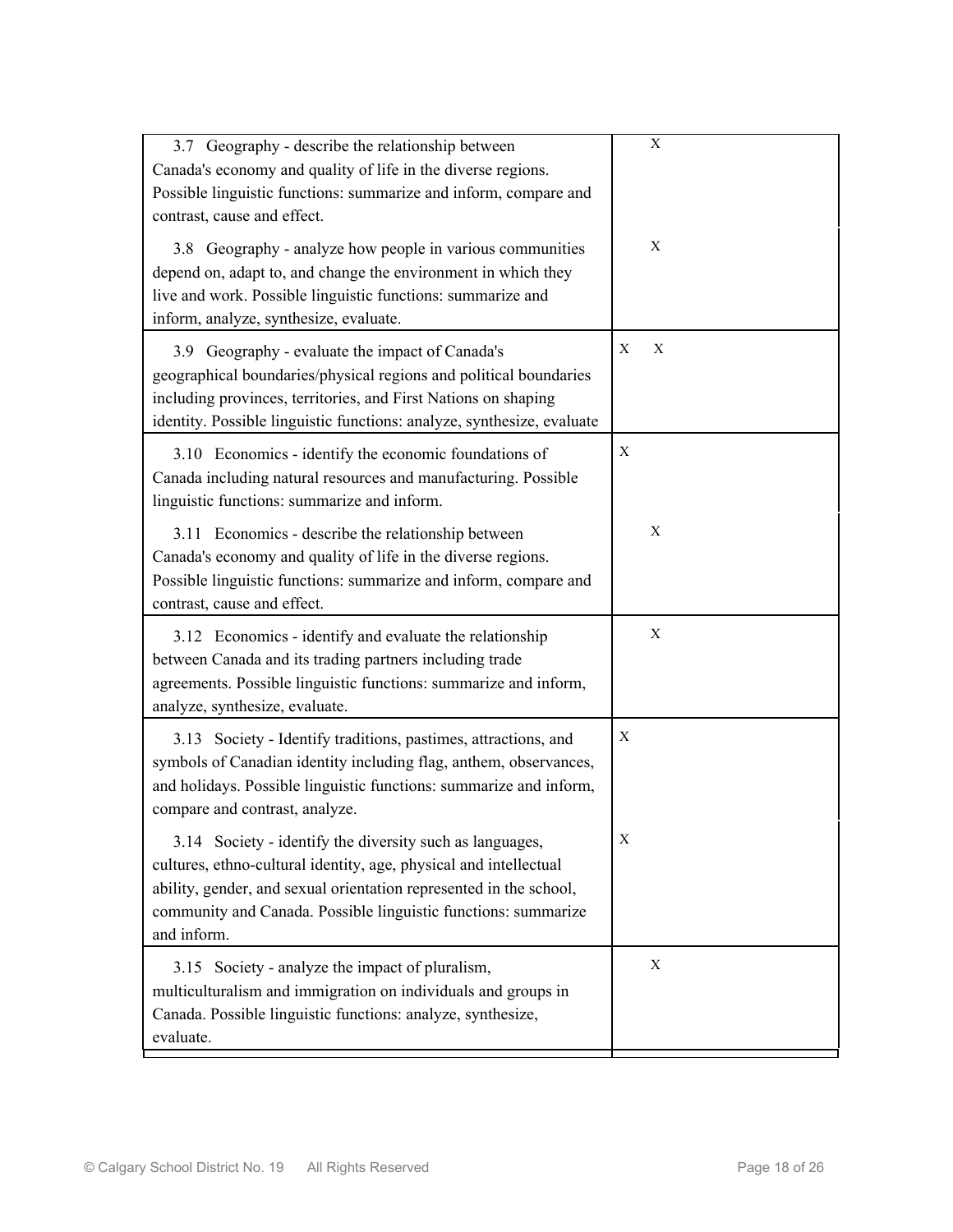| | | |
|---|---|---|
| 3.7 Geography - describe the relationship between Canada's economy and quality of life in the diverse regions. Possible linguistic functions: summarize and inform, compare and contrast, cause and effect. | | X |
| 3.8 Geography - analyze how people in various communities depend on, adapt to, and change the environment in which they live and work. Possible linguistic functions: summarize and inform, analyze, synthesize, evaluate. | | X |
| 3.9 Geography - evaluate the impact of Canada's geographical boundaries/physical regions and political boundaries including provinces, territories, and First Nations on shaping identity. Possible linguistic functions: analyze, synthesize, evaluate | X | X |
| 3.10 Economics - identify the economic foundations of Canada including natural resources and manufacturing. Possible linguistic functions: summarize and inform. | X | |
| 3.11 Economics - describe the relationship between Canada's economy and quality of life in the diverse regions. Possible linguistic functions: summarize and inform, compare and contrast, cause and effect. | | X |
| 3.12 Economics - identify and evaluate the relationship between Canada and its trading partners including trade agreements. Possible linguistic functions: summarize and inform, analyze, synthesize, evaluate. | | X |
| 3.13 Society - Identify traditions, pastimes, attractions, and symbols of Canadian identity including flag, anthem, observances, and holidays. Possible linguistic functions: summarize and inform, compare and contrast, analyze. | X | |
| 3.14 Society - identify the diversity such as languages, cultures, ethno-cultural identity, age, physical and intellectual ability, gender, and sexual orientation represented in the school, community and Canada. Possible linguistic functions: summarize and inform. | X | |
| 3.15 Society - analyze the impact of pluralism, multiculturalism and immigration on individuals and groups in Canada. Possible linguistic functions: analyze, synthesize, evaluate. | | X |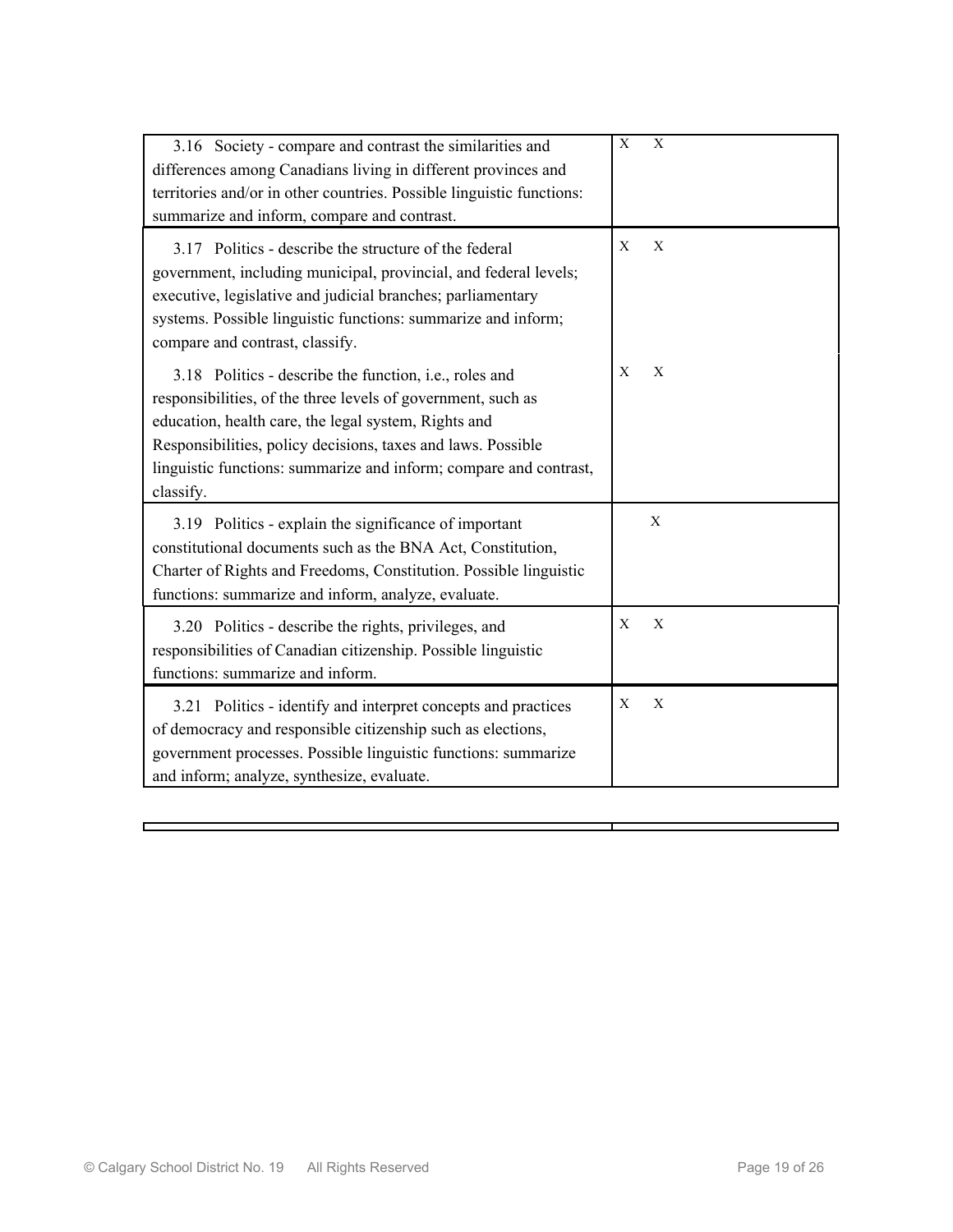| | | |
|---|---|---|
| 3.16 Society - compare and contrast the similarities and differences among Canadians living in different provinces and territories and/or in other countries. Possible linguistic functions: summarize and inform, compare and contrast. | X | X |
| 3.17 Politics - describe the structure of the federal government, including municipal, provincial, and federal levels; executive, legislative and judicial branches; parliamentary systems. Possible linguistic functions: summarize and inform; compare and contrast, classify. | X | X |
| 3.18 Politics - describe the function, i.e., roles and responsibilities, of the three levels of government, such as education, health care, the legal system, Rights and Responsibilities, policy decisions, taxes and laws. Possible linguistic functions: summarize and inform; compare and contrast, classify. | X | X |
| 3.19 Politics - explain the significance of important constitutional documents such as the BNA Act, Constitution, Charter of Rights and Freedoms, Constitution. Possible linguistic functions: summarize and inform, analyze, evaluate. | | X |
| 3.20 Politics - describe the rights, privileges, and responsibilities of Canadian citizenship. Possible linguistic functions: summarize and inform. | X | X |
| 3.21 Politics - identify and interpret concepts and practices of democracy and responsible citizenship such as elections, government processes. Possible linguistic functions: summarize and inform; analyze, synthesize, evaluate. | X | X |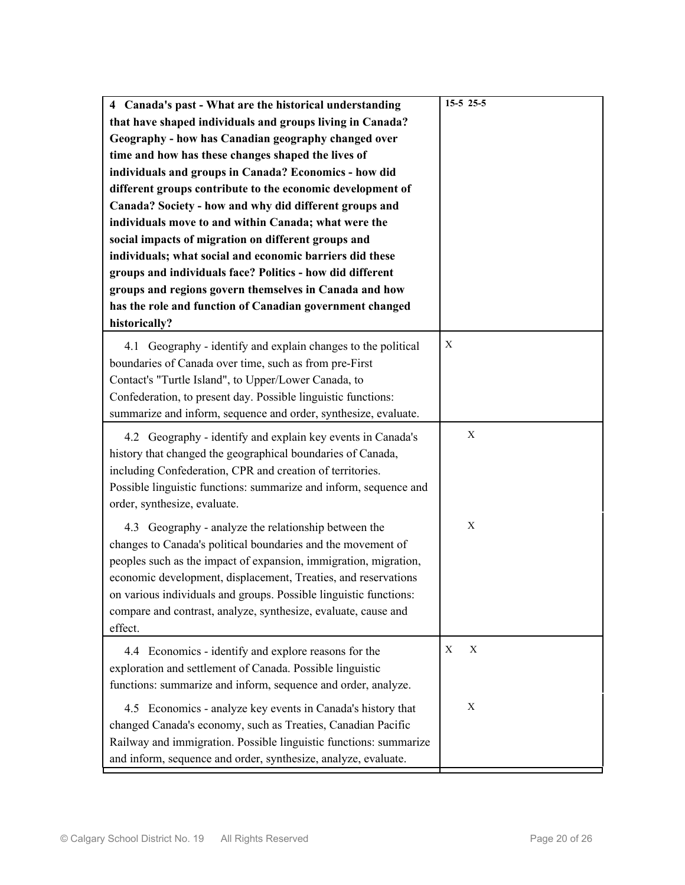| 4 Canada's past - What are the historical understanding that have shaped individuals and groups living in Canada? Geography - how has Canadian geography changed over time and how has these changes shaped the lives of individuals and groups in Canada? Economics - how did different groups contribute to the economic development of Canada? Society - how and why did different groups and individuals move to and within Canada; what were the social impacts of migration on different groups and individuals; what social and economic barriers did these groups and individuals face? Politics - how did different groups and regions govern themselves in Canada and how has the role and function of Canadian government changed historically? | 15-5 | 25-5 |
|---|---|---|
| 4.1 Geography - identify and explain changes to the political boundaries of Canada over time, such as from pre-First Contact's "Turtle Island", to Upper/Lower Canada, to Confederation, to present day. Possible linguistic functions: summarize and inform, sequence and order, synthesize, evaluate. | X | |
| 4.2 Geography - identify and explain key events in Canada's history that changed the geographical boundaries of Canada, including Confederation, CPR and creation of territories. Possible linguistic functions: summarize and inform, sequence and order, synthesize, evaluate. | | X |
| 4.3 Geography - analyze the relationship between the changes to Canada's political boundaries and the movement of peoples such as the impact of expansion, immigration, migration, economic development, displacement, Treaties, and reservations on various individuals and groups. Possible linguistic functions: compare and contrast, analyze, synthesize, evaluate, cause and effect. | | X |
| 4.4 Economics - identify and explore reasons for the exploration and settlement of Canada. Possible linguistic functions: summarize and inform, sequence and order, analyze. | X | X |
| 4.5 Economics - analyze key events in Canada's history that changed Canada's economy, such as Treaties, Canadian Pacific Railway and immigration. Possible linguistic functions: summarize and inform, sequence and order, synthesize, analyze, evaluate. | | X |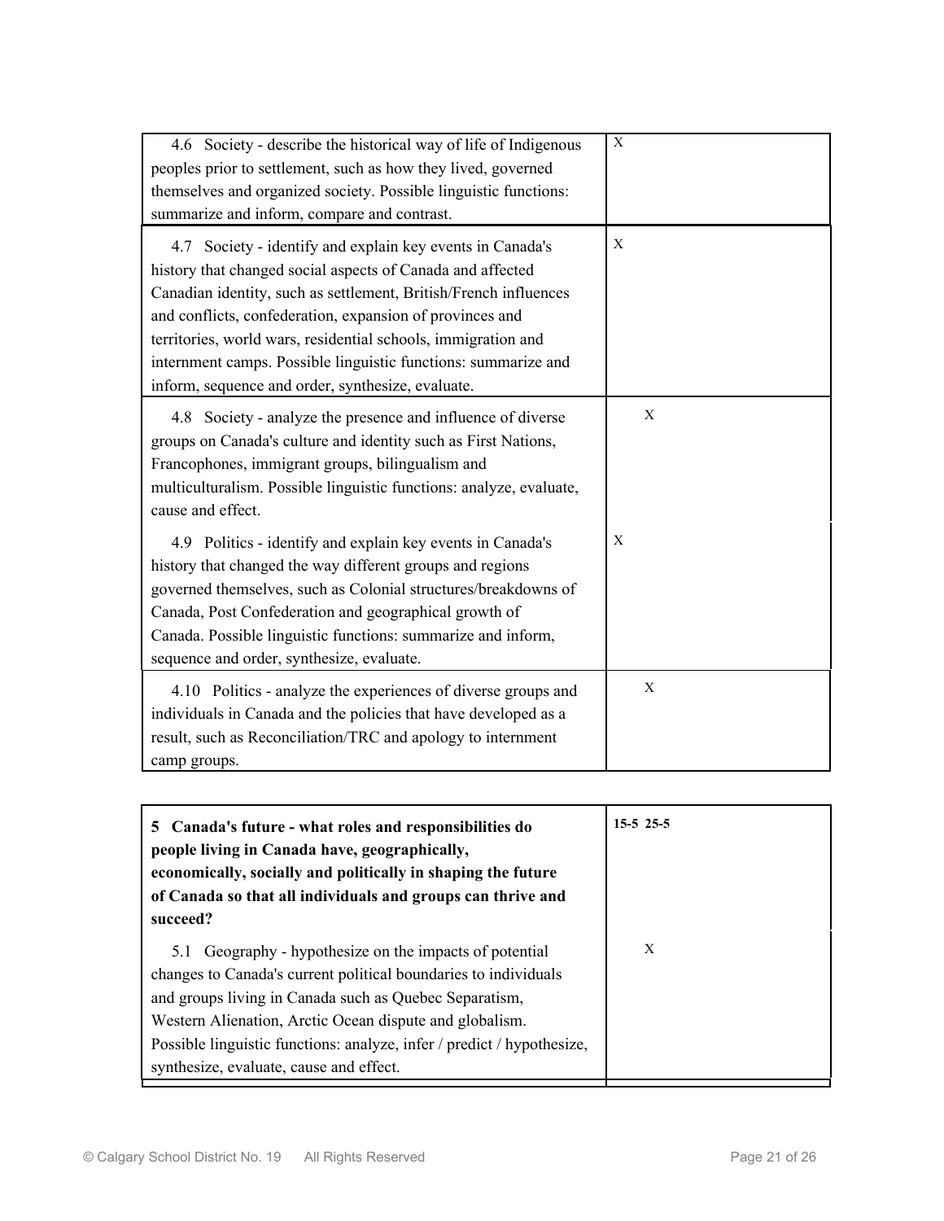| 4.6 Society - describe the historical way of life of Indigenous peoples prior to settlement, such as how they lived, governed themselves and organized society. Possible linguistic functions: summarize and inform, compare and contrast. | X |
|---|---|
| 4.7 Society - identify and explain key events in Canada's history that changed social aspects of Canada and affected Canadian identity, such as settlement, British/French influences and conflicts, confederation, expansion of provinces and territories, world wars, residential schools, immigration and internment camps. Possible linguistic functions: summarize and inform, sequence and order, synthesize, evaluate. | X |
| 4.8 Society - analyze the presence and influence of diverse groups on Canada's culture and identity such as First Nations, Francophones, immigrant groups, bilingualism and multiculturalism. Possible linguistic functions: analyze, evaluate, cause and effect. | X |
| 4.9 Politics - identify and explain key events in Canada's history that changed the way different groups and regions governed themselves, such as Colonial structures/breakdowns of Canada, Post Confederation and geographical growth of Canada. Possible linguistic functions: summarize and inform, sequence and order, synthesize, evaluate. | X |
| 4.10 Politics - analyze the experiences of diverse groups and individuals in Canada and the policies that have developed as a result, such as Reconciliation/TRC and apology to internment camp groups. | X |

| **5 Canada's future - what roles and responsibilities do people living in Canada have, geographically, economically, socially and politically in shaping the future of Canada so that all individuals and groups can thrive and succeed?** | **15-5 25-5** |
|---|---|
| 5.1 Geography - hypothesize on the impacts of potential changes to Canada's current political boundaries to individuals and groups living in Canada such as Quebec Separatism, Western Alienation, Arctic Ocean dispute and globalism. Possible linguistic functions: analyze, infer / predict / hypothesize, synthesize, evaluate, cause and effect. | X |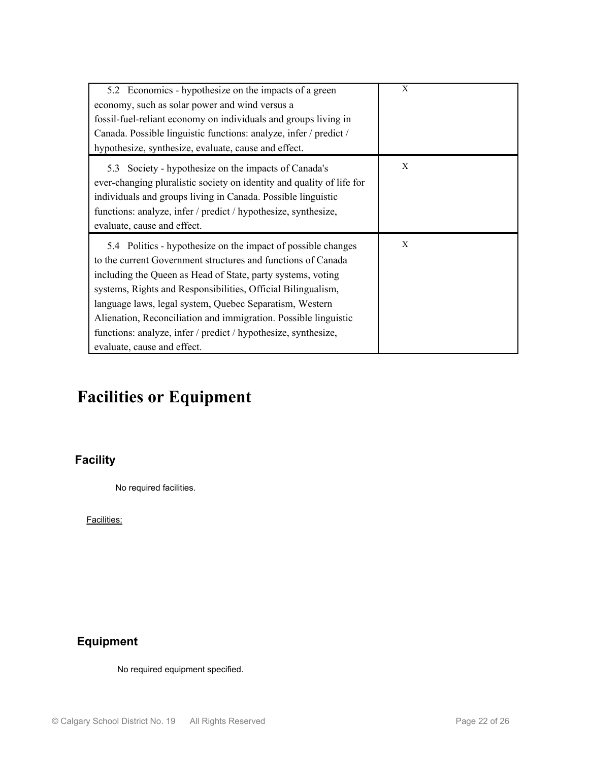| | |
|---|---|
| 5.2 Economics - hypothesize on the impacts of a green economy, such as solar power and wind versus a fossil-fuel-reliant economy on individuals and groups living in Canada. Possible linguistic functions: analyze, infer / predict / hypothesize, synthesize, evaluate, cause and effect. | X |
| 5.3 Society - hypothesize on the impacts of Canada's ever-changing pluralistic society on identity and quality of life for individuals and groups living in Canada. Possible linguistic functions: analyze, infer / predict / hypothesize, synthesize, evaluate, cause and effect. | X |
| 5.4 Politics - hypothesize on the impact of possible changes to the current Government structures and functions of Canada including the Queen as Head of State, party systems, voting systems, Rights and Responsibilities, Official Bilingualism, language laws, legal system, Quebec Separatism, Western Alienation, Reconciliation and immigration. Possible linguistic functions: analyze, infer / predict / hypothesize, synthesize, evaluate, cause and effect. | X |

# Facilities or Equipment

## Facility

No required facilities.

Facilities:

## Equipment

No required equipment specified.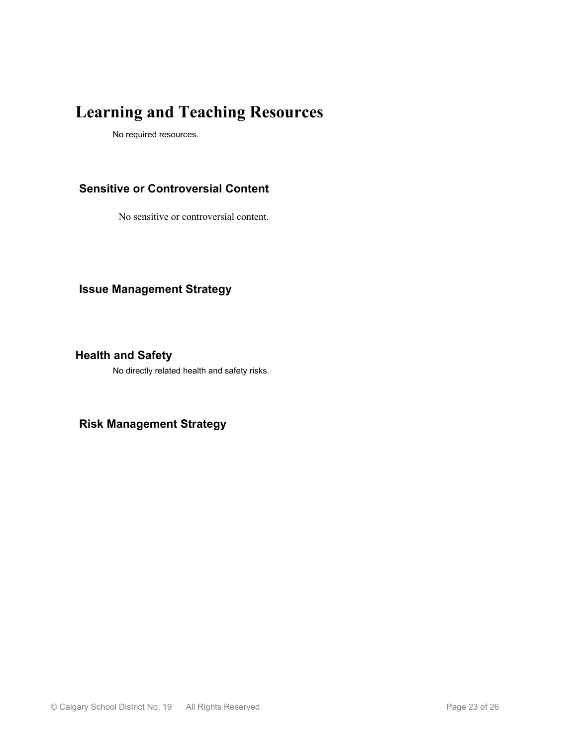# Learning and Teaching Resources

No required resources.

## Sensitive or Controversial Content

No sensitive or controversial content.

## Issue Management Strategy

## Health and Safety

No directly related health and safety risks.

## Risk Management Strategy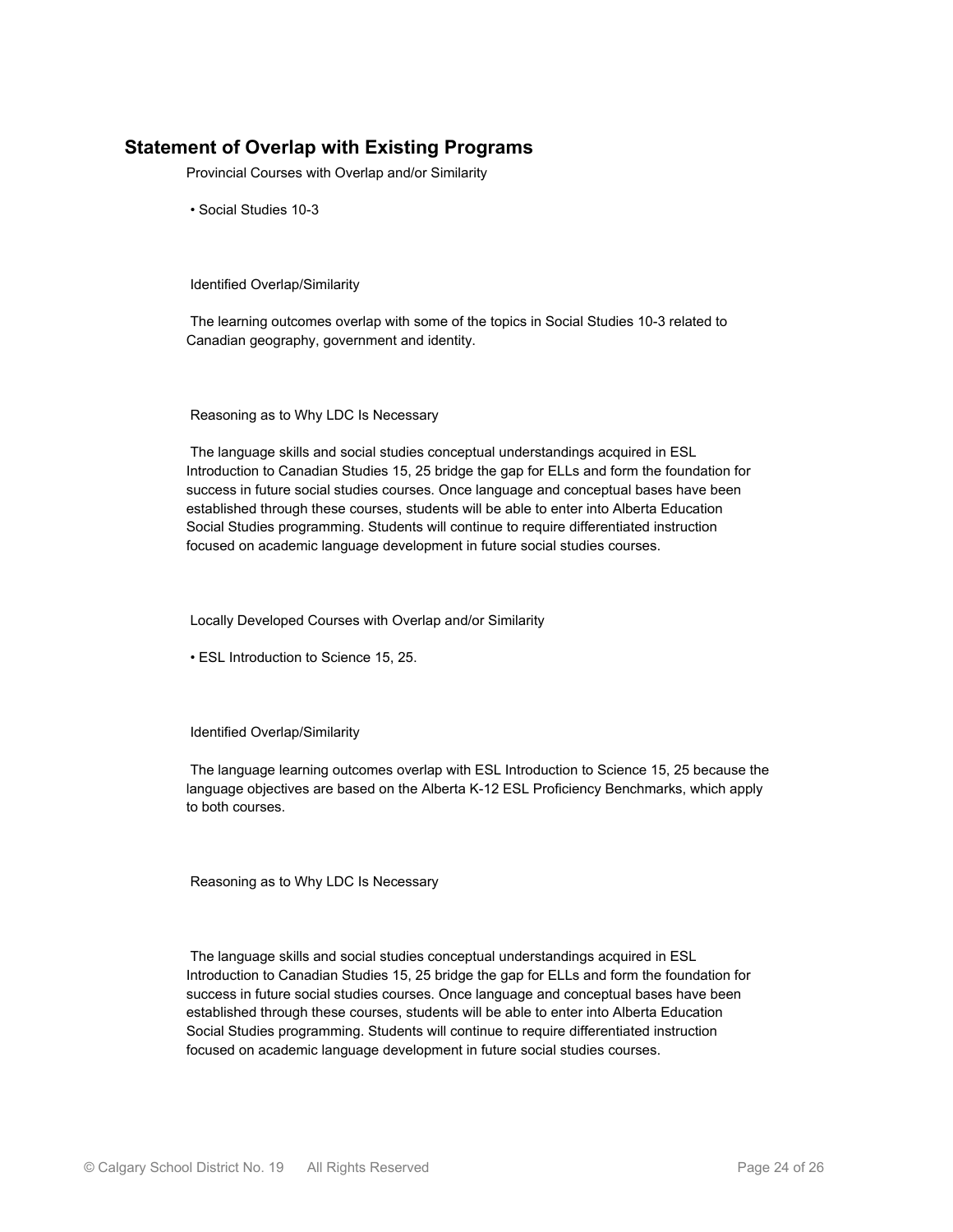## Statement of Overlap with Existing Programs

Provincial Courses with Overlap and/or Similarity

- Social Studies 10-3

Identified Overlap/Similarity

The learning outcomes overlap with some of the topics in Social Studies 10-3 related to Canadian geography, government and identity.

Reasoning as to Why LDC Is Necessary

The language skills and social studies conceptual understandings acquired in ESL Introduction to Canadian Studies 15, 25 bridge the gap for ELLs and form the foundation for success in future social studies courses. Once language and conceptual bases have been established through these courses, students will be able to enter into Alberta Education Social Studies programming. Students will continue to require differentiated instruction focused on academic language development in future social studies courses.

Locally Developed Courses with Overlap and/or Similarity

- ESL Introduction to Science 15, 25.

Identified Overlap/Similarity

The language learning outcomes overlap with ESL Introduction to Science 15, 25 because the language objectives are based on the Alberta K-12 ESL Proficiency Benchmarks, which apply to both courses.

Reasoning as to Why LDC Is Necessary

The language skills and social studies conceptual understandings acquired in ESL Introduction to Canadian Studies 15, 25 bridge the gap for ELLs and form the foundation for success in future social studies courses. Once language and conceptual bases have been established through these courses, students will be able to enter into Alberta Education Social Studies programming. Students will continue to require differentiated instruction focused on academic language development in future social studies courses.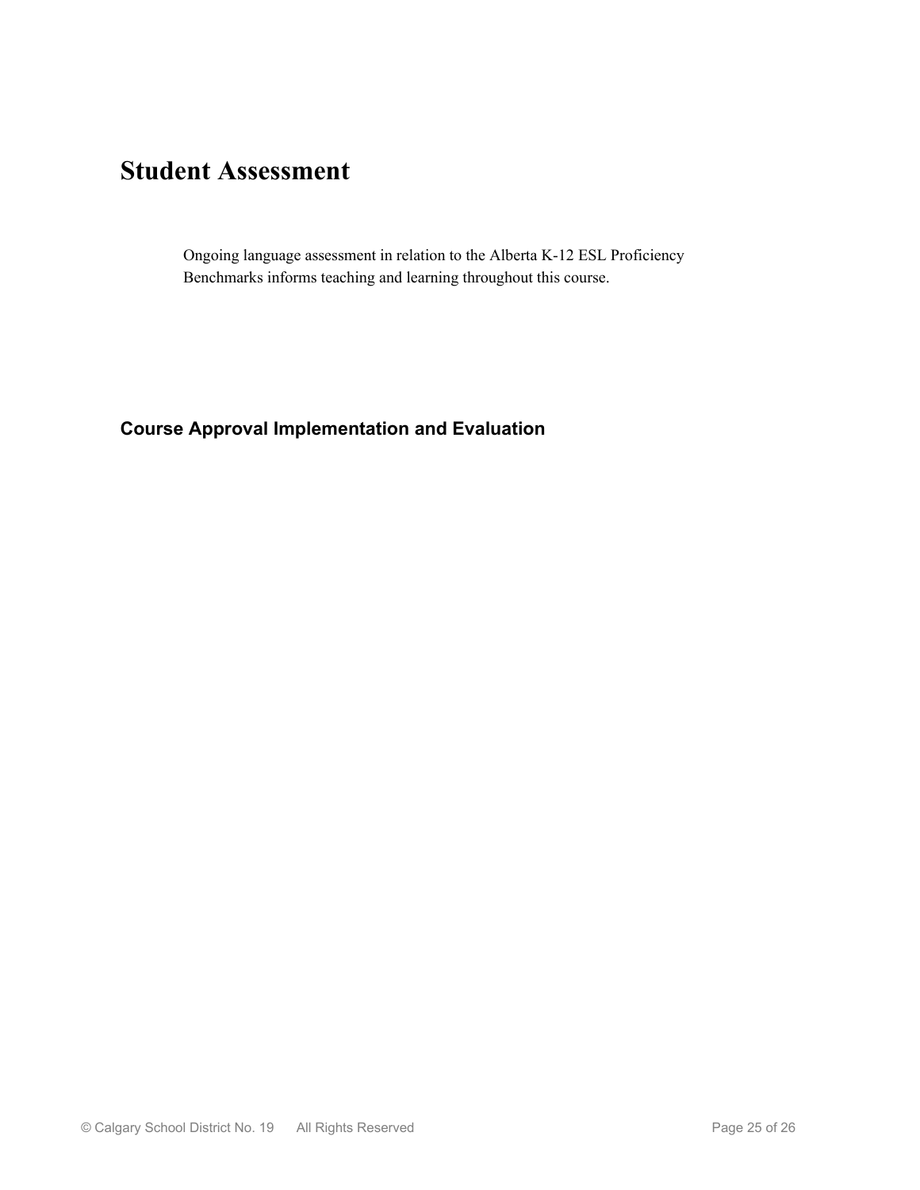# Student Assessment

Ongoing language assessment in relation to the Alberta K-12 ESL Proficiency Benchmarks informs teaching and learning throughout this course.

## Course Approval Implementation and Evaluation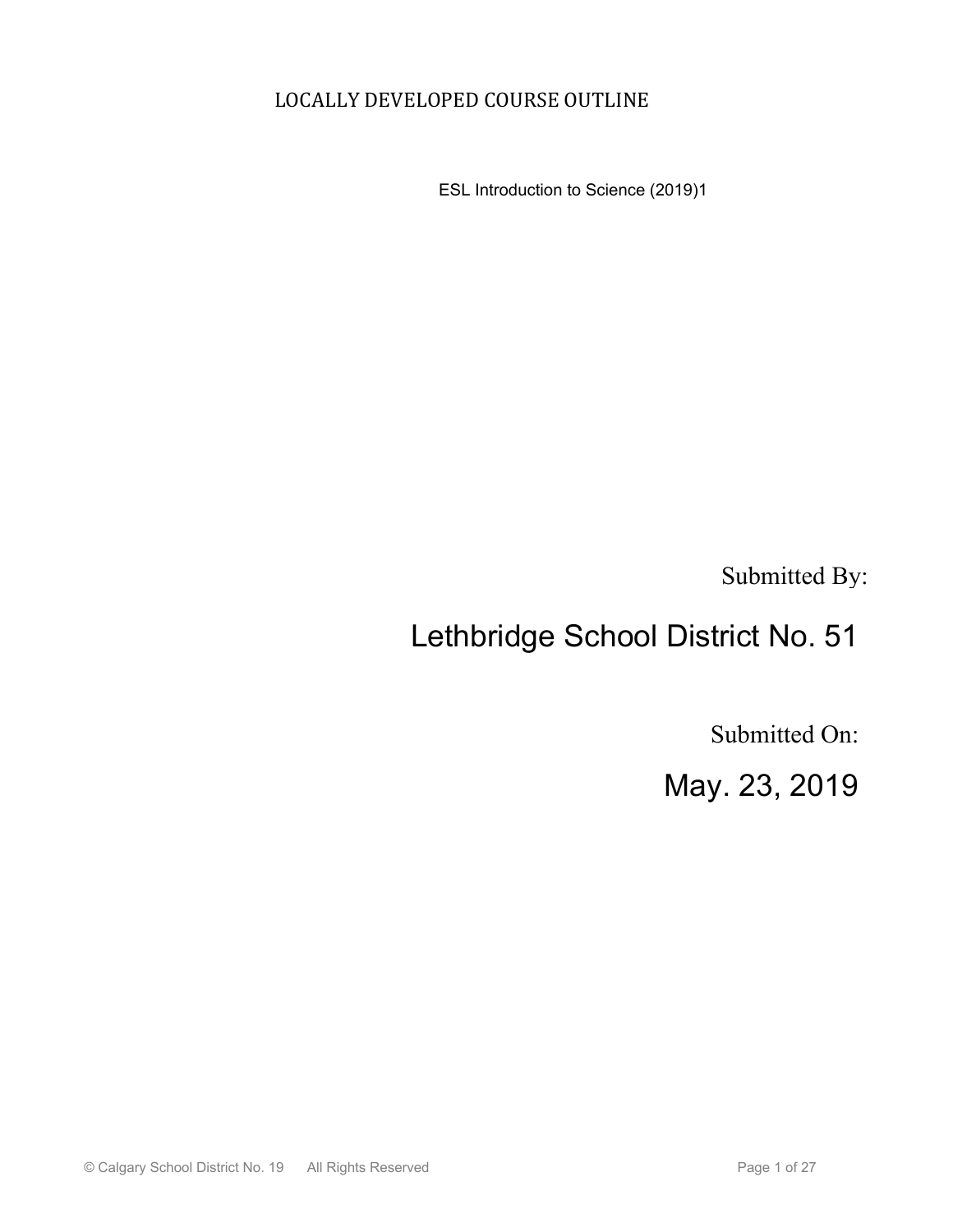LOCALLY DEVELOPED COURSE OUTLINE

ESL Introduction to Science (2019)1

Submitted By:

# Lethbridge School District No. 51

Submitted On:

# May. 23, 2019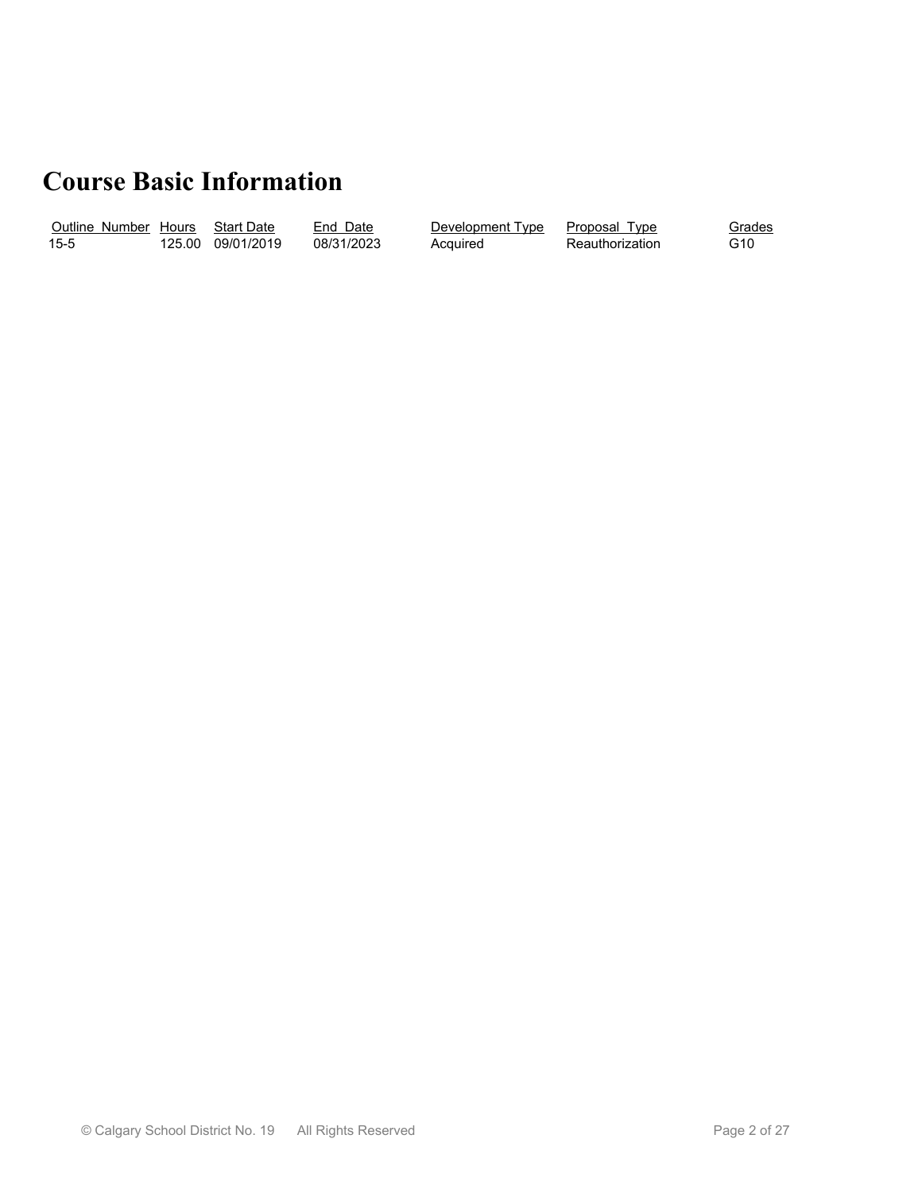# Course Basic Information

| Outline Number | Hours | Start Date | End Date | Development Type | Proposal Type | Grades |
|---|---|---|---|---|---|---|
| 15-5 | 125.00 | 09/01/2019 | 08/31/2023 | Acquired | Reauthorization | G10 |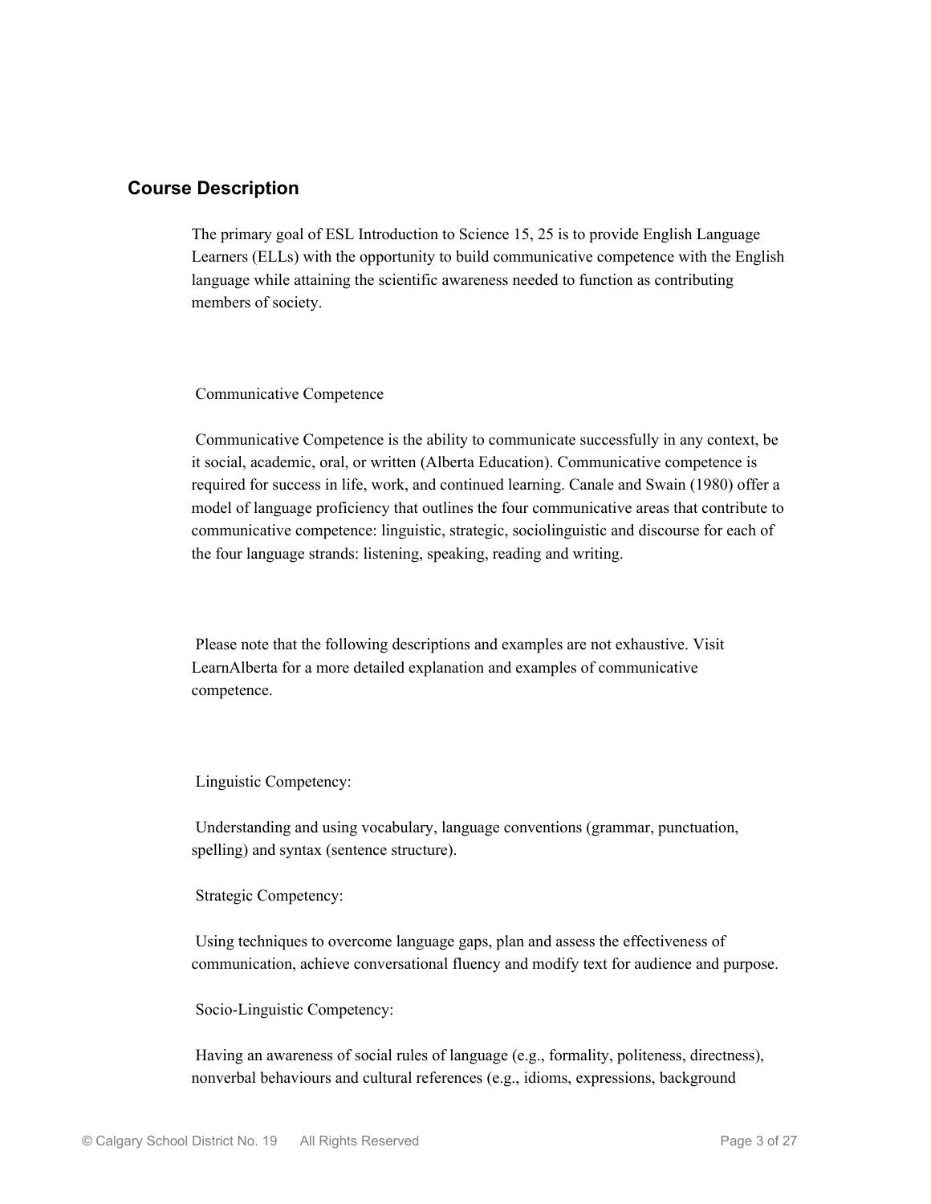## Course Description

The primary goal of ESL Introduction to Science 15, 25 is to provide English Language Learners (ELLs) with the opportunity to build communicative competence with the English language while attaining the scientific awareness needed to function as contributing members of society.

Communicative Competence

Communicative Competence is the ability to communicate successfully in any context, be it social, academic, oral, or written (Alberta Education). Communicative competence is required for success in life, work, and continued learning. Canale and Swain (1980) offer a model of language proficiency that outlines the four communicative areas that contribute to communicative competence: linguistic, strategic, sociolinguistic and discourse for each of the four language strands: listening, speaking, reading and writing.

Please note that the following descriptions and examples are not exhaustive. Visit LearnAlberta for a more detailed explanation and examples of communicative competence.

Linguistic Competency:

Understanding and using vocabulary, language conventions (grammar, punctuation, spelling) and syntax (sentence structure).

Strategic Competency:

Using techniques to overcome language gaps, plan and assess the effectiveness of communication, achieve conversational fluency and modify text for audience and purpose.

Socio-Linguistic Competency:

Having an awareness of social rules of language (e.g., formality, politeness, directness), nonverbal behaviours and cultural references (e.g., idioms, expressions, background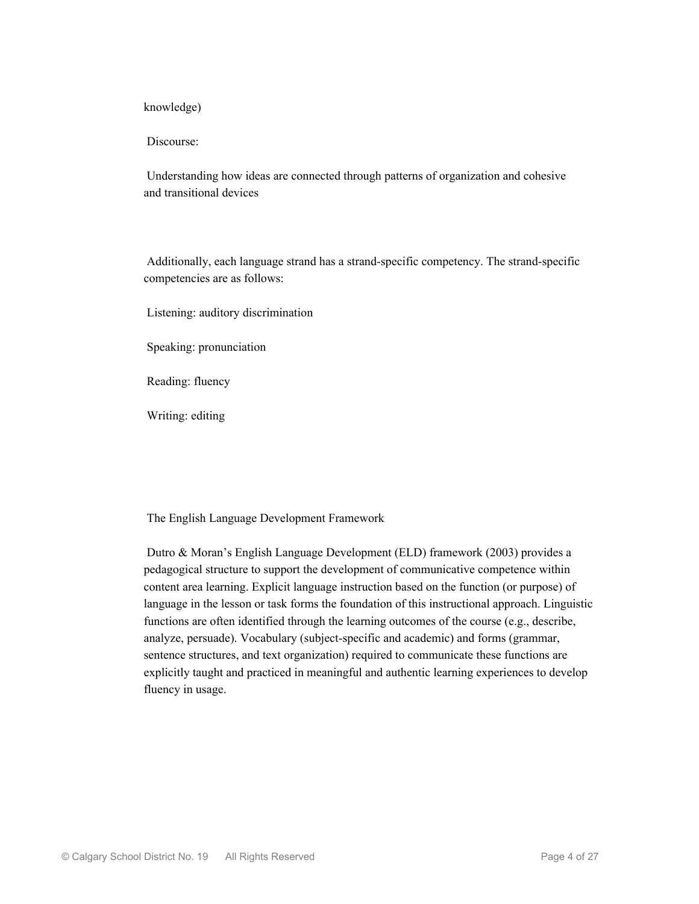knowledge)

Discourse:

Understanding how ideas are connected through patterns of organization and cohesive and transitional devices

Additionally, each language strand has a strand-specific competency. The strand-specific competencies are as follows:

Listening: auditory discrimination

Speaking: pronunciation

Reading: fluency

Writing: editing

## The English Language Development Framework

Dutro & Moran's English Language Development (ELD) framework (2003) provides a pedagogical structure to support the development of communicative competence within content area learning. Explicit language instruction based on the function (or purpose) of language in the lesson or task forms the foundation of this instructional approach. Linguistic functions are often identified through the learning outcomes of the course (e.g., describe, analyze, persuade). Vocabulary (subject-specific and academic) and forms (grammar, sentence structures, and text organization) required to communicate these functions are explicitly taught and practiced in meaningful and authentic learning experiences to develop fluency in usage.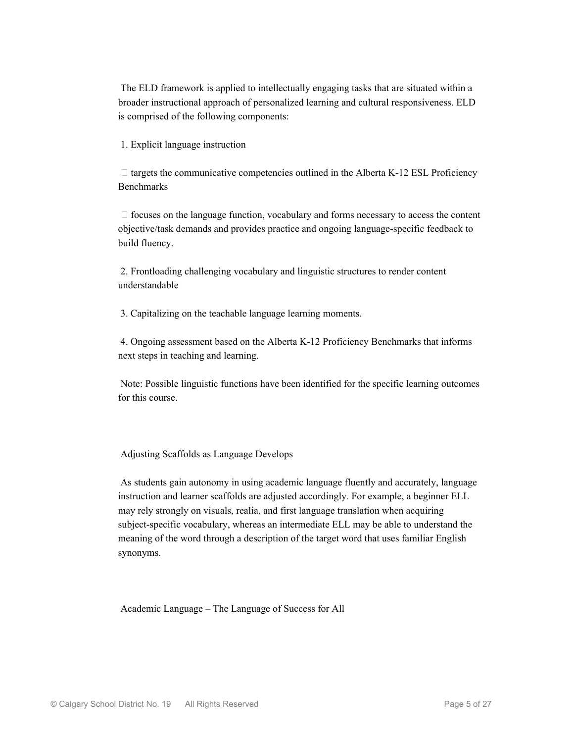The ELD framework is applied to intellectually engaging tasks that are situated within a broader instructional approach of personalized learning and cultural responsiveness. ELD is comprised of the following components:

1. Explicit language instruction

- targets the communicative competencies outlined in the Alberta K-12 ESL Proficiency Benchmarks

- focuses on the language function, vocabulary and forms necessary to access the content objective/task demands and provides practice and ongoing language-specific feedback to build fluency.

2. Frontloading challenging vocabulary and linguistic structures to render content understandable

3. Capitalizing on the teachable language learning moments.

4. Ongoing assessment based on the Alberta K-12 Proficiency Benchmarks that informs next steps in teaching and learning.

Note: Possible linguistic functions have been identified for the specific learning outcomes for this course.

## Adjusting Scaffolds as Language Develops

As students gain autonomy in using academic language fluently and accurately, language instruction and learner scaffolds are adjusted accordingly. For example, a beginner ELL may rely strongly on visuals, realia, and first language translation when acquiring subject-specific vocabulary, whereas an intermediate ELL may be able to understand the meaning of the word through a description of the target word that uses familiar English synonyms.

## Academic Language – The Language of Success for All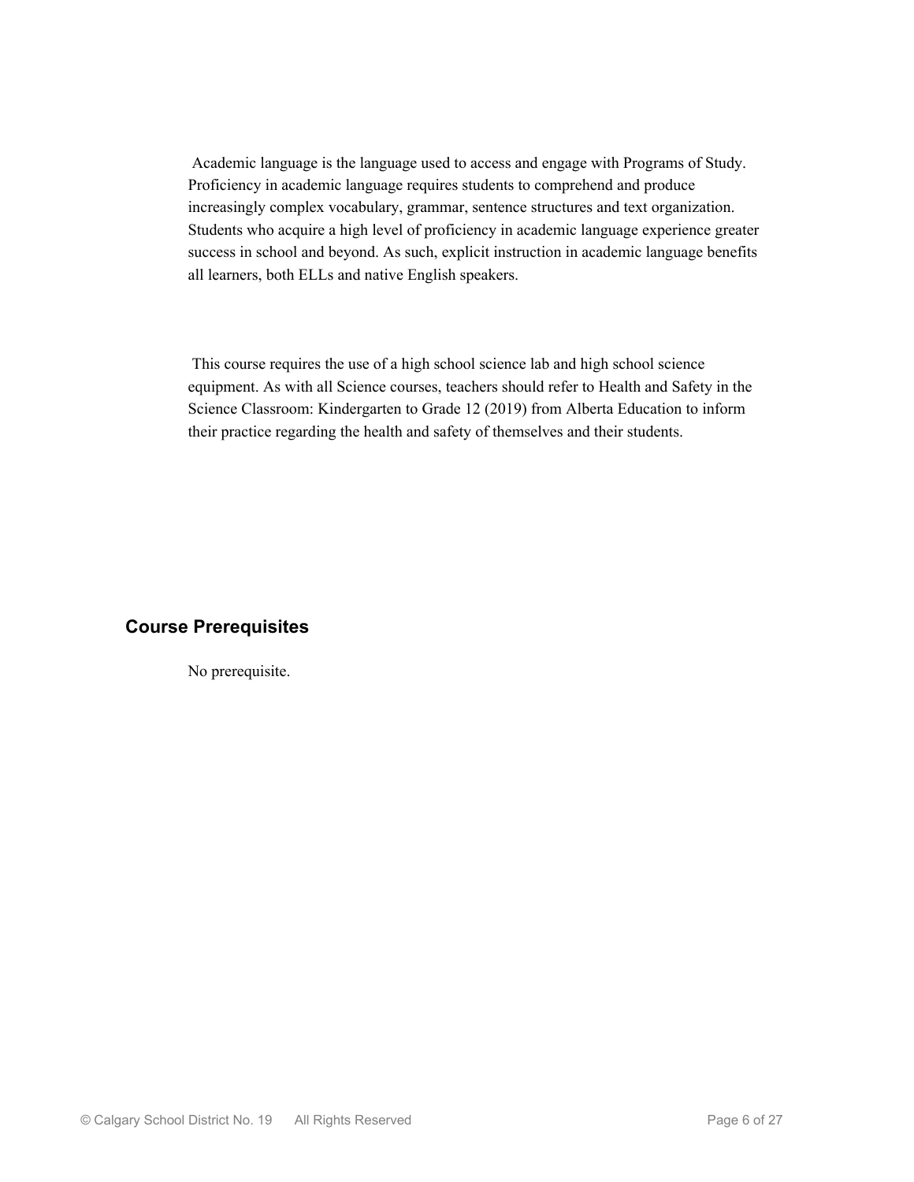Academic language is the language used to access and engage with Programs of Study. Proficiency in academic language requires students to comprehend and produce increasingly complex vocabulary, grammar, sentence structures and text organization. Students who acquire a high level of proficiency in academic language experience greater success in school and beyond. As such, explicit instruction in academic language benefits all learners, both ELLs and native English speakers.

This course requires the use of a high school science lab and high school science equipment. As with all Science courses, teachers should refer to Health and Safety in the Science Classroom: Kindergarten to Grade 12 (2019) from Alberta Education to inform their practice regarding the health and safety of themselves and their students.

## Course Prerequisites

No prerequisite.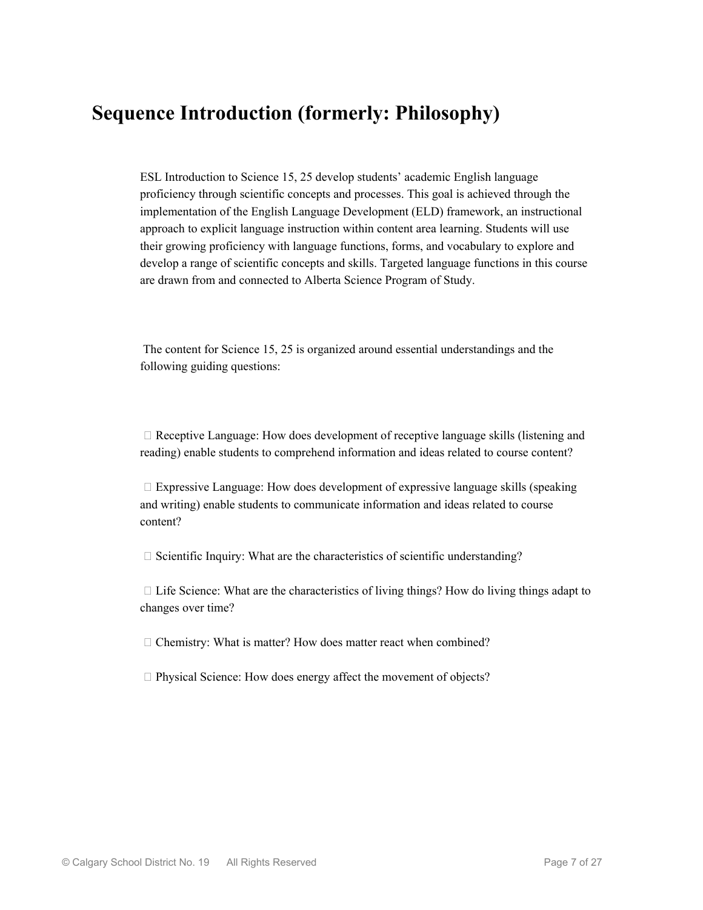# Sequence Introduction (formerly: Philosophy)

ESL Introduction to Science 15, 25 develop students' academic English language proficiency through scientific concepts and processes. This goal is achieved through the implementation of the English Language Development (ELD) framework, an instructional approach to explicit language instruction within content area learning. Students will use their growing proficiency with language functions, forms, and vocabulary to explore and develop a range of scientific concepts and skills. Targeted language functions in this course are drawn from and connected to Alberta Science Program of Study.

The content for Science 15, 25 is organized around essential understandings and the following guiding questions:

- Receptive Language: How does development of receptive language skills (listening and reading) enable students to comprehend information and ideas related to course content?
- Expressive Language: How does development of expressive language skills (speaking and writing) enable students to communicate information and ideas related to course content?
- Scientific Inquiry: What are the characteristics of scientific understanding?
- Life Science: What are the characteristics of living things? How do living things adapt to changes over time?
- Chemistry: What is matter? How does matter react when combined?
- Physical Science: How does energy affect the movement of objects?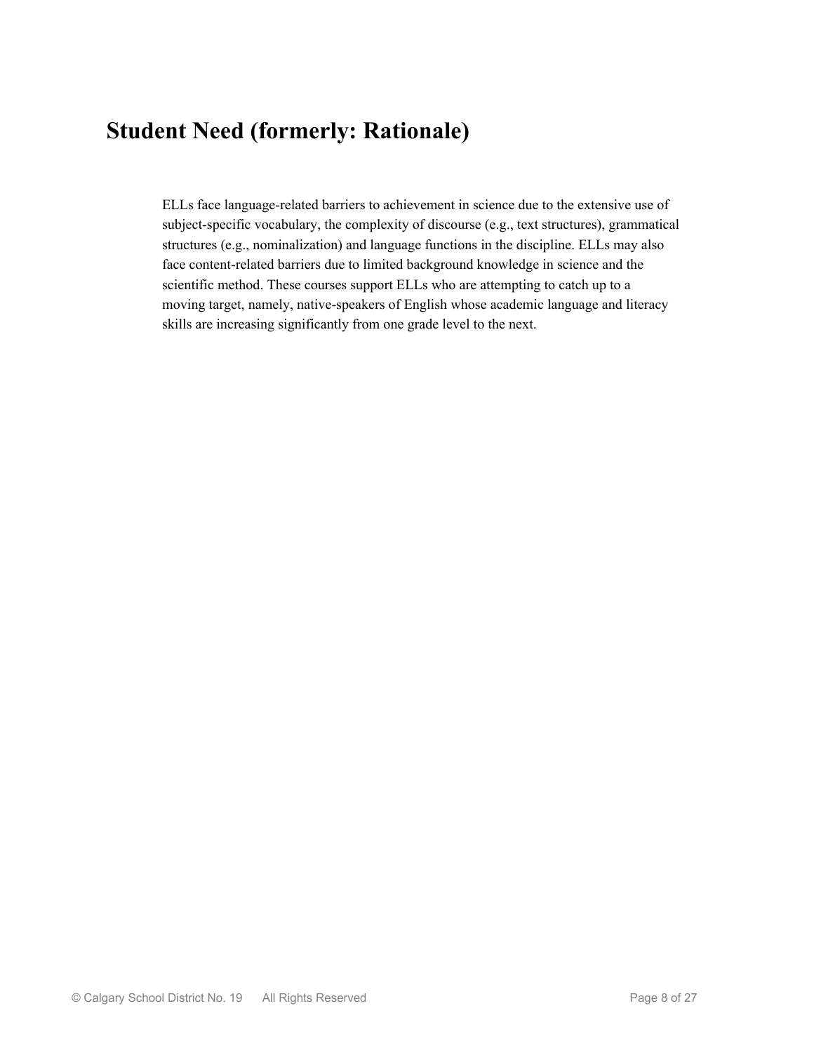# Student Need (formerly: Rationale)

ELLs face language-related barriers to achievement in science due to the extensive use of subject-specific vocabulary, the complexity of discourse (e.g., text structures), grammatical structures (e.g., nominalization) and language functions in the discipline. ELLs may also face content-related barriers due to limited background knowledge in science and the scientific method. These courses support ELLs who are attempting to catch up to a moving target, namely, native-speakers of English whose academic language and literacy skills are increasing significantly from one grade level to the next.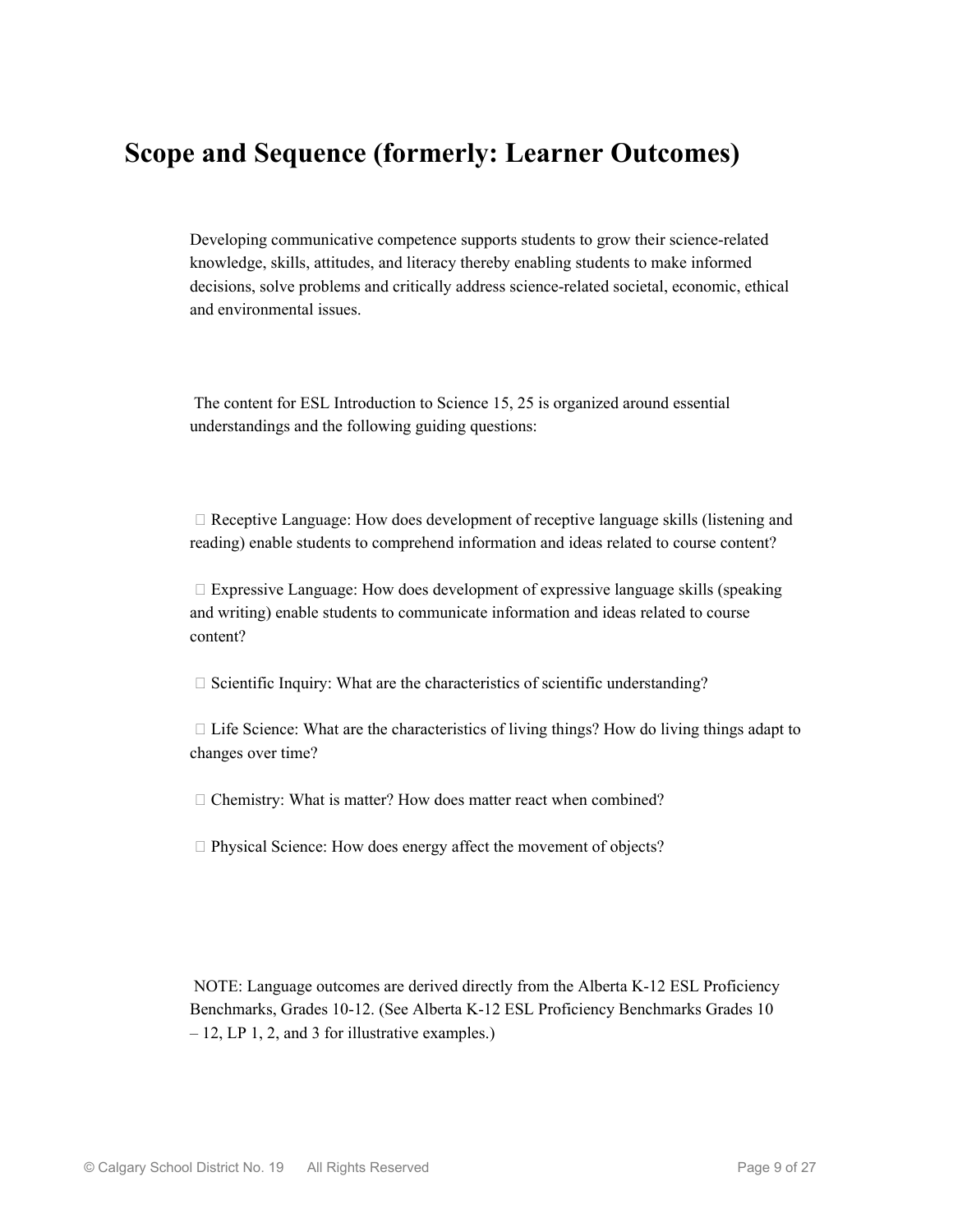# Scope and Sequence (formerly: Learner Outcomes)

Developing communicative competence supports students to grow their science-related knowledge, skills, attitudes, and literacy thereby enabling students to make informed decisions, solve problems and critically address science-related societal, economic, ethical and environmental issues.

The content for ESL Introduction to Science 15, 25 is organized around essential understandings and the following guiding questions:

- Receptive Language: How does development of receptive language skills (listening and reading) enable students to comprehend information and ideas related to course content?
- Expressive Language: How does development of expressive language skills (speaking and writing) enable students to communicate information and ideas related to course content?
- Scientific Inquiry: What are the characteristics of scientific understanding?
- Life Science: What are the characteristics of living things? How do living things adapt to changes over time?
- Chemistry: What is matter? How does matter react when combined?
- Physical Science: How does energy affect the movement of objects?

NOTE: Language outcomes are derived directly from the Alberta K-12 ESL Proficiency Benchmarks, Grades 10-12. (See Alberta K-12 ESL Proficiency Benchmarks Grades 10 – 12, LP 1, 2, and 3 for illustrative examples.)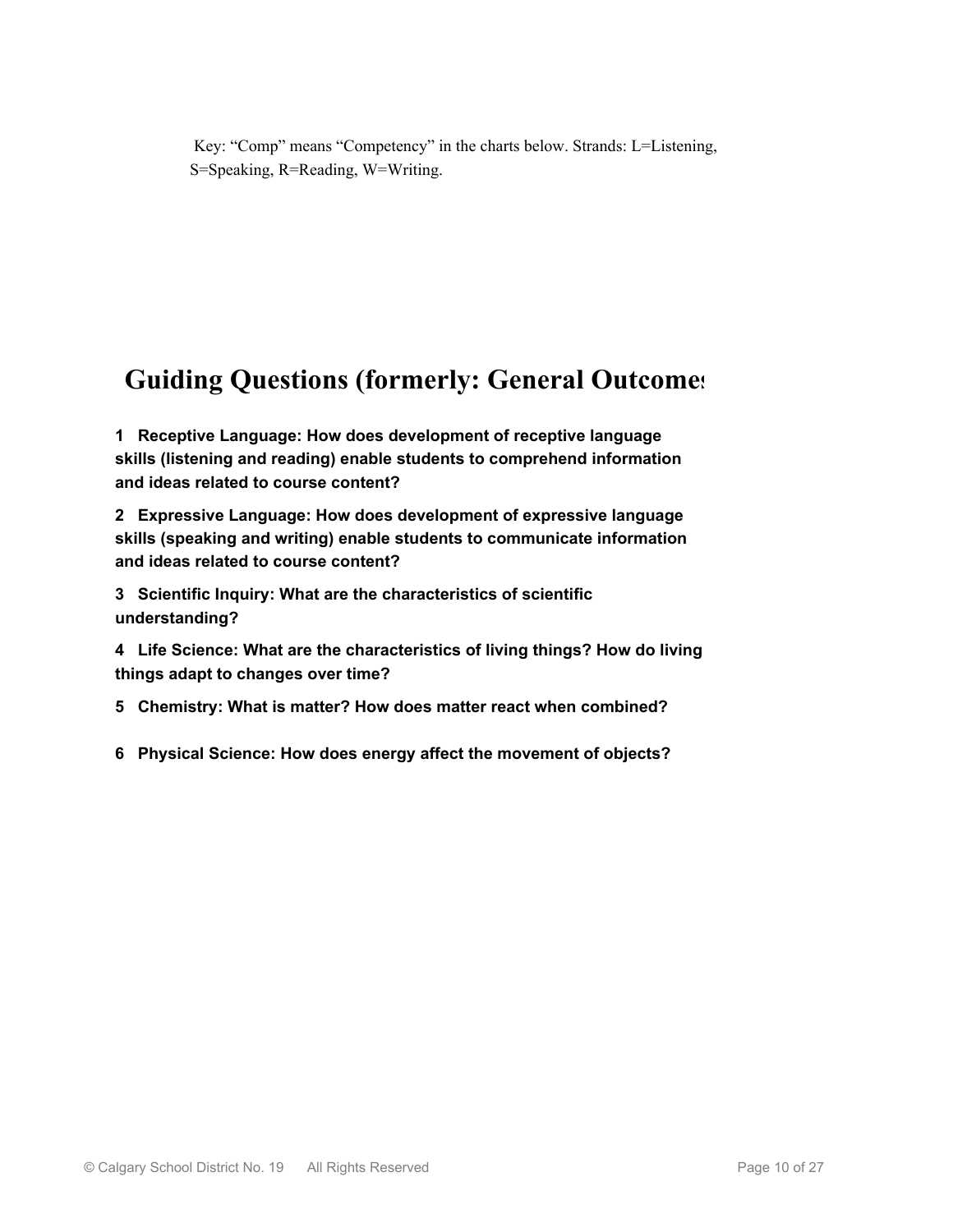Key: "Comp" means "Competency" in the charts below. Strands: L=Listening, S=Speaking, R=Reading, W=Writing.

# Guiding Questions (formerly: General Outcomes

**1 Receptive Language: How does development of receptive language skills (listening and reading) enable students to comprehend information and ideas related to course content?**

**2 Expressive Language: How does development of expressive language skills (speaking and writing) enable students to communicate information and ideas related to course content?**

**3 Scientific Inquiry: What are the characteristics of scientific understanding?**

**4 Life Science: What are the characteristics of living things? How do living things adapt to changes over time?**

**5 Chemistry: What is matter? How does matter react when combined?**

**6 Physical Science: How does energy affect the movement of objects?**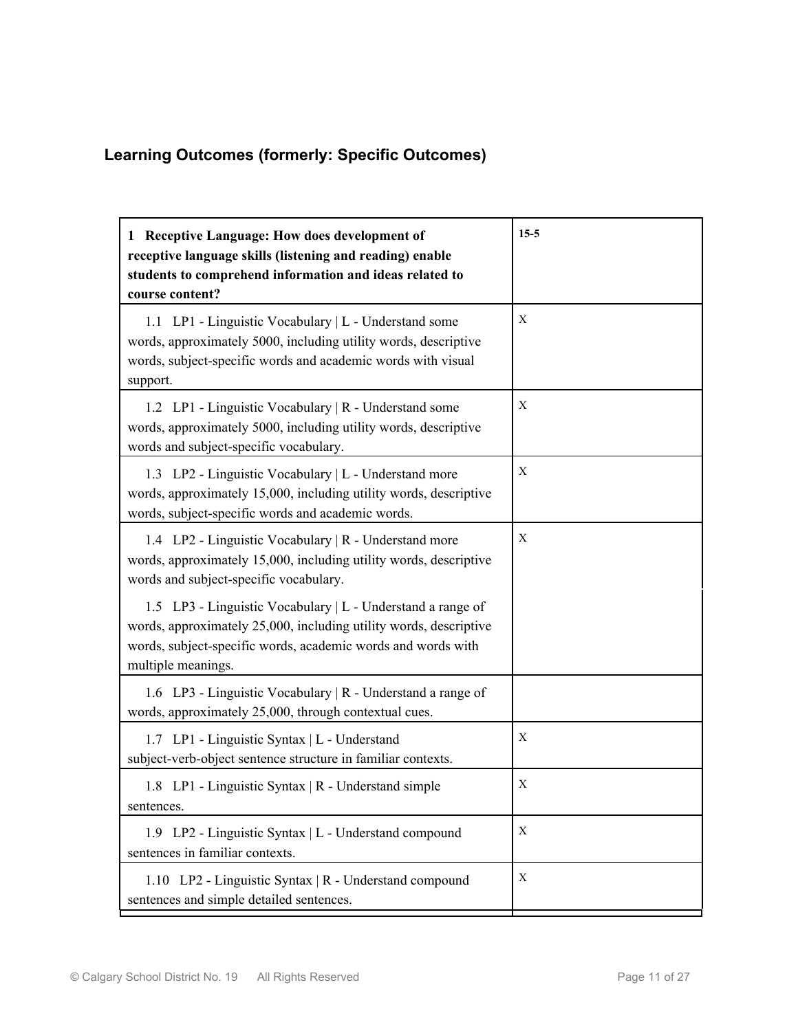### Learning Outcomes (formerly: Specific Outcomes)

| **1 Receptive Language: How does development of receptive language skills (listening and reading) enable students to comprehend information and ideas related to course content?** | **15-5** |
| --- | --- |
| 1.1 LP1 - Linguistic Vocabulary \| L - Understand some words, approximately 5000, including utility words, descriptive words, subject-specific words and academic words with visual support. | X |
| 1.2 LP1 - Linguistic Vocabulary \| R - Understand some words, approximately 5000, including utility words, descriptive words and subject-specific vocabulary. | X |
| 1.3 LP2 - Linguistic Vocabulary \| L - Understand more words, approximately 15,000, including utility words, descriptive words, subject-specific words and academic words. | X |
| 1.4 LP2 - Linguistic Vocabulary \| R - Understand more words, approximately 15,000, including utility words, descriptive words and subject-specific vocabulary. | X |
| 1.5 LP3 - Linguistic Vocabulary \| L - Understand a range of words, approximately 25,000, including utility words, descriptive words, subject-specific words, academic words and words with multiple meanings. | |
| 1.6 LP3 - Linguistic Vocabulary \| R - Understand a range of words, approximately 25,000, through contextual cues. | |
| 1.7 LP1 - Linguistic Syntax \| L - Understand subject-verb-object sentence structure in familiar contexts. | X |
| 1.8 LP1 - Linguistic Syntax \| R - Understand simple sentences. | X |
| 1.9 LP2 - Linguistic Syntax \| L - Understand compound sentences in familiar contexts. | X |
| 1.10 LP2 - Linguistic Syntax \| R - Understand compound sentences and simple detailed sentences. | X |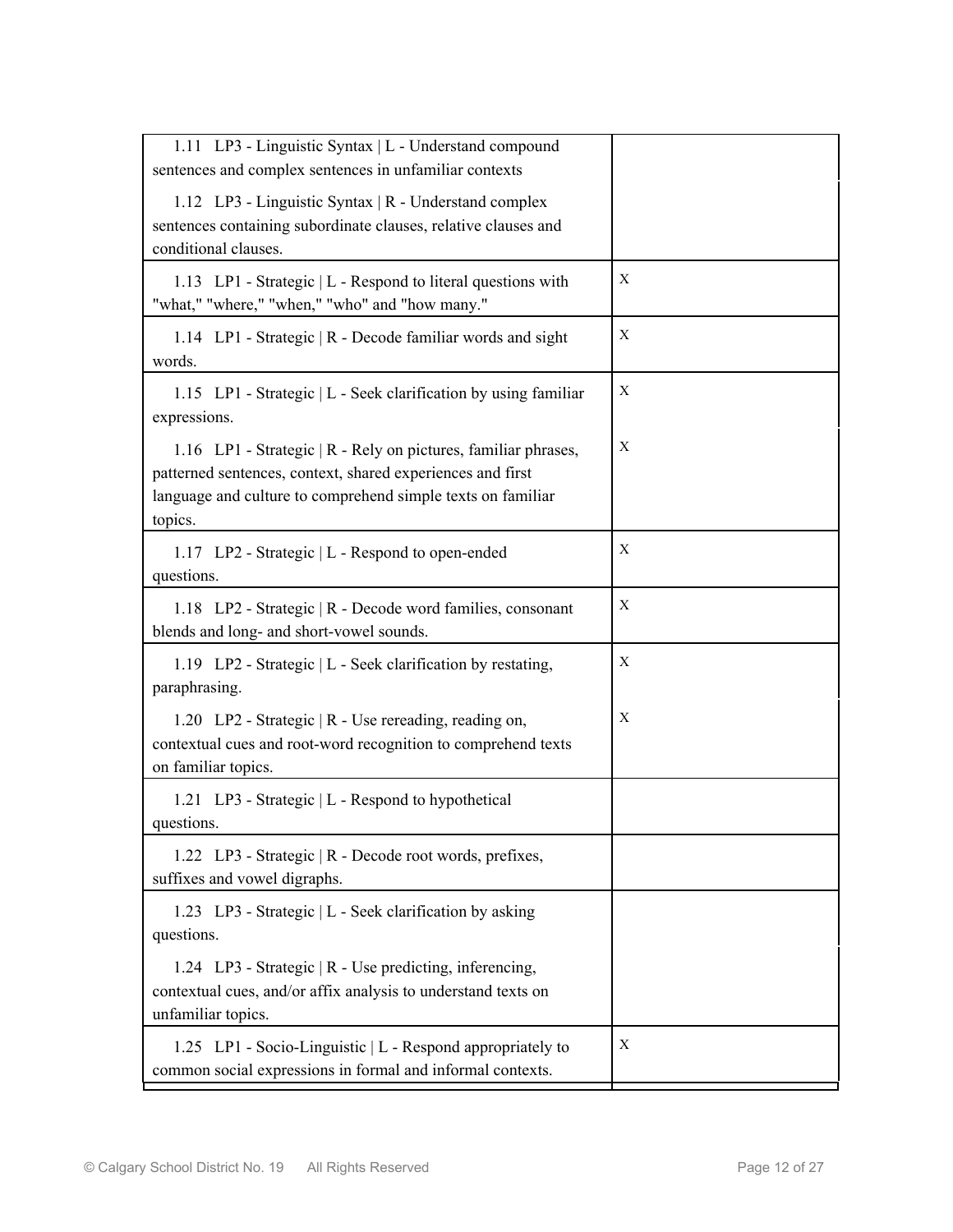| | |
|---|---|
| 1.11 LP3 - Linguistic Syntax \| L - Understand compound sentences and complex sentences in unfamiliar contexts | |
| 1.12 LP3 - Linguistic Syntax \| R - Understand complex sentences containing subordinate clauses, relative clauses and conditional clauses. | |
| 1.13 LP1 - Strategic \| L - Respond to literal questions with "what," "where," "when," "who" and "how many." | X |
| 1.14 LP1 - Strategic \| R - Decode familiar words and sight words. | X |
| 1.15 LP1 - Strategic \| L - Seek clarification by using familiar expressions. | X |
| 1.16 LP1 - Strategic \| R - Rely on pictures, familiar phrases, patterned sentences, context, shared experiences and first language and culture to comprehend simple texts on familiar topics. | X |
| 1.17 LP2 - Strategic \| L - Respond to open-ended questions. | X |
| 1.18 LP2 - Strategic \| R - Decode word families, consonant blends and long- and short-vowel sounds. | X |
| 1.19 LP2 - Strategic \| L - Seek clarification by restating, paraphrasing. | X |
| 1.20 LP2 - Strategic \| R - Use rereading, reading on, contextual cues and root-word recognition to comprehend texts on familiar topics. | X |
| 1.21 LP3 - Strategic \| L - Respond to hypothetical questions. | |
| 1.22 LP3 - Strategic \| R - Decode root words, prefixes, suffixes and vowel digraphs. | |
| 1.23 LP3 - Strategic \| L - Seek clarification by asking questions. | |
| 1.24 LP3 - Strategic \| R - Use predicting, inferencing, contextual cues, and/or affix analysis to understand texts on unfamiliar topics. | |
| 1.25 LP1 - Socio-Linguistic \| L - Respond appropriately to common social expressions in formal and informal contexts. | X |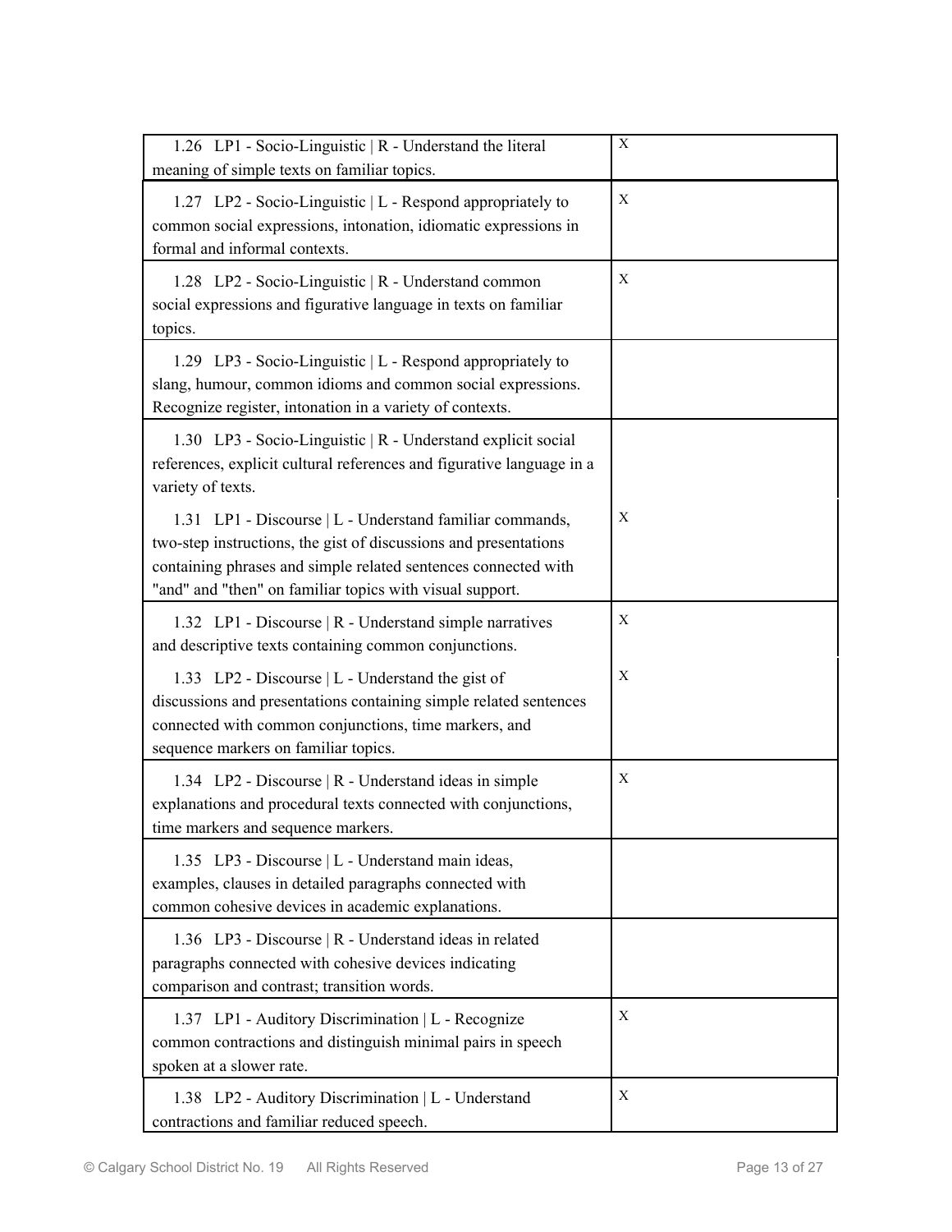| | |
|---|---|
| 1.26 LP1 - Socio-Linguistic \| R - Understand the literal meaning of simple texts on familiar topics. | X |
| 1.27 LP2 - Socio-Linguistic \| L - Respond appropriately to common social expressions, intonation, idiomatic expressions in formal and informal contexts. | X |
| 1.28 LP2 - Socio-Linguistic \| R - Understand common social expressions and figurative language in texts on familiar topics. | X |
| 1.29 LP3 - Socio-Linguistic \| L - Respond appropriately to slang, humour, common idioms and common social expressions. Recognize register, intonation in a variety of contexts. | |
| 1.30 LP3 - Socio-Linguistic \| R - Understand explicit social references, explicit cultural references and figurative language in a variety of texts. | |
| 1.31 LP1 - Discourse \| L - Understand familiar commands, two-step instructions, the gist of discussions and presentations containing phrases and simple related sentences connected with "and" and "then" on familiar topics with visual support. | X |
| 1.32 LP1 - Discourse \| R - Understand simple narratives and descriptive texts containing common conjunctions. | X |
| 1.33 LP2 - Discourse \| L - Understand the gist of discussions and presentations containing simple related sentences connected with common conjunctions, time markers, and sequence markers on familiar topics. | X |
| 1.34 LP2 - Discourse \| R - Understand ideas in simple explanations and procedural texts connected with conjunctions, time markers and sequence markers. | X |
| 1.35 LP3 - Discourse \| L - Understand main ideas, examples, clauses in detailed paragraphs connected with common cohesive devices in academic explanations. | |
| 1.36 LP3 - Discourse \| R - Understand ideas in related paragraphs connected with cohesive devices indicating comparison and contrast; transition words. | |
| 1.37 LP1 - Auditory Discrimination \| L - Recognize common contractions and distinguish minimal pairs in speech spoken at a slower rate. | X |
| 1.38 LP2 - Auditory Discrimination \| L - Understand contractions and familiar reduced speech. | X |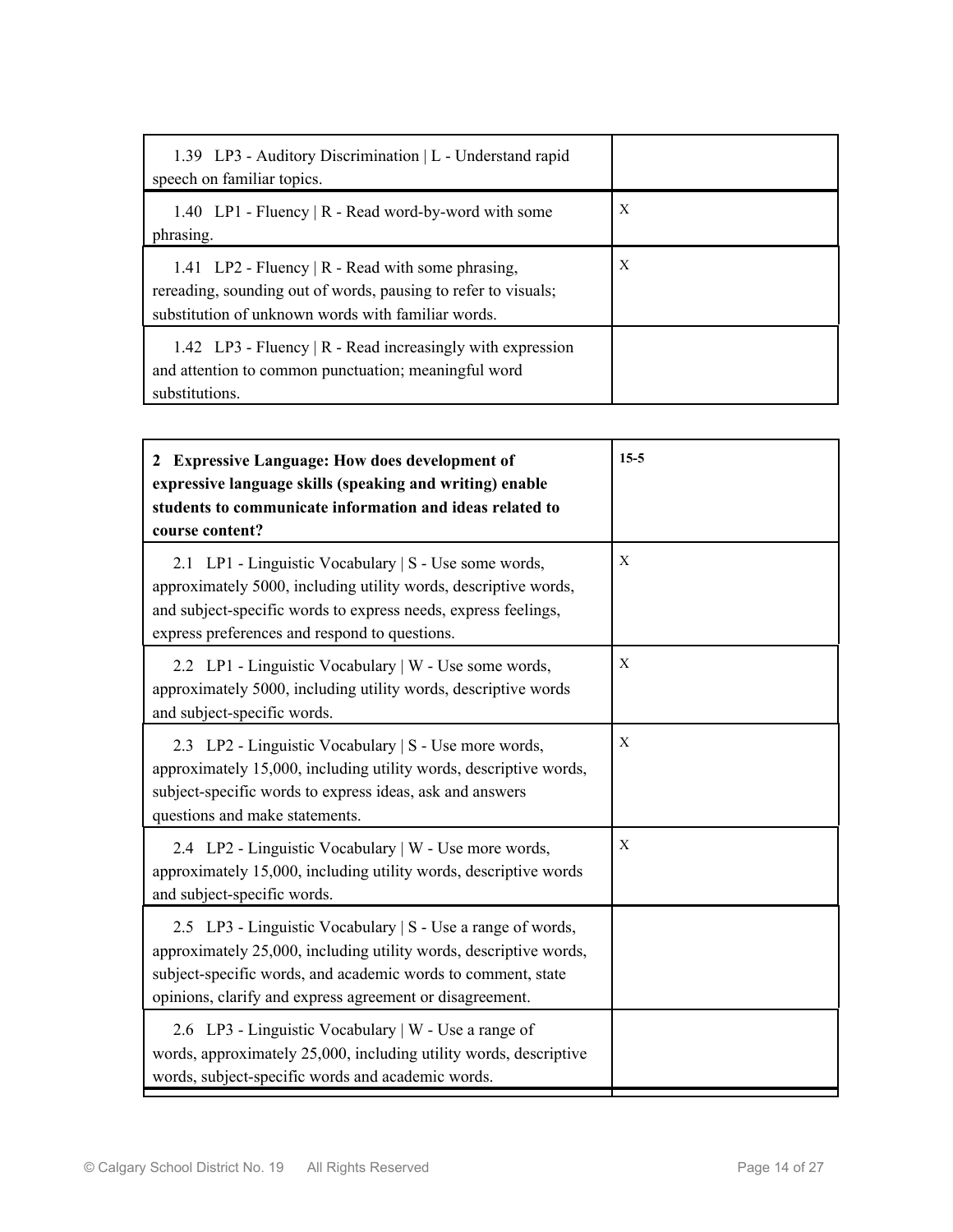| | |
|---|---|
| 1.39 LP3 - Auditory Discrimination \| L - Understand rapid speech on familiar topics. | |
| 1.40 LP1 - Fluency \| R - Read word-by-word with some phrasing. | X |
| 1.41 LP2 - Fluency \| R - Read with some phrasing, rereading, sounding out of words, pausing to refer to visuals; substitution of unknown words with familiar words. | X |
| 1.42 LP3 - Fluency \| R - Read increasingly with expression and attention to common punctuation; meaningful word substitutions. | |

| **2 Expressive Language: How does development of expressive language skills (speaking and writing) enable students to communicate information and ideas related to course content?** | **15-5** |
|---|---|
| 2.1 LP1 - Linguistic Vocabulary \| S - Use some words, approximately 5000, including utility words, descriptive words, and subject-specific words to express needs, express feelings, express preferences and respond to questions. | X |
| 2.2 LP1 - Linguistic Vocabulary \| W - Use some words, approximately 5000, including utility words, descriptive words and subject-specific words. | X |
| 2.3 LP2 - Linguistic Vocabulary \| S - Use more words, approximately 15,000, including utility words, descriptive words, subject-specific words to express ideas, ask and answers questions and make statements. | X |
| 2.4 LP2 - Linguistic Vocabulary \| W - Use more words, approximately 15,000, including utility words, descriptive words and subject-specific words. | X |
| 2.5 LP3 - Linguistic Vocabulary \| S - Use a range of words, approximately 25,000, including utility words, descriptive words, subject-specific words, and academic words to comment, state opinions, clarify and express agreement or disagreement. | |
| 2.6 LP3 - Linguistic Vocabulary \| W - Use a range of words, approximately 25,000, including utility words, descriptive words, subject-specific words and academic words. | |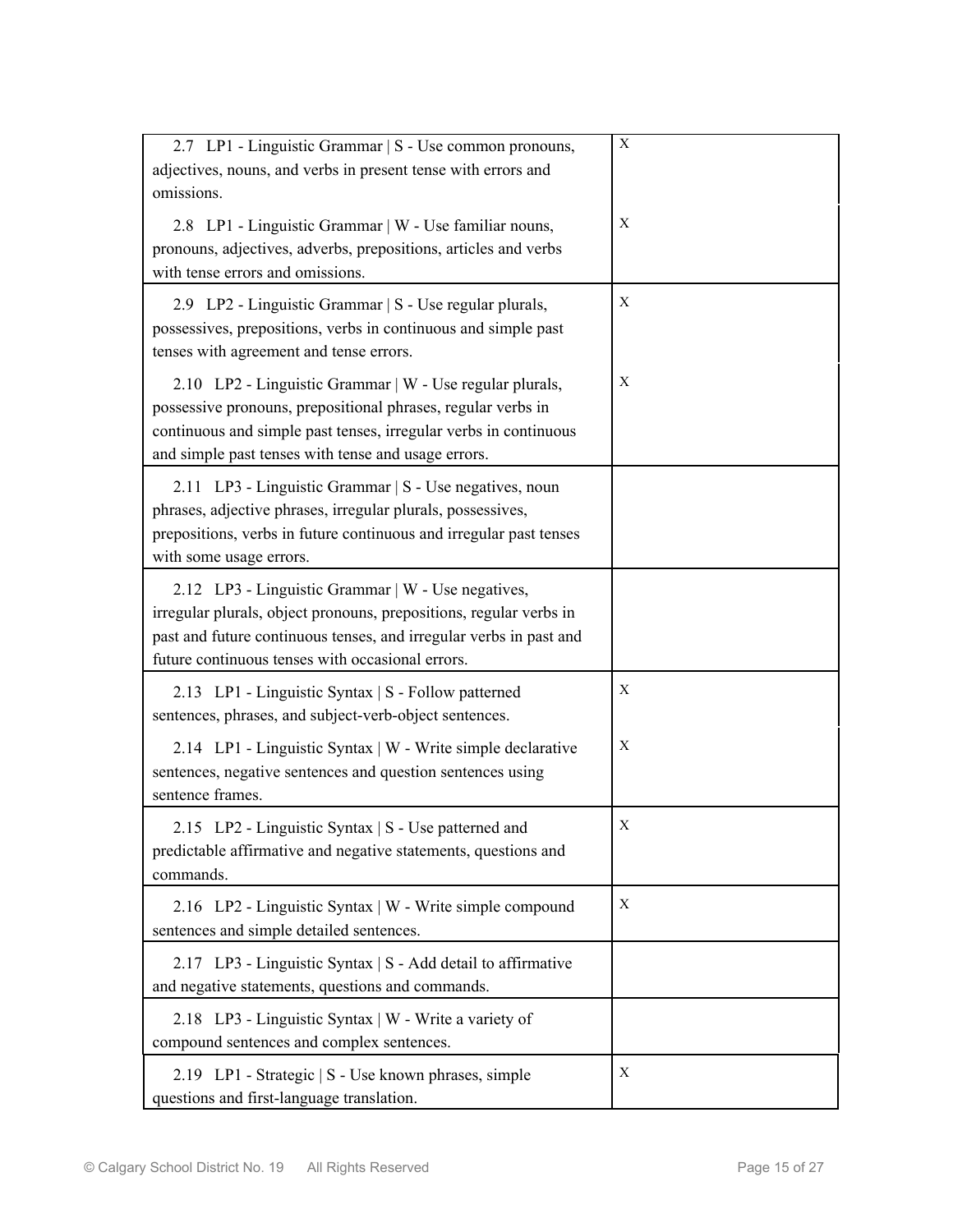| | |
|---|---|
| 2.7 LP1 - Linguistic Grammar \| S - Use common pronouns, adjectives, nouns, and verbs in present tense with errors and omissions. | X |
| 2.8 LP1 - Linguistic Grammar \| W - Use familiar nouns, pronouns, adjectives, adverbs, prepositions, articles and verbs with tense errors and omissions. | X |
| 2.9 LP2 - Linguistic Grammar \| S - Use regular plurals, possessives, prepositions, verbs in continuous and simple past tenses with agreement and tense errors. | X |
| 2.10 LP2 - Linguistic Grammar \| W - Use regular plurals, possessive pronouns, prepositional phrases, regular verbs in continuous and simple past tenses, irregular verbs in continuous and simple past tenses with tense and usage errors. | X |
| 2.11 LP3 - Linguistic Grammar \| S - Use negatives, noun phrases, adjective phrases, irregular plurals, possessives, prepositions, verbs in future continuous and irregular past tenses with some usage errors. | |
| 2.12 LP3 - Linguistic Grammar \| W - Use negatives, irregular plurals, object pronouns, prepositions, regular verbs in past and future continuous tenses, and irregular verbs in past and future continuous tenses with occasional errors. | |
| 2.13 LP1 - Linguistic Syntax \| S - Follow patterned sentences, phrases, and subject-verb-object sentences. | X |
| 2.14 LP1 - Linguistic Syntax \| W - Write simple declarative sentences, negative sentences and question sentences using sentence frames. | X |
| 2.15 LP2 - Linguistic Syntax \| S - Use patterned and predictable affirmative and negative statements, questions and commands. | X |
| 2.16 LP2 - Linguistic Syntax \| W - Write simple compound sentences and simple detailed sentences. | X |
| 2.17 LP3 - Linguistic Syntax \| S - Add detail to affirmative and negative statements, questions and commands. | |
| 2.18 LP3 - Linguistic Syntax \| W - Write a variety of compound sentences and complex sentences. | |
| 2.19 LP1 - Strategic \| S - Use known phrases, simple questions and first-language translation. | X |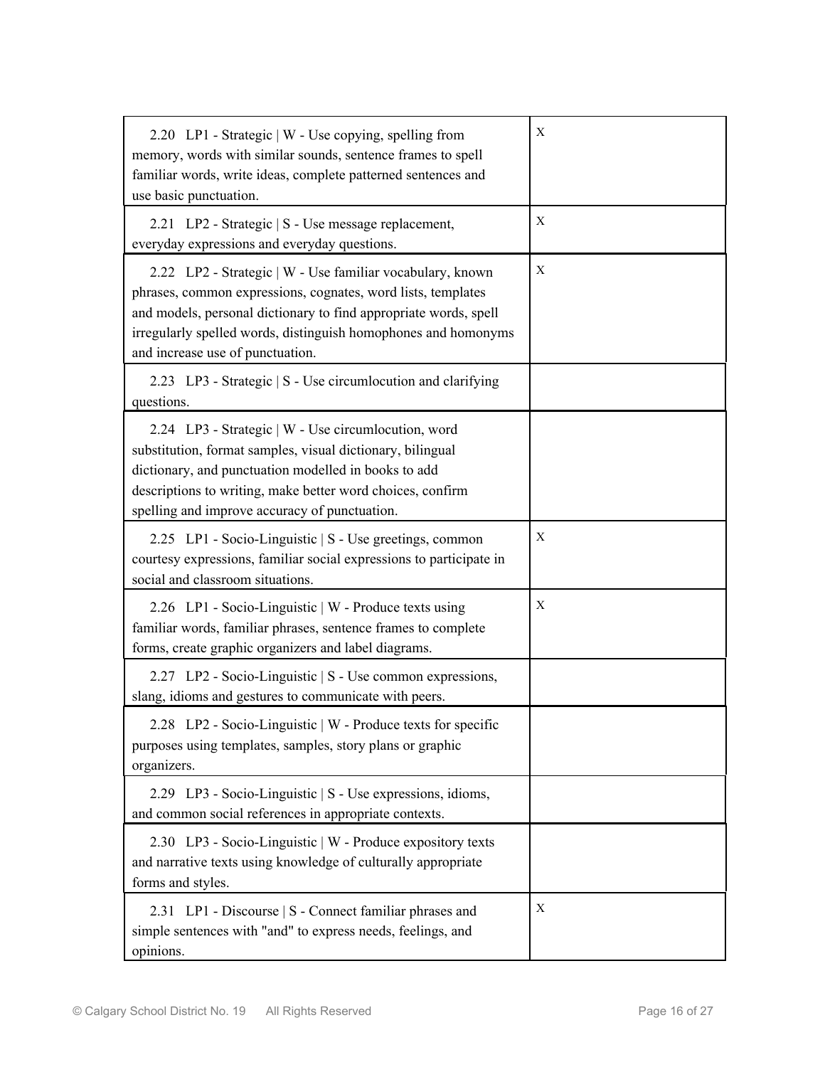| | |
|---|---|
| 2.20 LP1 - Strategic \| W - Use copying, spelling from memory, words with similar sounds, sentence frames to spell familiar words, write ideas, complete patterned sentences and use basic punctuation. | X |
| 2.21 LP2 - Strategic \| S - Use message replacement, everyday expressions and everyday questions. | X |
| 2.22 LP2 - Strategic \| W - Use familiar vocabulary, known phrases, common expressions, cognates, word lists, templates and models, personal dictionary to find appropriate words, spell irregularly spelled words, distinguish homophones and homonyms and increase use of punctuation. | X |
| 2.23 LP3 - Strategic \| S - Use circumlocution and clarifying questions. | |
| 2.24 LP3 - Strategic \| W - Use circumlocution, word substitution, format samples, visual dictionary, bilingual dictionary, and punctuation modelled in books to add descriptions to writing, make better word choices, confirm spelling and improve accuracy of punctuation. | |
| 2.25 LP1 - Socio-Linguistic \| S - Use greetings, common courtesy expressions, familiar social expressions to participate in social and classroom situations. | X |
| 2.26 LP1 - Socio-Linguistic \| W - Produce texts using familiar words, familiar phrases, sentence frames to complete forms, create graphic organizers and label diagrams. | X |
| 2.27 LP2 - Socio-Linguistic \| S - Use common expressions, slang, idioms and gestures to communicate with peers. | |
| 2.28 LP2 - Socio-Linguistic \| W - Produce texts for specific purposes using templates, samples, story plans or graphic organizers. | |
| 2.29 LP3 - Socio-Linguistic \| S - Use expressions, idioms, and common social references in appropriate contexts. | |
| 2.30 LP3 - Socio-Linguistic \| W - Produce expository texts and narrative texts using knowledge of culturally appropriate forms and styles. | |
| 2.31 LP1 - Discourse \| S - Connect familiar phrases and simple sentences with "and" to express needs, feelings, and opinions. | X |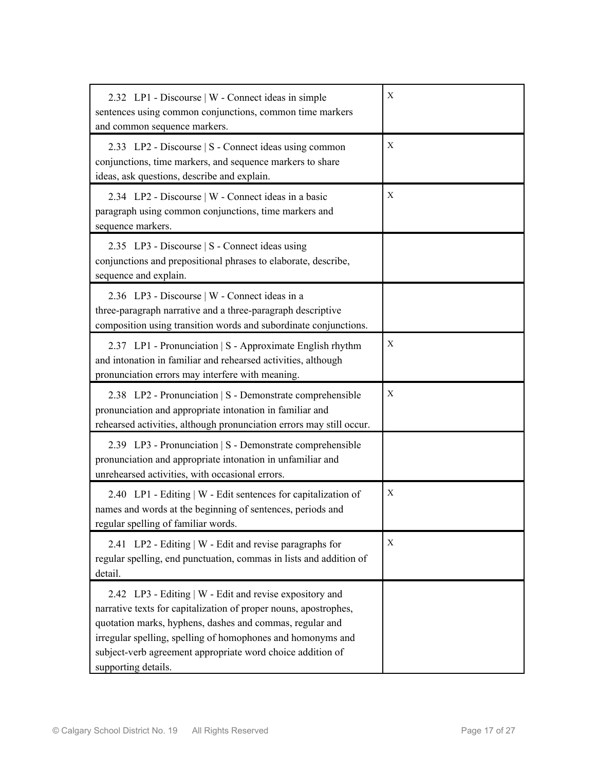| | |
|---|---|
| 2.32 LP1 - Discourse \| W - Connect ideas in simple sentences using common conjunctions, common time markers and common sequence markers. | X |
| 2.33 LP2 - Discourse \| S - Connect ideas using common conjunctions, time markers, and sequence markers to share ideas, ask questions, describe and explain. | X |
| 2.34 LP2 - Discourse \| W - Connect ideas in a basic paragraph using common conjunctions, time markers and sequence markers. | X |
| 2.35 LP3 - Discourse \| S - Connect ideas using conjunctions and prepositional phrases to elaborate, describe, sequence and explain. | |
| 2.36 LP3 - Discourse \| W - Connect ideas in a three-paragraph narrative and a three-paragraph descriptive composition using transition words and subordinate conjunctions. | |
| 2.37 LP1 - Pronunciation \| S - Approximate English rhythm and intonation in familiar and rehearsed activities, although pronunciation errors may interfere with meaning. | X |
| 2.38 LP2 - Pronunciation \| S - Demonstrate comprehensible pronunciation and appropriate intonation in familiar and rehearsed activities, although pronunciation errors may still occur. | X |
| 2.39 LP3 - Pronunciation \| S - Demonstrate comprehensible pronunciation and appropriate intonation in unfamiliar and unrehearsed activities, with occasional errors. | |
| 2.40 LP1 - Editing \| W - Edit sentences for capitalization of names and words at the beginning of sentences, periods and regular spelling of familiar words. | X |
| 2.41 LP2 - Editing \| W - Edit and revise paragraphs for regular spelling, end punctuation, commas in lists and addition of detail. | X |
| 2.42 LP3 - Editing \| W - Edit and revise expository and narrative texts for capitalization of proper nouns, apostrophes, quotation marks, hyphens, dashes and commas, regular and irregular spelling, spelling of homophones and homonyms and subject-verb agreement appropriate word choice addition of supporting details. | |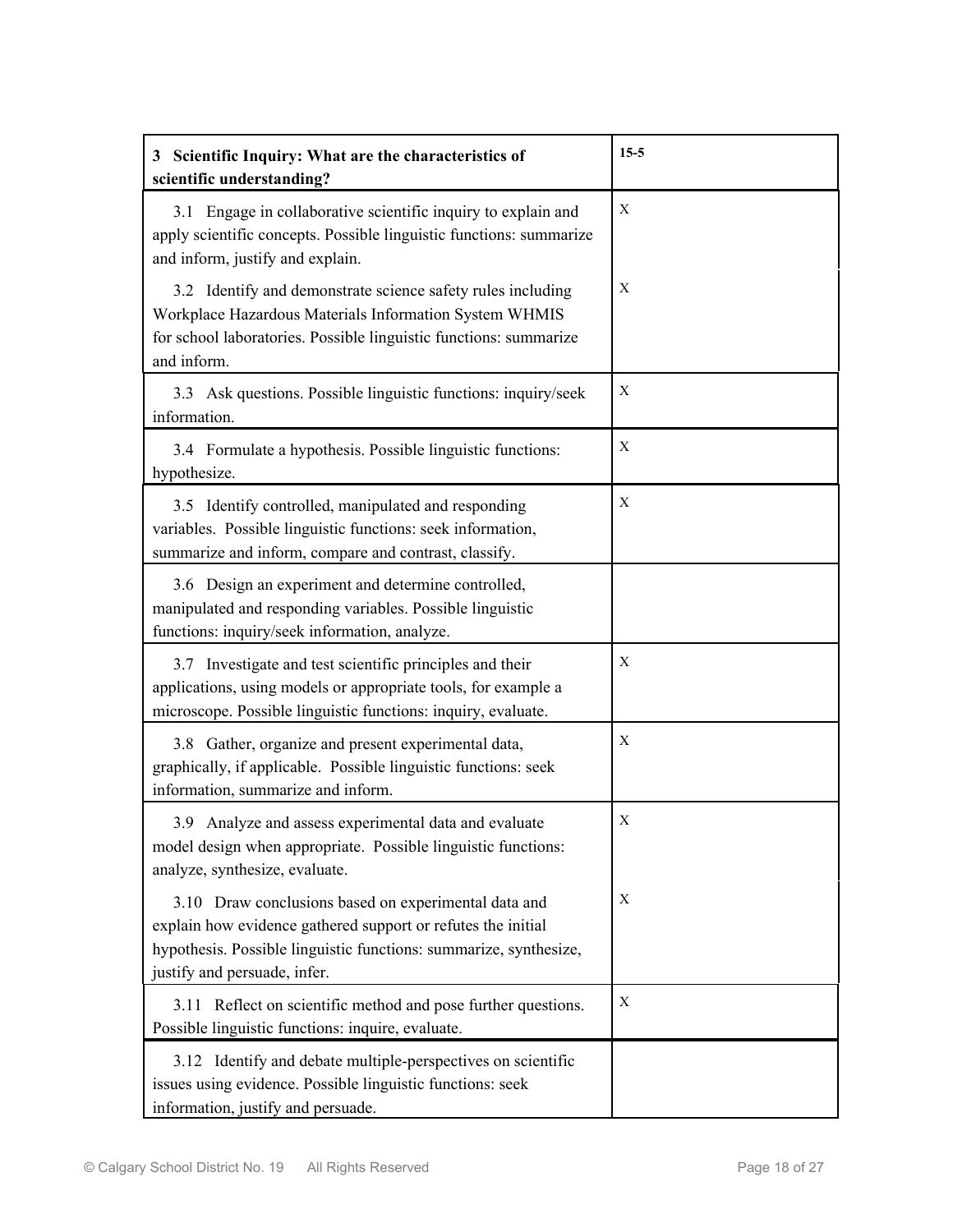| 3 Scientific Inquiry: What are the characteristics of scientific understanding? | 15-5 |
| --- | --- |
| 3.1 Engage in collaborative scientific inquiry to explain and apply scientific concepts. Possible linguistic functions: summarize and inform, justify and explain. | X |
| 3.2 Identify and demonstrate science safety rules including Workplace Hazardous Materials Information System WHMIS for school laboratories. Possible linguistic functions: summarize and inform. | X |
| 3.3 Ask questions. Possible linguistic functions: inquiry/seek information. | X |
| 3.4 Formulate a hypothesis. Possible linguistic functions: hypothesize. | X |
| 3.5 Identify controlled, manipulated and responding variables. Possible linguistic functions: seek information, summarize and inform, compare and contrast, classify. | X |
| 3.6 Design an experiment and determine controlled, manipulated and responding variables. Possible linguistic functions: inquiry/seek information, analyze. | |
| 3.7 Investigate and test scientific principles and their applications, using models or appropriate tools, for example a microscope. Possible linguistic functions: inquiry, evaluate. | X |
| 3.8 Gather, organize and present experimental data, graphically, if applicable. Possible linguistic functions: seek information, summarize and inform. | X |
| 3.9 Analyze and assess experimental data and evaluate model design when appropriate. Possible linguistic functions: analyze, synthesize, evaluate. | X |
| 3.10 Draw conclusions based on experimental data and explain how evidence gathered support or refutes the initial hypothesis. Possible linguistic functions: summarize, synthesize, justify and persuade, infer. | X |
| 3.11 Reflect on scientific method and pose further questions. Possible linguistic functions: inquire, evaluate. | X |
| 3.12 Identify and debate multiple-perspectives on scientific issues using evidence. Possible linguistic functions: seek information, justify and persuade. | |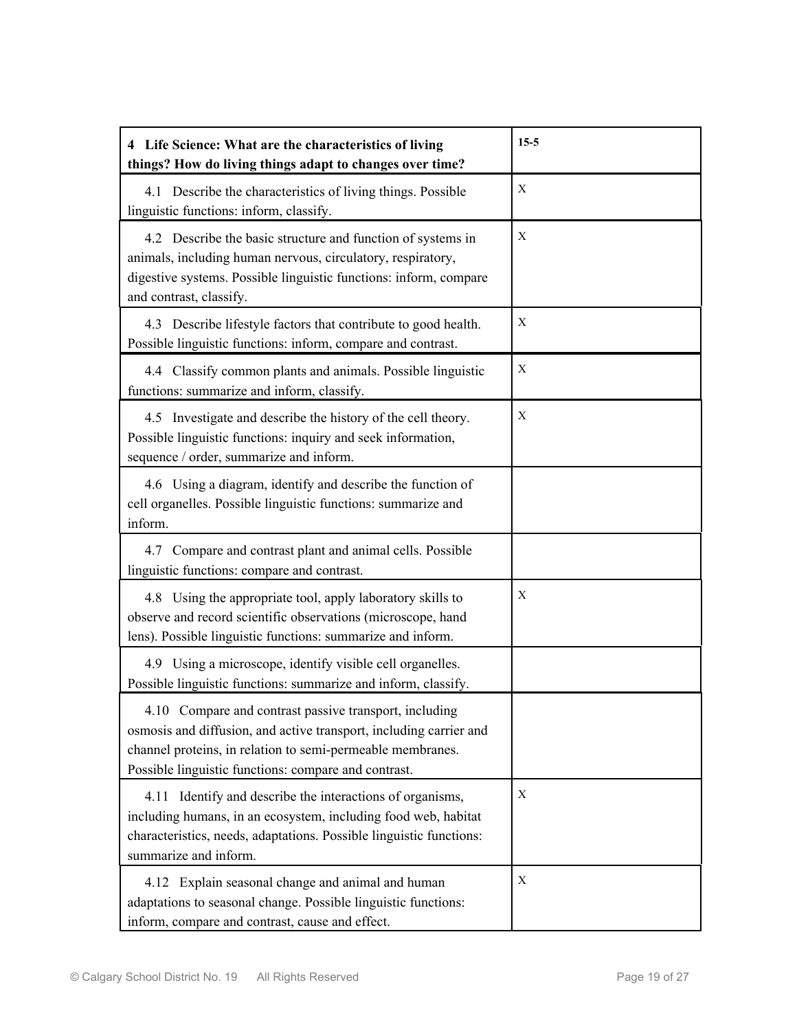| 4 Life Science: What are the characteristics of living things? How do living things adapt to changes over time? | 15-5 |
|---|---|
| 4.1 Describe the characteristics of living things. Possible linguistic functions: inform, classify. | X |
| 4.2 Describe the basic structure and function of systems in animals, including human nervous, circulatory, respiratory, digestive systems. Possible linguistic functions: inform, compare and contrast, classify. | X |
| 4.3 Describe lifestyle factors that contribute to good health. Possible linguistic functions: inform, compare and contrast. | X |
| 4.4 Classify common plants and animals. Possible linguistic functions: summarize and inform, classify. | X |
| 4.5 Investigate and describe the history of the cell theory. Possible linguistic functions: inquiry and seek information, sequence / order, summarize and inform. | X |
| 4.6 Using a diagram, identify and describe the function of cell organelles. Possible linguistic functions: summarize and inform. | |
| 4.7 Compare and contrast plant and animal cells. Possible linguistic functions: compare and contrast. | |
| 4.8 Using the appropriate tool, apply laboratory skills to observe and record scientific observations (microscope, hand lens). Possible linguistic functions: summarize and inform. | X |
| 4.9 Using a microscope, identify visible cell organelles. Possible linguistic functions: summarize and inform, classify. | |
| 4.10 Compare and contrast passive transport, including osmosis and diffusion, and active transport, including carrier and channel proteins, in relation to semi-permeable membranes. Possible linguistic functions: compare and contrast. | |
| 4.11 Identify and describe the interactions of organisms, including humans, in an ecosystem, including food web, habitat characteristics, needs, adaptations. Possible linguistic functions: summarize and inform. | X |
| 4.12 Explain seasonal change and animal and human adaptations to seasonal change. Possible linguistic functions: inform, compare and contrast, cause and effect. | X |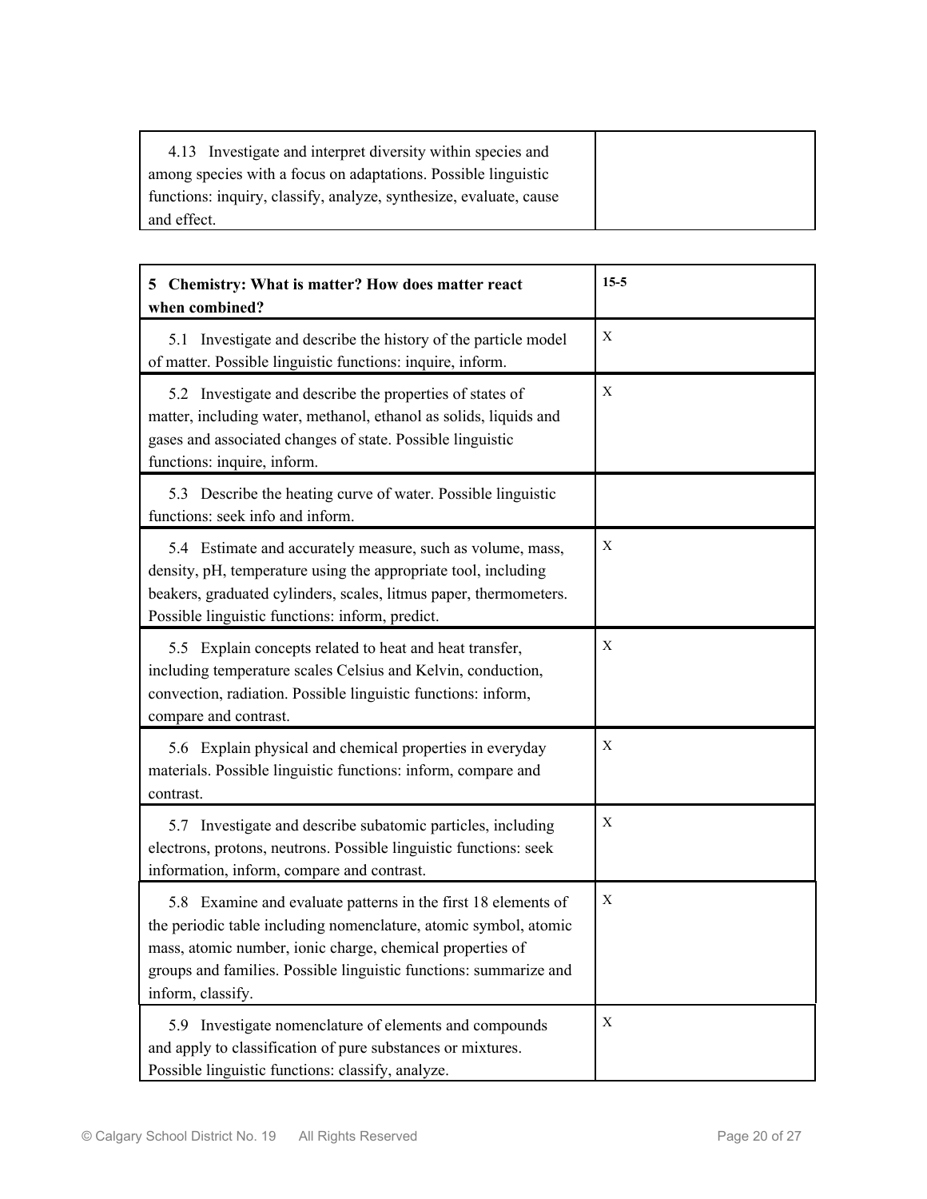| 4.13 Investigate and interpret diversity within species and among species with a focus on adaptations. Possible linguistic functions: inquiry, classify, analyze, synthesize, evaluate, cause and effect. | |
|---|---|

| **5 Chemistry: What is matter? How does matter react when combined?** | **15-5** |
|---|---|
| 5.1 Investigate and describe the history of the particle model of matter. Possible linguistic functions: inquire, inform. | X |
| 5.2 Investigate and describe the properties of states of matter, including water, methanol, ethanol as solids, liquids and gases and associated changes of state. Possible linguistic functions: inquire, inform. | X |
| 5.3 Describe the heating curve of water. Possible linguistic functions: seek info and inform. | |
| 5.4 Estimate and accurately measure, such as volume, mass, density, pH, temperature using the appropriate tool, including beakers, graduated cylinders, scales, litmus paper, thermometers. Possible linguistic functions: inform, predict. | X |
| 5.5 Explain concepts related to heat and heat transfer, including temperature scales Celsius and Kelvin, conduction, convection, radiation. Possible linguistic functions: inform, compare and contrast. | X |
| 5.6 Explain physical and chemical properties in everyday materials. Possible linguistic functions: inform, compare and contrast. | X |
| 5.7 Investigate and describe subatomic particles, including electrons, protons, neutrons. Possible linguistic functions: seek information, inform, compare and contrast. | X |
| 5.8 Examine and evaluate patterns in the first 18 elements of the periodic table including nomenclature, atomic symbol, atomic mass, atomic number, ionic charge, chemical properties of groups and families. Possible linguistic functions: summarize and inform, classify. | X |
| 5.9 Investigate nomenclature of elements and compounds and apply to classification of pure substances or mixtures. Possible linguistic functions: classify, analyze. | X |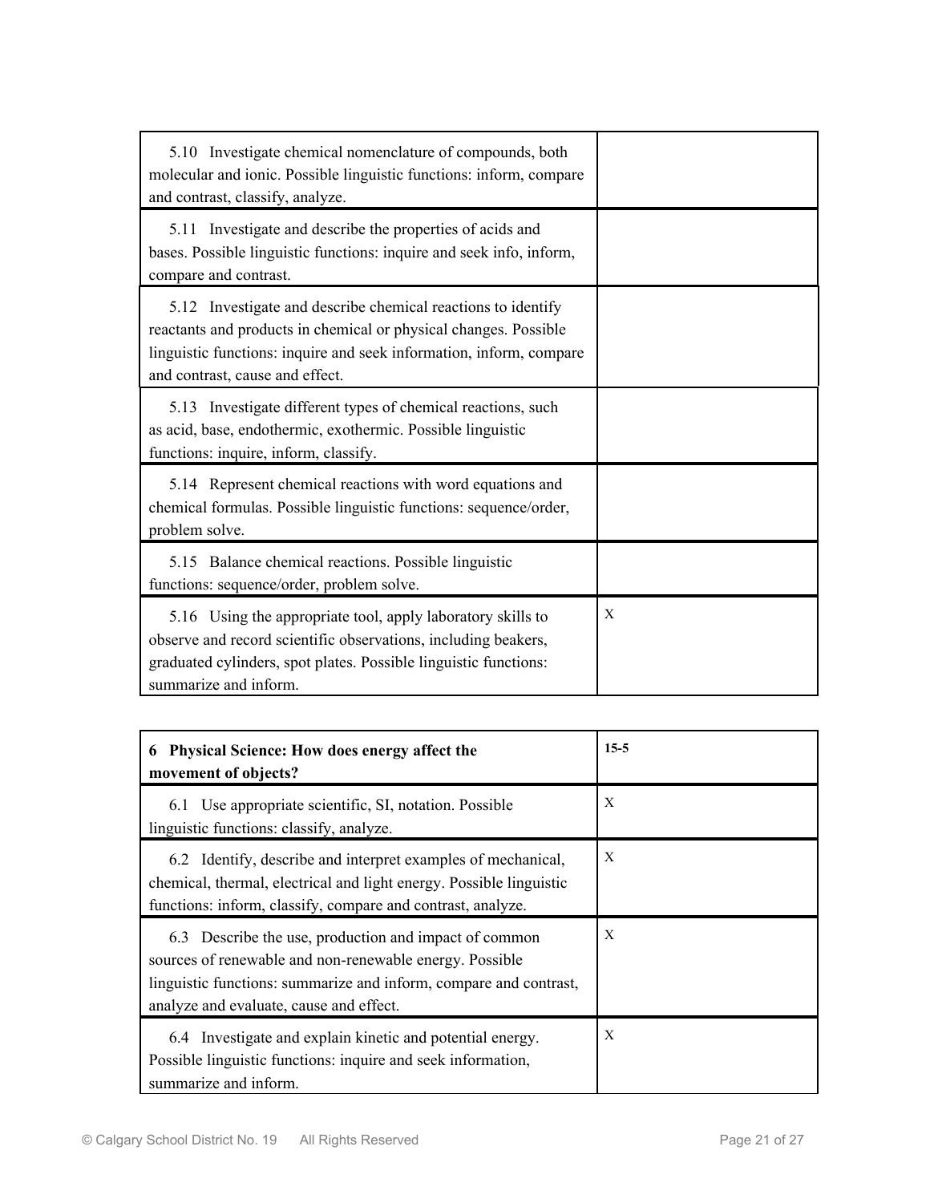| | |
|---|---|
| 5.10 Investigate chemical nomenclature of compounds, both molecular and ionic. Possible linguistic functions: inform, compare and contrast, classify, analyze. | |
| 5.11 Investigate and describe the properties of acids and bases. Possible linguistic functions: inquire and seek info, inform, compare and contrast. | |
| 5.12 Investigate and describe chemical reactions to identify reactants and products in chemical or physical changes. Possible linguistic functions: inquire and seek information, inform, compare and contrast, cause and effect. | |
| 5.13 Investigate different types of chemical reactions, such as acid, base, endothermic, exothermic. Possible linguistic functions: inquire, inform, classify. | |
| 5.14 Represent chemical reactions with word equations and chemical formulas. Possible linguistic functions: sequence/order, problem solve. | |
| 5.15 Balance chemical reactions. Possible linguistic functions: sequence/order, problem solve. | |
| 5.16 Using the appropriate tool, apply laboratory skills to observe and record scientific observations, including beakers, graduated cylinders, spot plates. Possible linguistic functions: summarize and inform. | X |

| **6 Physical Science: How does energy affect the movement of objects?** | **15-5** |
|---|---|
| 6.1 Use appropriate scientific, SI, notation. Possible linguistic functions: classify, analyze. | X |
| 6.2 Identify, describe and interpret examples of mechanical, chemical, thermal, electrical and light energy. Possible linguistic functions: inform, classify, compare and contrast, analyze. | X |
| 6.3 Describe the use, production and impact of common sources of renewable and non-renewable energy. Possible linguistic functions: summarize and inform, compare and contrast, analyze and evaluate, cause and effect. | X |
| 6.4 Investigate and explain kinetic and potential energy. Possible linguistic functions: inquire and seek information, summarize and inform. | X |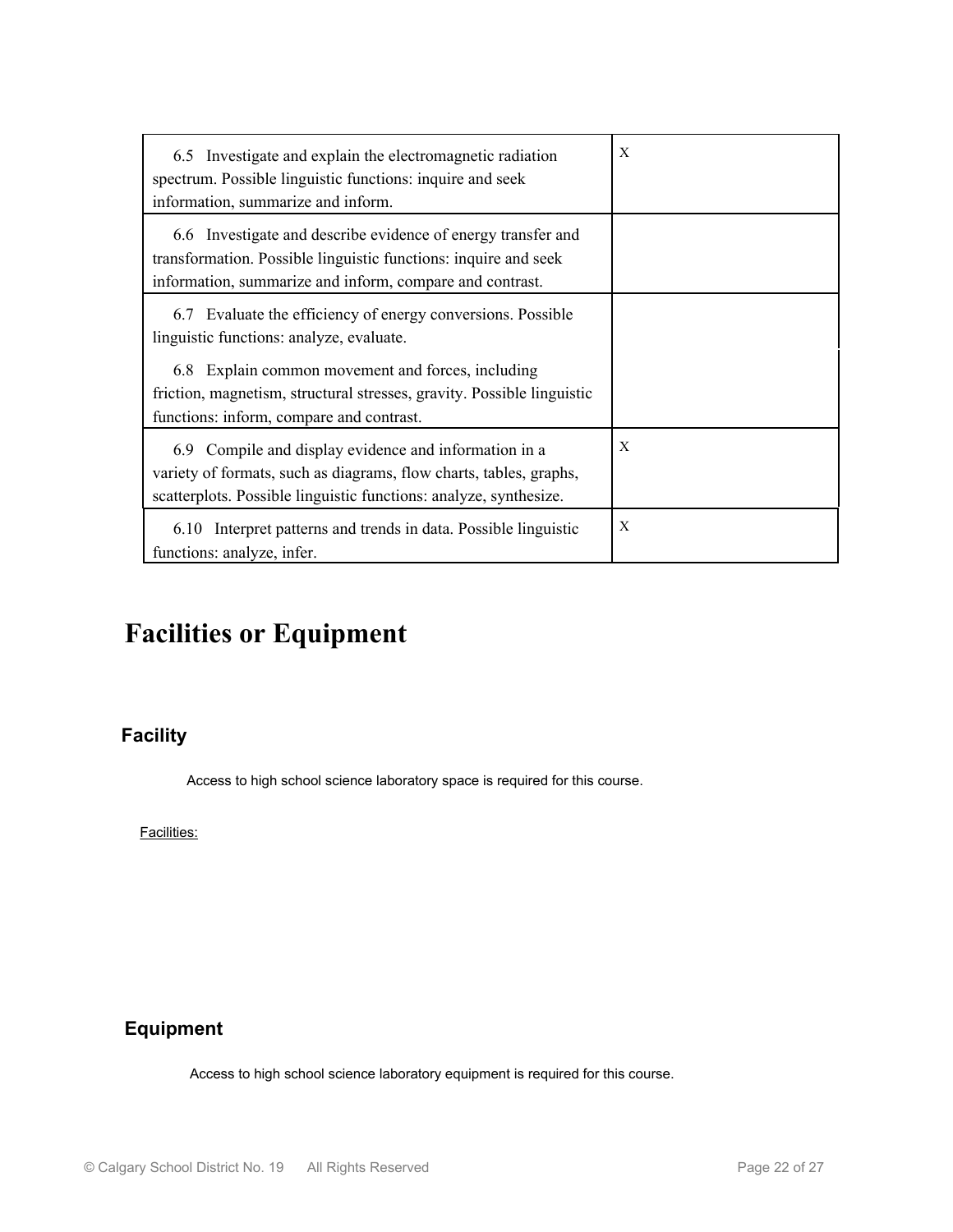| | |
|---|---|
| 6.5 Investigate and explain the electromagnetic radiation spectrum. Possible linguistic functions: inquire and seek information, summarize and inform. | X |
| 6.6 Investigate and describe evidence of energy transfer and transformation. Possible linguistic functions: inquire and seek information, summarize and inform, compare and contrast. | |
| 6.7 Evaluate the efficiency of energy conversions. Possible linguistic functions: analyze, evaluate.<br><br>6.8 Explain common movement and forces, including friction, magnetism, structural stresses, gravity. Possible linguistic functions: inform, compare and contrast. | |
| 6.9 Compile and display evidence and information in a variety of formats, such as diagrams, flow charts, tables, graphs, scatterplots. Possible linguistic functions: analyze, synthesize. | X |
| 6.10 Interpret patterns and trends in data. Possible linguistic functions: analyze, infer. | X |

# Facilities or Equipment

### Facility

Access to high school science laboratory space is required for this course.

Facilities:

### Equipment

Access to high school science laboratory equipment is required for this course.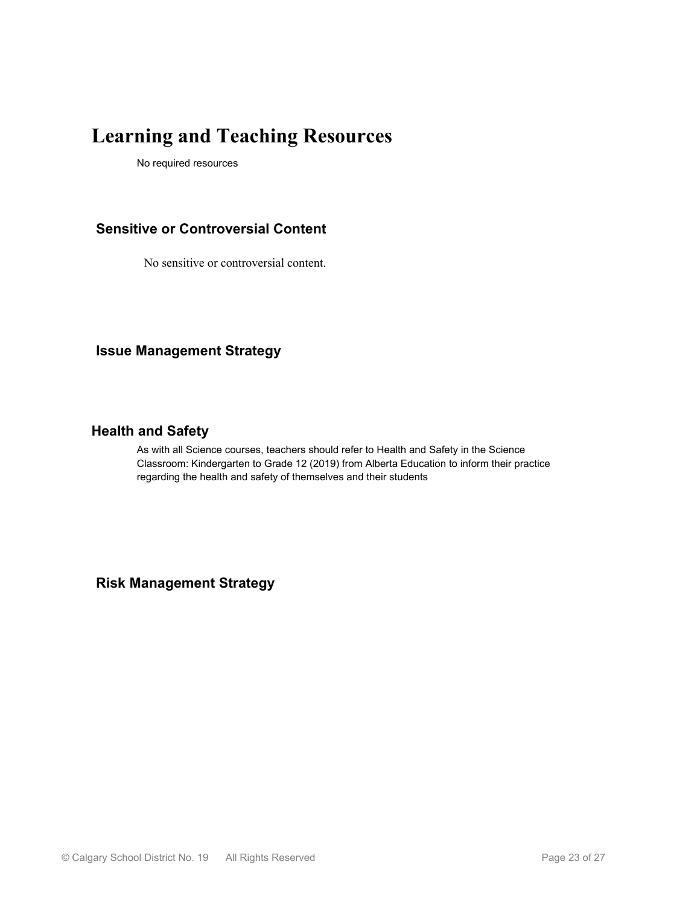# Learning and Teaching Resources

No required resources

## Sensitive or Controversial Content

No sensitive or controversial content.

## Issue Management Strategy

## Health and Safety

As with all Science courses, teachers should refer to Health and Safety in the Science Classroom: Kindergarten to Grade 12 (2019) from Alberta Education to inform their practice regarding the health and safety of themselves and their students

## Risk Management Strategy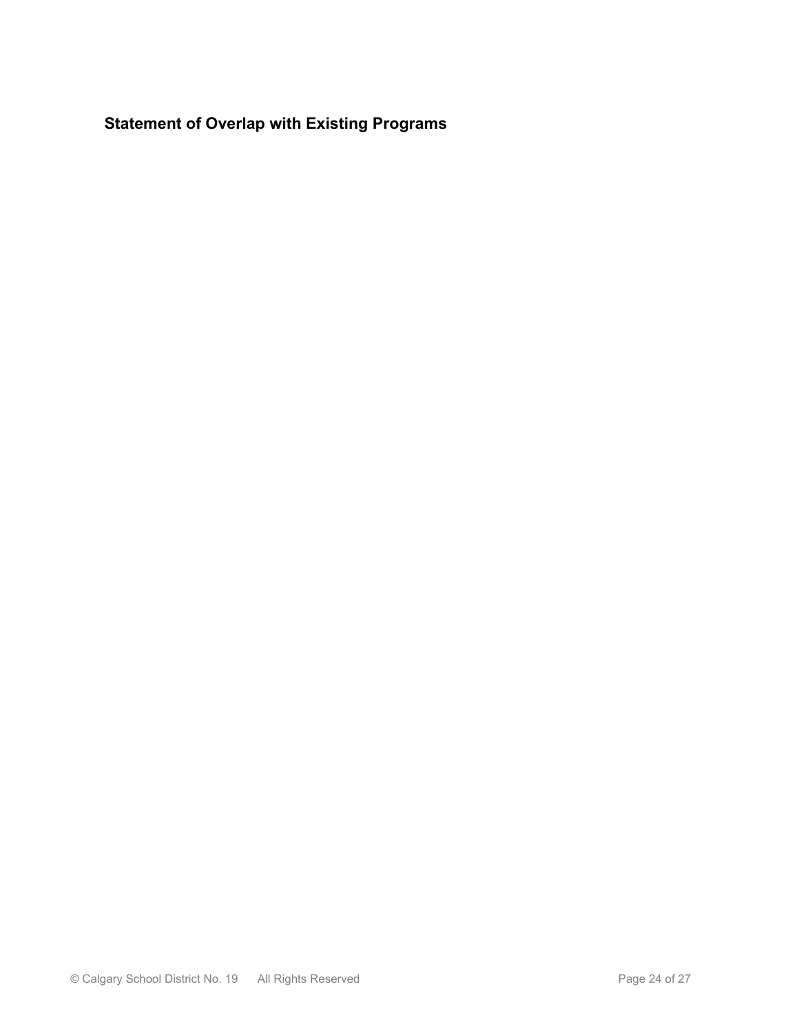## Statement of Overlap with Existing Programs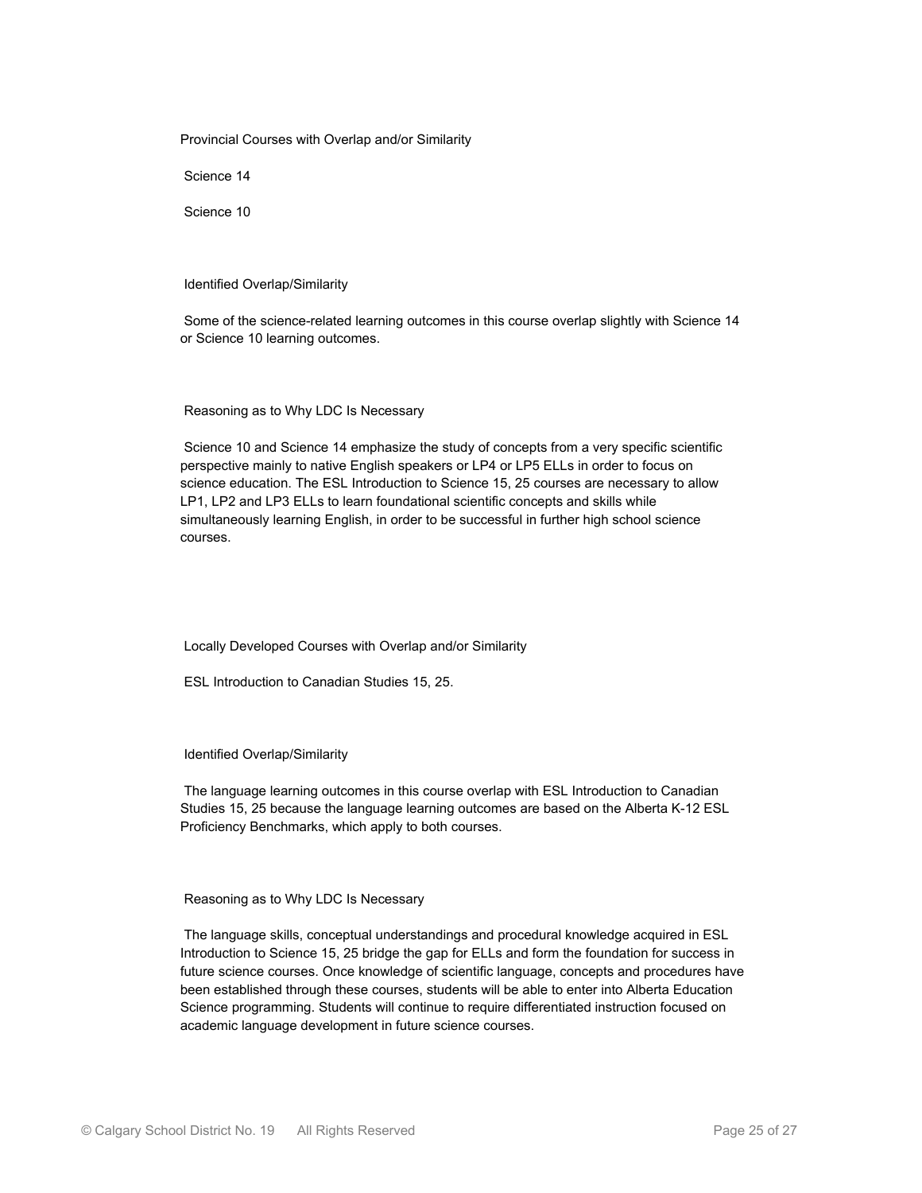Provincial Courses with Overlap and/or Similarity

Science 14

Science 10

Identified Overlap/Similarity

Some of the science-related learning outcomes in this course overlap slightly with Science 14 or Science 10 learning outcomes.

Reasoning as to Why LDC Is Necessary

Science 10 and Science 14 emphasize the study of concepts from a very specific scientific perspective mainly to native English speakers or LP4 or LP5 ELLs in order to focus on science education. The ESL Introduction to Science 15, 25 courses are necessary to allow LP1, LP2 and LP3 ELLs to learn foundational scientific concepts and skills while simultaneously learning English, in order to be successful in further high school science courses.

Locally Developed Courses with Overlap and/or Similarity

ESL Introduction to Canadian Studies 15, 25.

Identified Overlap/Similarity

The language learning outcomes in this course overlap with ESL Introduction to Canadian Studies 15, 25 because the language learning outcomes are based on the Alberta K-12 ESL Proficiency Benchmarks, which apply to both courses.

Reasoning as to Why LDC Is Necessary

The language skills, conceptual understandings and procedural knowledge acquired in ESL Introduction to Science 15, 25 bridge the gap for ELLs and form the foundation for success in future science courses. Once knowledge of scientific language, concepts and procedures have been established through these courses, students will be able to enter into Alberta Education Science programming. Students will continue to require differentiated instruction focused on academic language development in future science courses.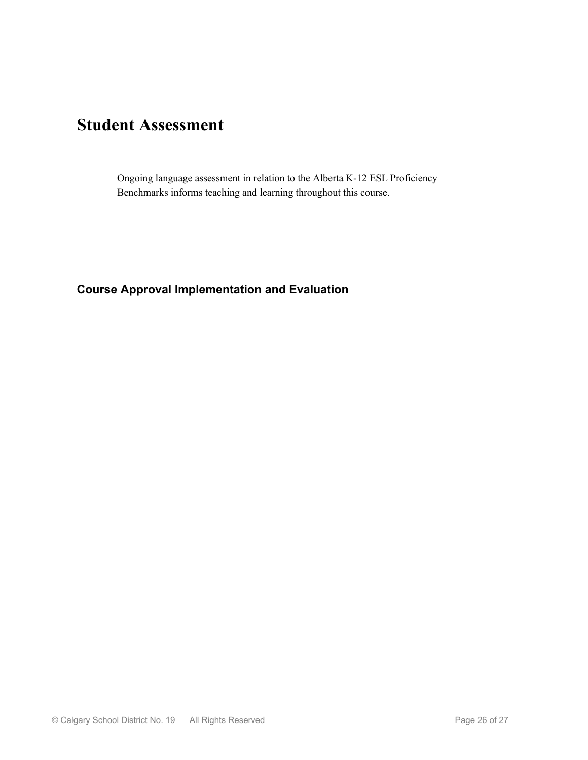# Student Assessment

Ongoing language assessment in relation to the Alberta K-12 ESL Proficiency Benchmarks informs teaching and learning throughout this course.

## Course Approval Implementation and Evaluation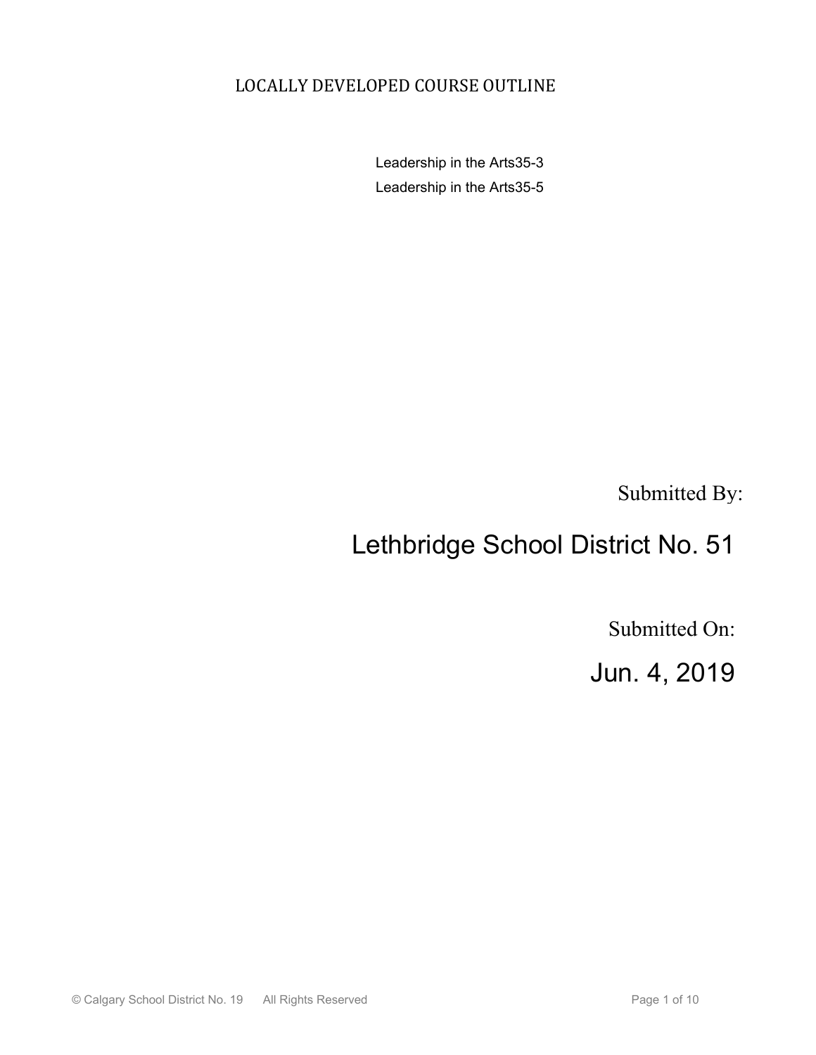LOCALLY DEVELOPED COURSE OUTLINE

Leadership in the Arts35-3

Leadership in the Arts35-5

Submitted By:

Lethbridge School District No. 51

Submitted On:

Jun. 4, 2019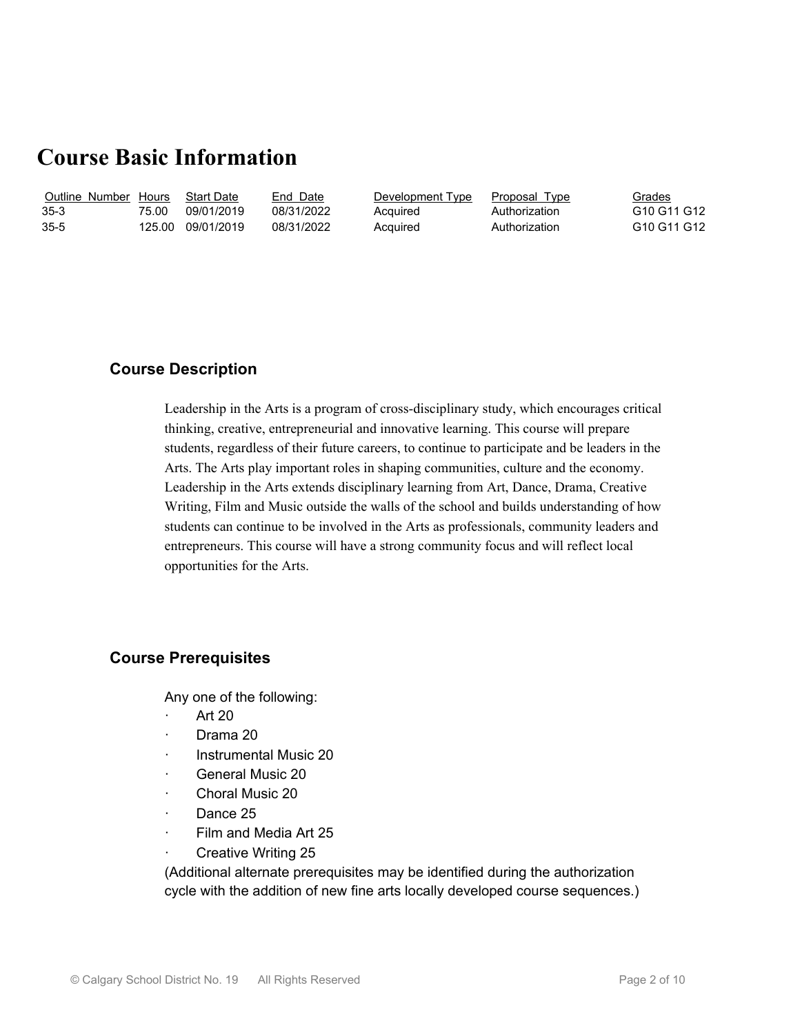# Course Basic Information

| Outline Number | Hours | Start Date | End Date | Development Type | Proposal Type | Grades |
|---|---|---|---|---|---|---|
| 35-3 | 75.00 | 09/01/2019 | 08/31/2022 | Acquired | Authorization | G10 G11 G12 |
| 35-5 | 125.00 | 09/01/2019 | 08/31/2022 | Acquired | Authorization | G10 G11 G12 |

### Course Description

Leadership in the Arts is a program of cross-disciplinary study, which encourages critical thinking, creative, entrepreneurial and innovative learning. This course will prepare students, regardless of their future careers, to continue to participate and be leaders in the Arts. The Arts play important roles in shaping communities, culture and the economy. Leadership in the Arts extends disciplinary learning from Art, Dance, Drama, Creative Writing, Film and Music outside the walls of the school and builds understanding of how students can continue to be involved in the Arts as professionals, community leaders and entrepreneurs. This course will have a strong community focus and will reflect local opportunities for the Arts.

### Course Prerequisites

Any one of the following:

- Art 20
- Drama 20
- Instrumental Music 20
- General Music 20
- Choral Music 20
- Dance 25
- Film and Media Art 25
- Creative Writing 25

(Additional alternate prerequisites may be identified during the authorization cycle with the addition of new fine arts locally developed course sequences.)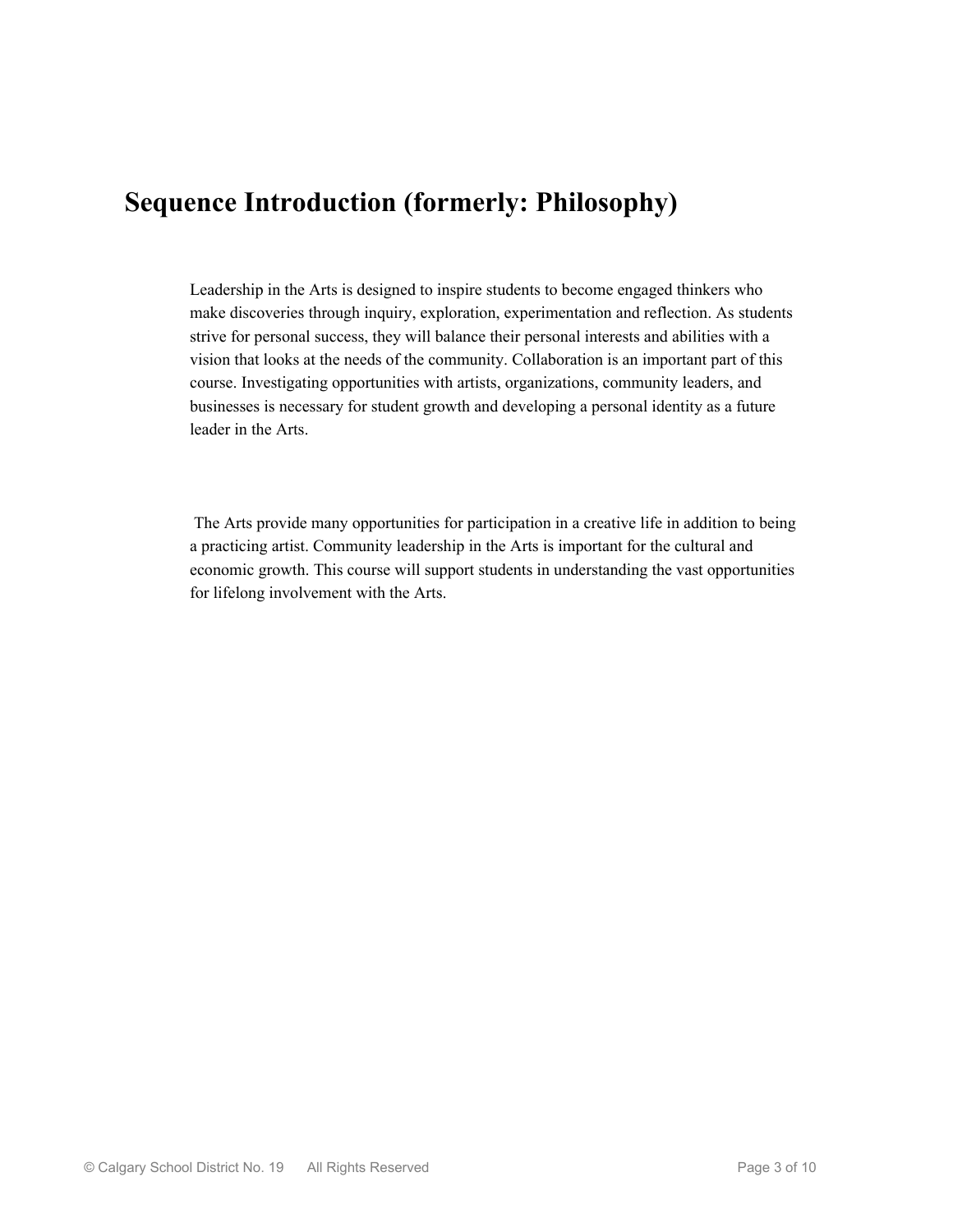# Sequence Introduction (formerly: Philosophy)

Leadership in the Arts is designed to inspire students to become engaged thinkers who make discoveries through inquiry, exploration, experimentation and reflection. As students strive for personal success, they will balance their personal interests and abilities with a vision that looks at the needs of the community. Collaboration is an important part of this course. Investigating opportunities with artists, organizations, community leaders, and businesses is necessary for student growth and developing a personal identity as a future leader in the Arts.

The Arts provide many opportunities for participation in a creative life in addition to being a practicing artist. Community leadership in the Arts is important for the cultural and economic growth. This course will support students in understanding the vast opportunities for lifelong involvement with the Arts.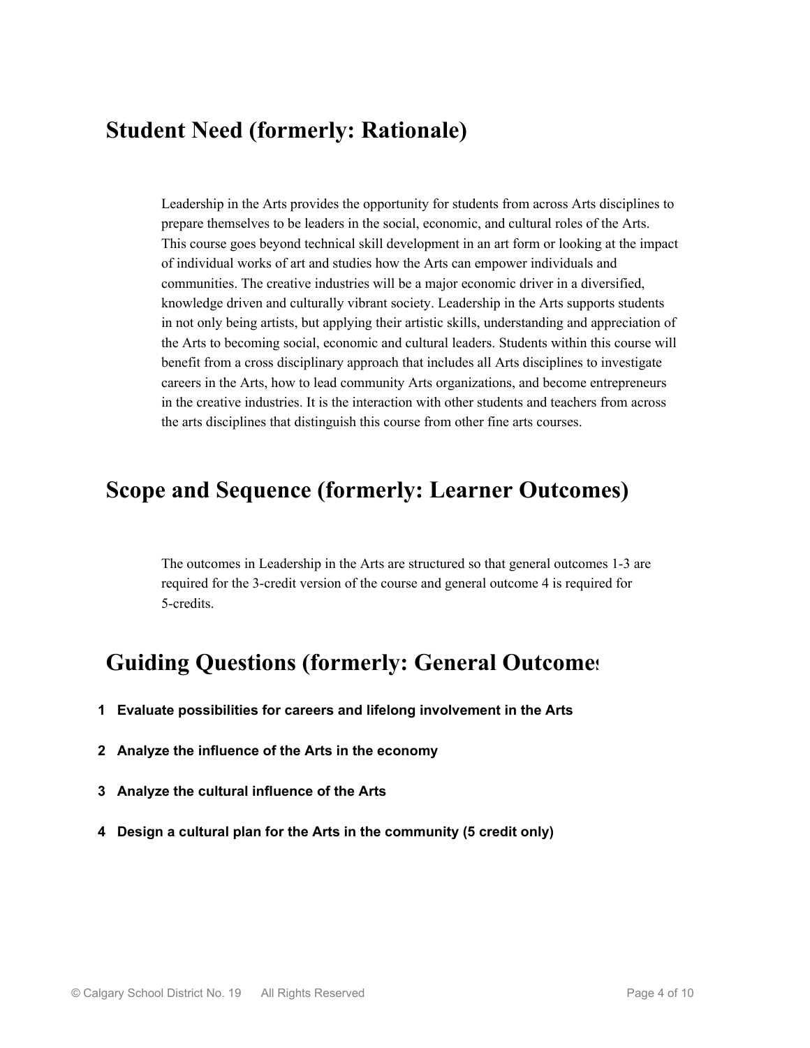## Student Need (formerly: Rationale)

Leadership in the Arts provides the opportunity for students from across Arts disciplines to prepare themselves to be leaders in the social, economic, and cultural roles of the Arts. This course goes beyond technical skill development in an art form or looking at the impact of individual works of art and studies how the Arts can empower individuals and communities. The creative industries will be a major economic driver in a diversified, knowledge driven and culturally vibrant society. Leadership in the Arts supports students in not only being artists, but applying their artistic skills, understanding and appreciation of the Arts to becoming social, economic and cultural leaders. Students within this course will benefit from a cross disciplinary approach that includes all Arts disciplines to investigate careers in the Arts, how to lead community Arts organizations, and become entrepreneurs in the creative industries. It is the interaction with other students and teachers from across the arts disciplines that distinguish this course from other fine arts courses.

## Scope and Sequence (formerly: Learner Outcomes)

The outcomes in Leadership in the Arts are structured so that general outcomes 1-3 are required for the 3-credit version of the course and general outcome 4 is required for 5-credits.

## Guiding Questions (formerly: General Outcomes

1. **Evaluate possibilities for careers and lifelong involvement in the Arts**
2. **Analyze the influence of the Arts in the economy**
3. **Analyze the cultural influence of the Arts**
4. **Design a cultural plan for the Arts in the community (5 credit only)**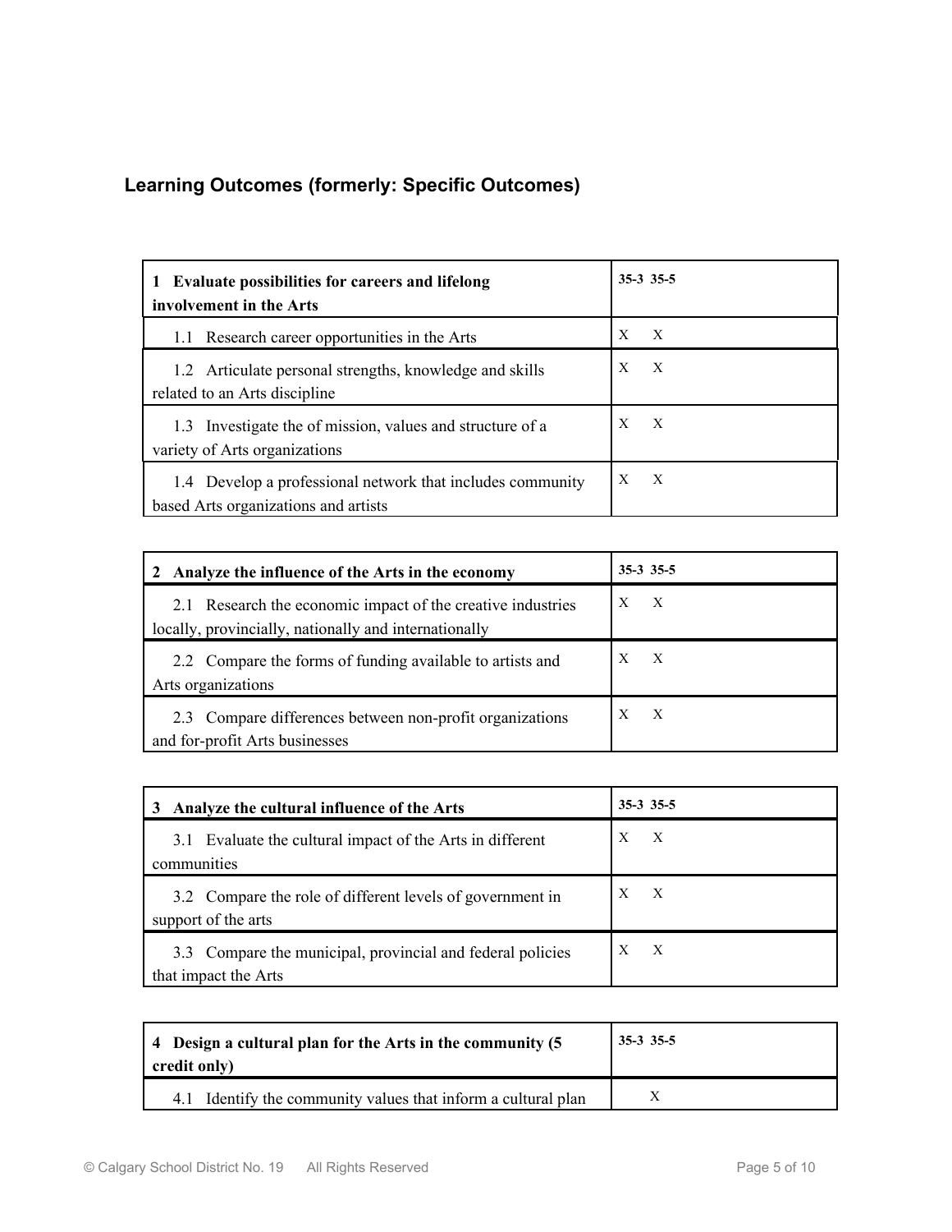## Learning Outcomes (formerly: Specific Outcomes)

| **1 Evaluate possibilities for careers and lifelong involvement in the Arts** | **35-3** | **35-5** |
|---|---|---|
| 1.1 Research career opportunities in the Arts | X | X |
| 1.2 Articulate personal strengths, knowledge and skills related to an Arts discipline | X | X |
| 1.3 Investigate the of mission, values and structure of a variety of Arts organizations | X | X |
| 1.4 Develop a professional network that includes community based Arts organizations and artists | X | X |

| **2 Analyze the influence of the Arts in the economy** | **35-3** | **35-5** |
|---|---|---|
| 2.1 Research the economic impact of the creative industries locally, provincially, nationally and internationally | X | X |
| 2.2 Compare the forms of funding available to artists and Arts organizations | X | X |
| 2.3 Compare differences between non-profit organizations and for-profit Arts businesses | X | X |

| **3 Analyze the cultural influence of the Arts** | **35-3** | **35-5** |
|---|---|---|
| 3.1 Evaluate the cultural impact of the Arts in different communities | X | X |
| 3.2 Compare the role of different levels of government in support of the arts | X | X |
| 3.3 Compare the municipal, provincial and federal policies that impact the Arts | X | X |

| **4 Design a cultural plan for the Arts in the community (5 credit only)** | **35-3** | **35-5** |
|---|---|---|
| 4.1 Identify the community values that inform a cultural plan | | X |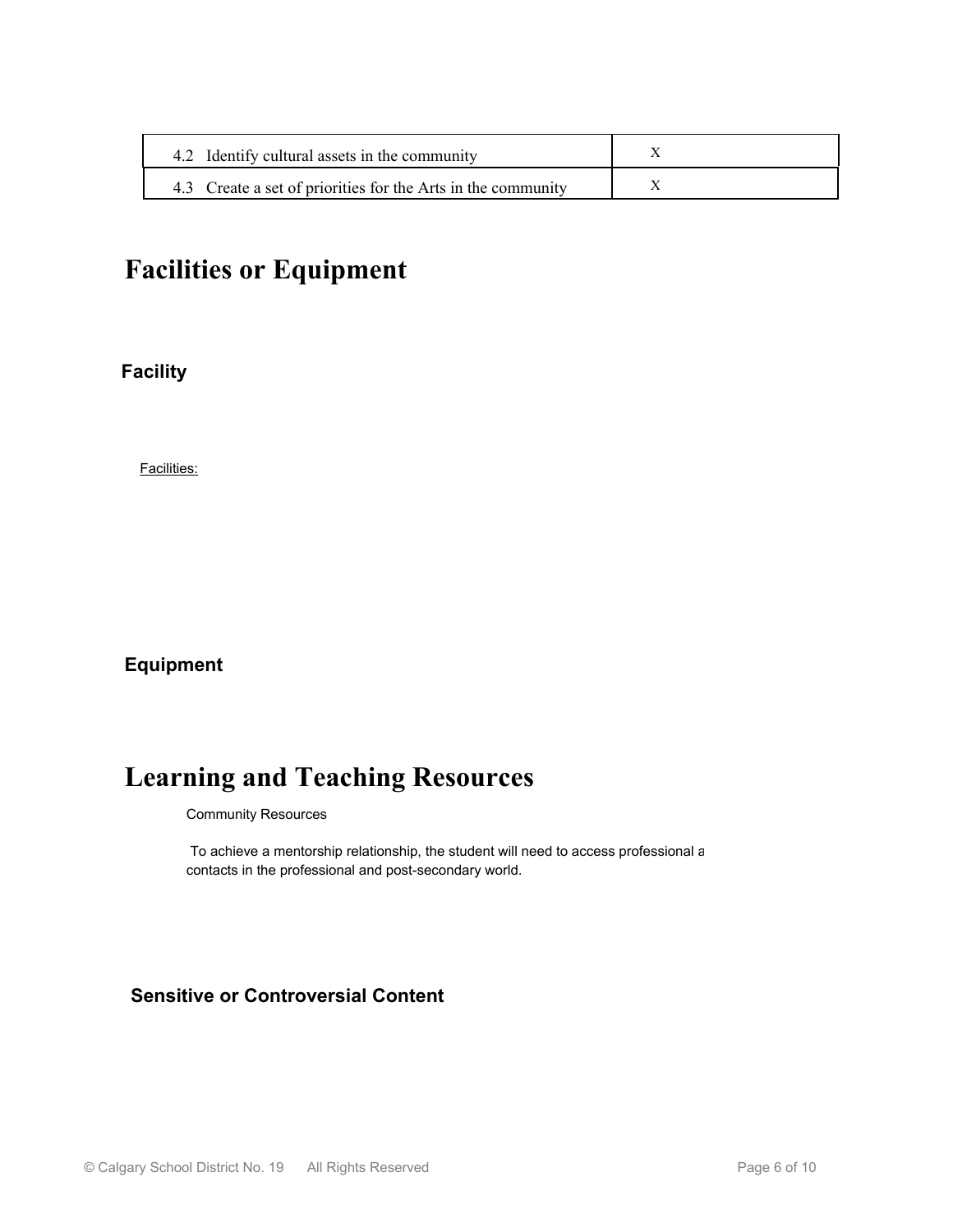| 4.2 Identify cultural assets in the community | X |
|---|---|
| 4.3 Create a set of priorities for the Arts in the community | X |

# Facilities or Equipment

### Facility

Facilities:

### Equipment

# Learning and Teaching Resources

Community Resources

To achieve a mentorship relationship, the student will need to access professional a contacts in the professional and post-secondary world.

### Sensitive or Controversial Content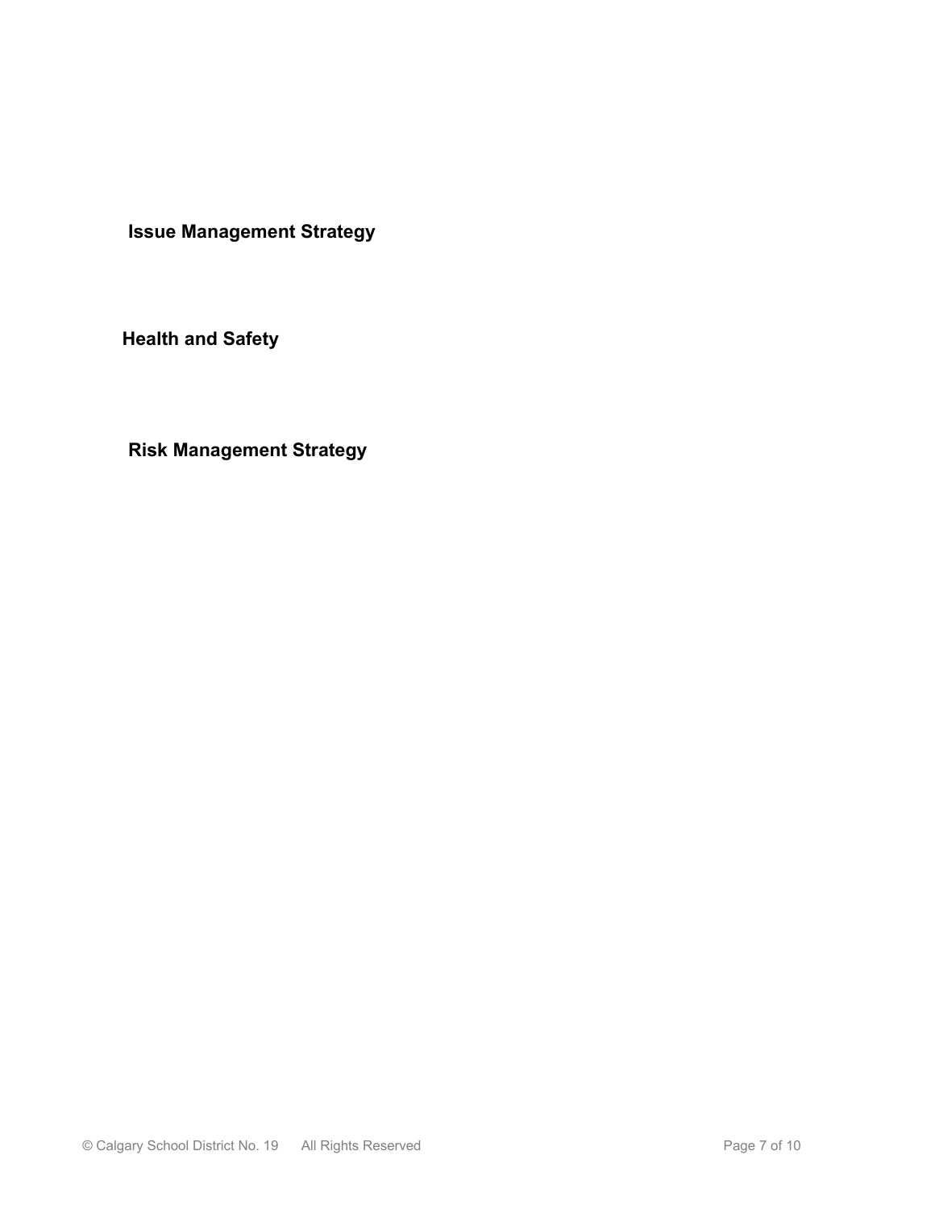## Issue Management Strategy

## Health and Safety

## Risk Management Strategy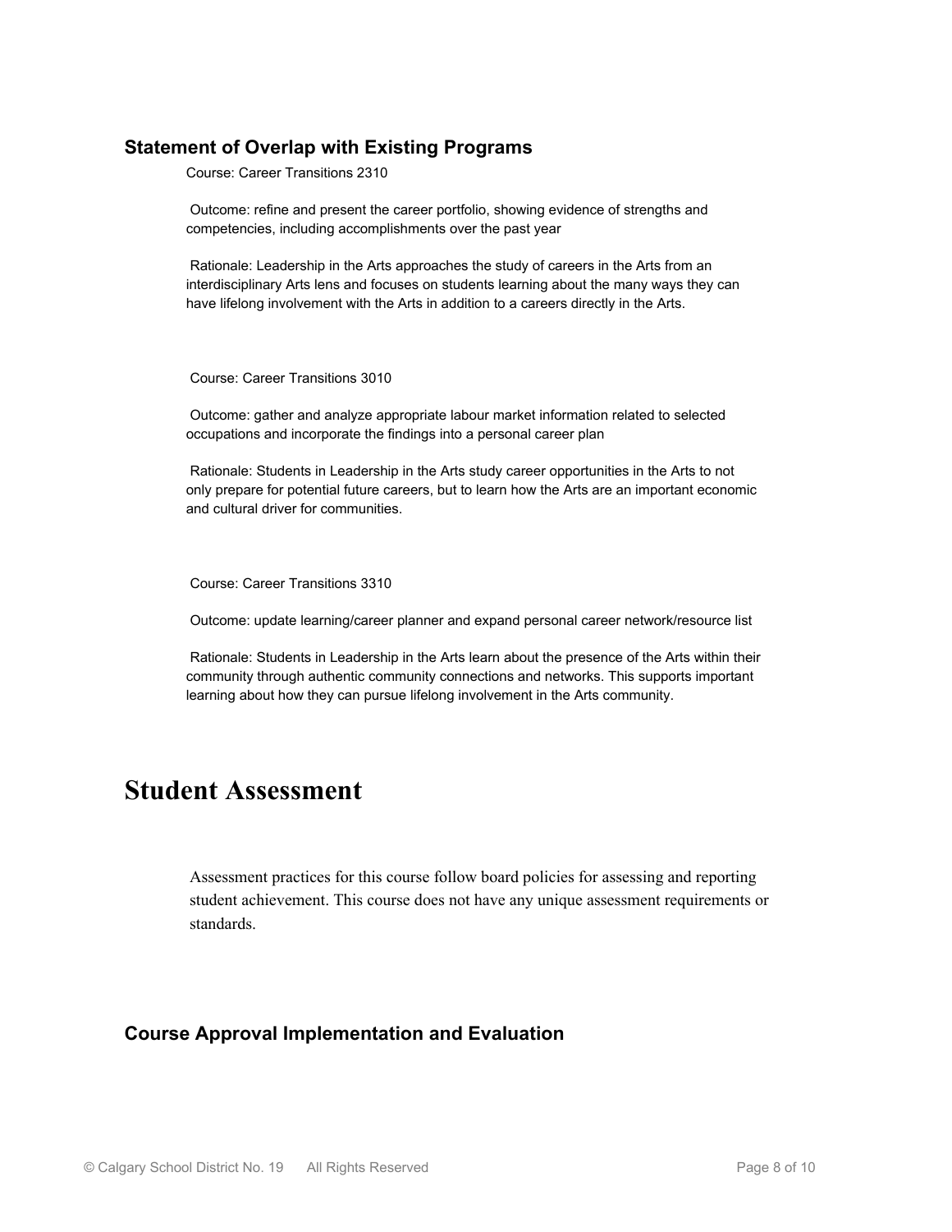### Statement of Overlap with Existing Programs

Course: Career Transitions 2310

Outcome: refine and present the career portfolio, showing evidence of strengths and competencies, including accomplishments over the past year

Rationale: Leadership in the Arts approaches the study of careers in the Arts from an interdisciplinary Arts lens and focuses on students learning about the many ways they can have lifelong involvement with the Arts in addition to a careers directly in the Arts.

Course: Career Transitions 3010

Outcome: gather and analyze appropriate labour market information related to selected occupations and incorporate the findings into a personal career plan

Rationale: Students in Leadership in the Arts study career opportunities in the Arts to not only prepare for potential future careers, but to learn how the Arts are an important economic and cultural driver for communities.

Course: Career Transitions 3310

Outcome: update learning/career planner and expand personal career network/resource list

Rationale: Students in Leadership in the Arts learn about the presence of the Arts within their community through authentic community connections and networks. This supports important learning about how they can pursue lifelong involvement in the Arts community.

# Student Assessment

Assessment practices for this course follow board policies for assessing and reporting student achievement. This course does not have any unique assessment requirements or standards.

### Course Approval Implementation and Evaluation